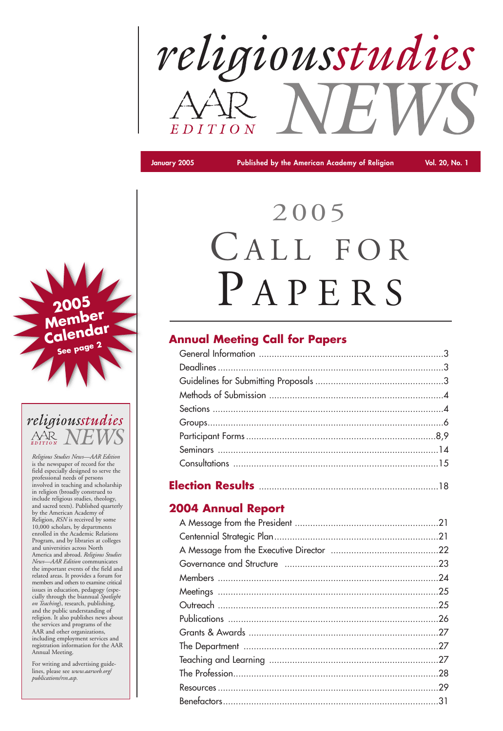# religiousstudies AAR EDITION NEWS

January 2005 | Published by the American Academy of Religion | Vol. 20, No. 1

# 2005 CALL FOR PAPERS

## Annual Meeting Call for Papers

- General Information ........ 3
- Deadlines ........ 3
- Guidelines for Submitting Proposals ........ 3
- Methods of Submission ........ 4
- Sections ........ 4
- Groups ........ 6
- Participant Forms ........ 8,9
- Seminars ........ 14
- Consultations ........ 15

## Election Results ........ 18

## 2004 Annual Report

- A Message from the President ........ 21
- Centennial Strategic Plan ........ 21
- A Message from the Executive Director ........ 22
- Governance and Structure ........ 23
- Members ........ 24
- Meetings ........ 25
- Outreach ........ 25
- Publications ........ 26
- Grants & Awards ........ 27
- The Department ........ 27
- Teaching and Learning ........ 27
- The Profession ........ 28
- Resources ........ 29
- Benefactors ........ 31

**2005 Member Calendar**
**See page 2**

**religiousstudies AAR EDITION NEWS**

*Religious Studies News—AAR Edition* is the newspaper of record for the field especially designed to serve the professional needs of persons involved in teaching and scholarship in religion (broadly construed to include religious studies, theology, and sacred texts). Published quarterly by the American Academy of Religion, *RSN* is received by some 10,000 scholars, by departments enrolled in the Academic Relations Program, and by libraries at colleges and universities across North America and abroad. *Religious Studies News—AAR Edition* communicates the important events of the field and related areas. It provides a forum for members and others to examine critical issues in education, pedagogy (especially through the biannual *Spotlight on Teaching*), research, publishing, and the public understanding of religion. It also publishes news about the services and programs of the AAR and other organizations, including employment services and registration information for the AAR Annual Meeting.

For writing and advertising guidelines, please see *www.aarweb.org/publications/rsn.asp.*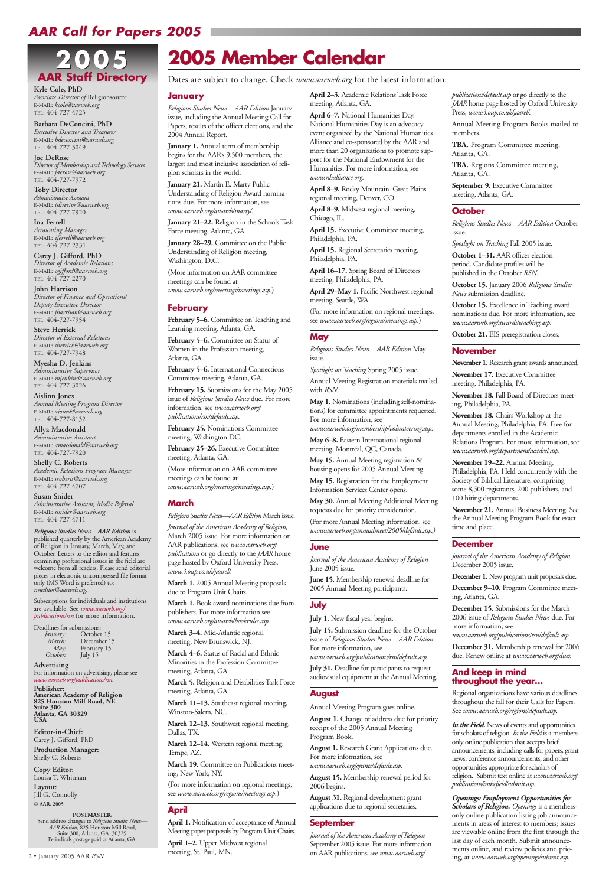# 2005 AAR Staff Directory

**Kyle Cole, PhD**
*Associate Director of* Religionsource
E-MAIL: *kcole@aarweb.org*
TEL: 404-727-4725

**Barbara DeConcini, PhD**
*Executive Director and Treasurer*
E-MAIL: *bdeconcini@aarweb.org*
TEL: 404-727-3049

**Joe DeRose**
*Director of Membership and Technology Services*
E-MAIL: *jderose@aarweb.org*
TEL: 404-727-7972

**Toby Director**
*Administrative Assistant*
E-MAIL: *tdirector@aarweb.org*
TEL: 404-727-7920

**Ina Ferrell**
*Accounting Manager*
E-MAIL: *iferrell@aarweb.org*
TEL: 404-727-2331

**Carey J. Gifford, PhD**
*Director of Academic Relations*
E-MAIL: *cgifford@aarweb.org*
TEL: 404-727-2270

**John Harrison**
*Director of Finance and Operations/ Deputy Executive Director*
E-MAIL: *jharrison@aarweb.org*
TEL: 404-727-7954

**Steve Herrick**
*Director of External Relations*
E-MAIL: *sherrick@aarweb.org*
TEL: 404-727-7948

**Myesha D. Jenkins**
*Administrative Supervisor*
E-MAIL: *mjenkins@aarweb.org*
TEL: 404-727-3026

**Aislinn Jones**
*Annual Meeting Program Director*
E-MAIL: *ajones@aarweb.org*
TEL: 404-727-8132

**Allya Macdonald**
*Administrative Assistant*
E-MAIL: *amacdonald@aarweb.org*
TEL: 404-727-7920

**Shelly C. Roberts**
*Academic Relations Program Manager*
E-MAIL: *sroberts@aarweb.org*
TEL: 404-727-4707

**Susan Snider**
*Administrative Assistant, Media Referral*
E-MAIL: *ssnider@aarweb.org*
TEL: 404-727-4711

***Religious Studies News—AAR Edition*** is published quarterly by the American Academy of Religion in January, March, May, and October. Letters to the editor and features examining professional issues in the field are welcome from all readers. Please send editorial pieces in electronic uncompressed file format only (MS Word is preferred) to: *rsneditor@aarweb.org.*

Subscriptions for individuals and institutions are available. See *www.aarweb.org/publications/rsn* for more information.

Deadlines for submissions:

| | |
|---|---|
| *January:* | October 15 |
| *March:* | December 15 |
| *May:* | February 15 |
| *October:* | July 15 |

**Advertising**
For information on advertising, please see *www.aarweb.org/publications/rsn.*

**Publisher:**
**American Academy of Religion**
**825 Houston Mill Road, NE**
**Suite 300**
**Atlanta, GA 30329**
**USA**

**Editor-in-Chief:**
Carey J. Gifford, PhD

**Production Manager:**
Shelly C. Roberts

**Copy Editor:**
Louisa T. Whitman

**Layout:**
Jill G. Connolly

**© AAR, 2005**

**POSTMASTER:**
Send address changes to *Religious Studies News—AAR Edition*, 825 Houston Mill Road, Suite 300, Atlanta, GA 30329. Periodicals postage paid at Atlanta, GA.

# 2005 Member Calendar

Dates are subject to change. Check *www.aarweb.org* for the latest information.

## January

*Religious Studies News—AAR Edition* January issue, including the Annual Meeting Call for Papers, results of the officer elections, and the 2004 Annual Report.

**January 1.** Annual term of membership begins for the AAR's 9,500 members, the largest and most inclusive association of religion scholars in the world.

**January 21.** Martin E. Marty Public Understanding of Religion Award nominations due. For more information, see *www.aarweb.org/awards/marty/.*

**January 21–22.** Religion in the Schools Task Force meeting, Atlanta, GA.

**January 28–29.** Committee on the Public Understanding of Religion meeting, Washington, D.C.

(More information on AAR committee meetings can be found at *www.aarweb.org/meetings/meetings.asp.*)

## February

**February 5–6.** Committee on Teaching and Learning meeting, Atlanta, GA.

**February 5–6.** Committee on Status of Women in the Profession meeting, Atlanta, GA.

**February 5–6.** International Connections Committee meeting, Atlanta, GA.

**February 15.** Submissions for the May 2005 issue of *Religious Studies News* due. For more information, see *www.aarweb.org/publications/rsn/default.asp.*

**February 25.** Nominations Committee meeting, Washington DC.

**February 25–26.** Executive Committee meeting, Atlanta, GA.

(More information on AAR committee meetings can be found at *www.aarweb.org/meetings/meetings.asp.*)

## March

*Religious Studies News—AAR Edition* March issue.

*Journal of the American Academy of Religion,* March 2005 issue. For more information on AAR publications, see *www.aarweb.org/publications* or go directly to the *JAAR* home page hosted by Oxford University Press, *www3.oup.co.uk/jaarel/.*

**March 1.** 2005 Annual Meeting proposals due to Program Unit Chairs.

**March 1.** Book award nominations due from publishers. For more information see *www.aarweb.org/awards/bookrules.asp.*

**March 3–4.** Mid-Atlantic regional meeting, New Brunswick, NJ.

**March 4–6.** Status of Racial and Ethnic Minorities in the Profession Committee meeting, Atlanta, GA.

**March 5.** Religion and Disabilities Task Force meeting, Atlanta, GA.

**March 11–13.** Southeast regional meeting, Winston-Salem, NC.

**March 12–13.** Southwest regional meeting, Dallas, TX.

**March 12–14.** Western regional meeting, Tempe, AZ.

**March 19**. Committee on Publications meeting, New York, NY.

(For more information on regional meetings, see *www.aarweb.org/regions/meetings.asp.*)

## April

**April 1.** Notification of acceptance of Annual Meeting paper proposals by Program Unit Chairs.

**April 1–2.** Upper Midwest regional meeting, St. Paul, MN.

**April 2–3.** Academic Relations Task Force meeting, Atlanta, GA.

**April 6–7.** National Humanities Day. National Humanities Day is an advocacy event organized by the National Humanities Alliance and co-sponsored by the AAR and more than 20 organizations to promote support for the National Endowment for the Humanities. For more information, see *www.nhalliance.org.*

**April 8–9.** Rocky Mountain–Great Plains regional meeting, Denver, CO.

**April 8–9.** Midwest regional meeting, Chicago, IL.

**April 15.** Executive Committee meeting, Philadelphia, PA.

**April 15.** Regional Secretaries meeting, Philadelphia, PA.

**April 16–17.** Spring Board of Directors meeting, Philadelphia, PA.

**April 29–May 1.** Pacific Northwest regional meeting, Seattle, WA.

(For more information on regional meetings, see *www.aarweb.org/regions/meetings.asp.*)

## May

*Religious Studies News—AAR Edition* May issue.

*Spotlight on Teaching* Spring 2005 issue.

Annual Meeting Registration materials mailed with *RSN*.

**May 1.** Nominations (including self-nominations) for committee appointments requested. For more information, see *www.aarweb.org/membership/volunteering.asp.*

**May 6–8.** Eastern International regional meeting, Montréal, QC, Canada.

**May 15.** Annual Meeting registration & housing opens for 2005 Annual Meeting.

**May 15.** Registration for the Employment Information Services Center opens.

**May 30.** Annual Meeting Additional Meeting requests due for priority consideration.

(For more Annual Meeting information, see *www.aarweb.org/annualmeet/2005/default.asp.)*

## June

*Journal of the American Academy of Religion* June 2005 issue.

**June 15.** Membership renewal deadline for 2005 Annual Meeting participants.

## July

**July 1.** New fiscal year begins.

**July 15.** Submission deadline for the October issue of *Religious Studies News—AAR Edition*. For more information, see *www.aarweb.org/publications/rsn/default.asp.*

**July 31.** Deadline for participants to request audiovisual equipment at the Annual Meeting.

## August

Annual Meeting Program goes online.

**August 1.** Change of address due for priority receipt of the 2005 Annual Meeting Program Book.

**August 1.** Research Grant Applications due. For more information, see *www.aarweb.org/grants/default.asp.*

**August 15.** Membership renewal period for 2006 begins.

**August 31.** Regional development grant applications due to regional secretaries.

## September

*Journal of the American Academy of Religion* September 2005 issue. For more information on AAR publications, see *www.aarweb.org/publications/default.asp* or go directly to the *JAAR* home page hosted by Oxford University Press, *www3.oup.co.uk/jaarel/.*

Annual Meeting Program Books mailed to members.

**TBA.** Program Committee meeting, Atlanta, GA.

**TBA.** Regions Committee meeting, Atlanta, GA.

**September 9.** Executive Committee meeting, Atlanta, GA.

## October

*Religious Studies News—AAR Edition* October issue.

*Spotlight on Teaching* Fall 2005 issue.

**October 1–31.** AAR officer election period. Candidate profiles will be published in the October *RSN*.

**October 15.** January 2006 *Religious Studies News* submission deadline.

**October 15.** Excellence in Teaching award nominations due. For more information, see *www.aarweb.org/awards/teaching.asp.*

**October 21.** EIS preregistration closes.

## November

**November 1.** Research grant awards announced.

**November 17.** Executive Committee meeting, Philadelphia, PA.

**November 18.** Fall Board of Directors meeting, Philadelphia, PA.

**November 18.** Chairs Workshop at the Annual Meeting, Philadelphia, PA. Free for departments enrolled in the Academic Relations Program. For more information, see *www.aarweb.org/department/acadrel.asp.*

**November 19–22.** Annual Meeting, Philadelphia, PA. Held concurrently with the Society of Biblical Literature, comprising some 8,500 registrants, 200 publishers, and 100 hiring departments.

**November 21.** Annual Business Meeting. See the Annual Meeting Program Book for exact time and place.

## December

*Journal of the American Academy of Religion* December 2005 issue.

**December 1.** New program unit proposals due.

**December 9–10.** Program Committee meeting, Atlanta, GA.

**December 15.** Submissions for the March 2006 issue of *Religious Studies News* due. For more information, see *www.aarweb.org/publications/rsn/default.asp.*

**December 31.** Membership renewal for 2006 due. Renew online at *www.aarweb.org/dues.*

## And keep in mind throughout the year…

Regional organizations have various deadlines throughout the fall for their Calls for Papers. See *www.aarweb.org/regions/default.asp.*

***In the Field.*** News of events and opportunities for scholars of religion. *In the Field* is a members-only online publication that accepts brief announcements, including calls for papers, grant news, conference announcements, and other opportunities appropriate for scholars of religion. Submit text online at *www.aarweb.org/publications/inthefield/submit.asp.*

***Openings: Employment Opportunities for Scholars of Religion.*** *Openings* is a members-only online publication listing job announcements in areas of interest to members; issues are viewable online from the first through the last day of each month. Submit announcements online, and review policies and pricing, at *www.aarweb.org/openings/submit.asp.*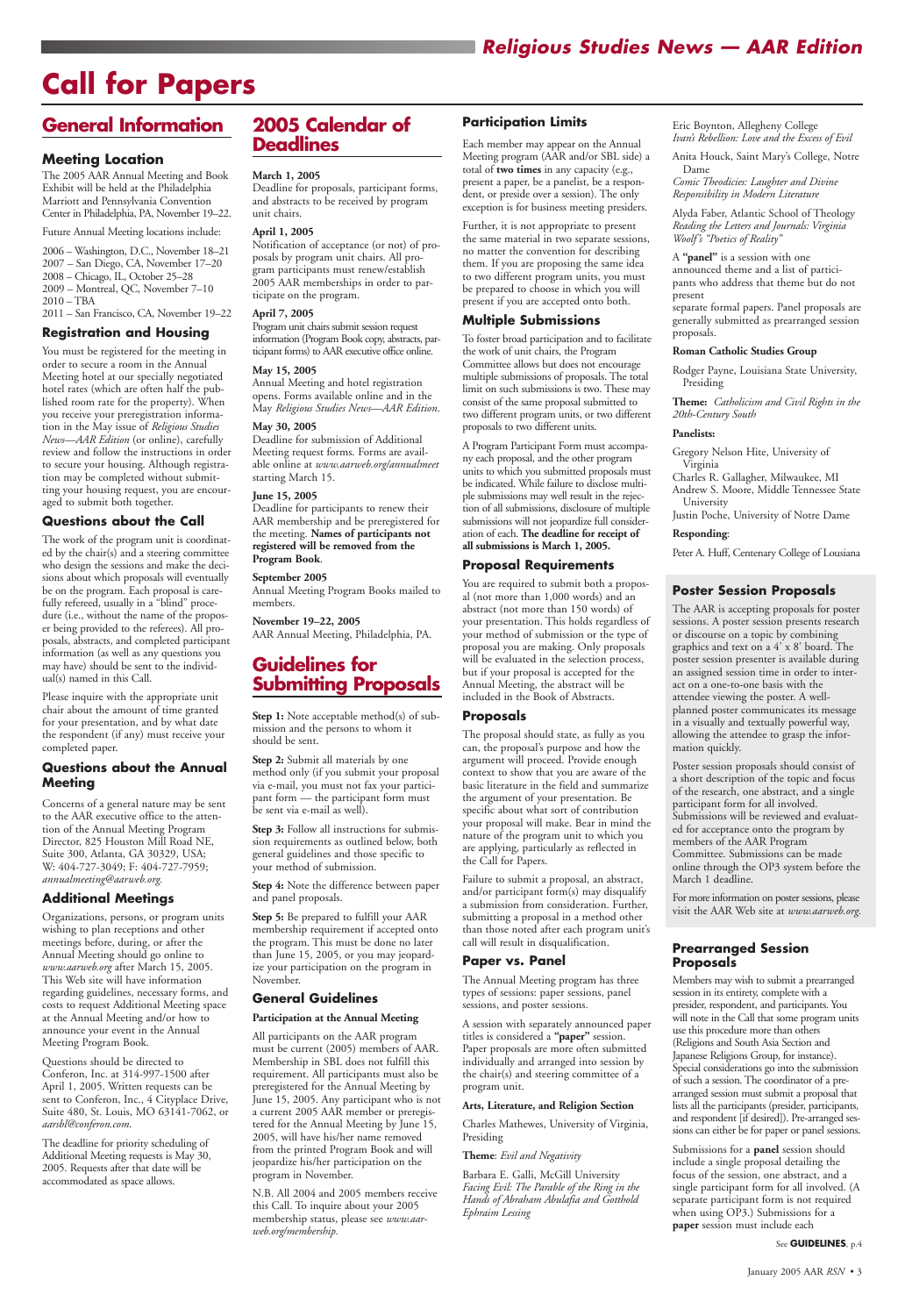# Call for Papers

## General Information

### Meeting Location

The 2005 AAR Annual Meeting and Book Exhibit will be held at the Philadelphia Marriott and Pennsylvania Convention Center in Philadelphia, PA, November 19–22.

Future Annual Meeting locations include:

2006 – Washington, D.C., November 18–21
2007 – San Diego, CA, November 17–20
2008 – Chicago, IL, October 25–28
2009 – Montreal, QC, November 7–10
2010 – TBA
2011 – San Francisco, CA, November 19–22

### Registration and Housing

You must be registered for the meeting in order to secure a room in the Annual Meeting hotel at our specially negotiated hotel rates (which are often half the published room rate for the property). When you receive your preregistration information in the May issue of *Religious Studies News—AAR Edition* (or online), carefully review and follow the instructions in order to secure your housing. Although registration may be completed without submitting your housing request, you are encouraged to submit both together.

### Questions about the Call

The work of the program unit is coordinated by the chair(s) and a steering committee who design the sessions and make the decisions about which proposals will eventually be on the program. Each proposal is carefully refereed, usually in a "blind" procedure (i.e., without the name of the proposer being provided to the referees). All proposals, abstracts, and completed participant information (as well as any questions you may have) should be sent to the individual(s) named in this Call.

Please inquire with the appropriate unit chair about the amount of time granted for your presentation, and by what date the respondent (if any) must receive your completed paper.

### Questions about the Annual Meeting

Concerns of a general nature may be sent to the AAR executive office to the attention of the Annual Meeting Program Director, 825 Houston Mill Road NE, Suite 300, Atlanta, GA 30329, USA; W: 404-727-3049; F: 404-727-7959; *annualmeeting@aarweb.org.*

### Additional Meetings

Organizations, persons, or program units wishing to plan receptions and other meetings before, during, or after the Annual Meeting should go online to *www.aarweb.org* after March 15, 2005. This Web site will have information regarding guidelines, necessary forms, and costs to request Additional Meeting space at the Annual Meeting and/or how to announce your event in the Annual Meeting Program Book.

Questions should be directed to Conferon, Inc. at 314-997-1500 after April 1, 2005. Written requests can be sent to Conferon, Inc., 4 Cityplace Drive, Suite 480, St. Louis, MO 63141-7062, or *aarsbl@conferon.com*.

The deadline for priority scheduling of Additional Meeting requests is May 30, 2005. Requests after that date will be accommodated as space allows.

## 2005 Calendar of Deadlines

**March 1, 2005**
Deadline for proposals, participant forms, and abstracts to be received by program unit chairs.

**April 1, 2005**
Notification of acceptance (or not) of proposals by program unit chairs. All program participants must renew/establish 2005 AAR memberships in order to participate on the program.

**April 7, 2005**
Program unit chairs submit session request information (Program Book copy, abstracts, participant forms) to AAR executive office online.

**May 15, 2005**
Annual Meeting and hotel registration opens. Forms available online and in the May *Religious Studies News—AAR Edition*.

**May 30, 2005**
Deadline for submission of Additional Meeting request forms. Forms are available online at *www.aarweb.org/annualmeet* starting March 15.

**June 15, 2005**
Deadline for participants to renew their AAR membership and be preregistered for the meeting. **Names of participants not registered will be removed from the Program Book**.

**September 2005**
Annual Meeting Program Books mailed to members.

**November 19–22, 2005**
AAR Annual Meeting, Philadelphia, PA.

## Guidelines for Submitting Proposals

**Step 1:** Note acceptable method(s) of submission and the persons to whom it should be sent.

**Step 2:** Submit all materials by one method only (if you submit your proposal via e-mail, you must not fax your participant form — the participant form must be sent via e-mail as well).

**Step 3:** Follow all instructions for submission requirements as outlined below, both general guidelines and those specific to your method of submission.

**Step 4:** Note the difference between paper and panel proposals.

**Step 5:** Be prepared to fulfill your AAR membership requirement if accepted onto the program. This must be done no later than June 15, 2005, or you may jeopardize your participation on the program in November.

### General Guidelines

**Participation at the Annual Meeting**

All participants on the AAR program must be current (2005) members of AAR. Membership in SBL does not fulfill this requirement. All participants must also be preregistered for the Annual Meeting by June 15, 2005. Any participant who is not a current 2005 AAR member or preregistered for the Annual Meeting by June 15, 2005, will have his/her name removed from the printed Program Book and will jeopardize his/her participation on the program in November.

N.B. All 2004 and 2005 members receive this Call. To inquire about your 2005 membership status, please see *www.aarweb.org/membership*.

### Participation Limits

Each member may appear on the Annual Meeting program (AAR and/or SBL side) a total of **two times** in any capacity (e.g., present a paper, be a panelist, be a respondent, or preside over a session). The only exception is for business meeting presiders.

Further, it is not appropriate to present the same material in two separate sessions, no matter the convention for describing them. If you are proposing the same idea to two different program units, you must be prepared to choose in which you will present if you are accepted onto both.

### Multiple Submissions

To foster broad participation and to facilitate the work of unit chairs, the Program Committee allows but does not encourage multiple submissions of proposals. The total limit on such submissions is two. These may consist of the same proposal submitted to two different program units, or two different proposals to two different units.

A Program Participant Form must accompany each proposal, and the other program units to which you submitted proposals must be indicated. While failure to disclose multiple submissions may well result in the rejection of all submissions, disclosure of multiple submissions will not jeopardize full consideration of each. **The deadline for receipt of all submissions is March 1, 2005.**

### Proposal Requirements

You are required to submit both a proposal (not more than 1,000 words) and an abstract (not more than 150 words) of your presentation. This holds regardless of your method of submission or the type of proposal you are making. Only proposals will be evaluated in the selection process, but if your proposal is accepted for the Annual Meeting, the abstract will be included in the Book of Abstracts.

### Proposals

The proposal should state, as fully as you can, the proposal's purpose and how the argument will proceed. Provide enough context to show that you are aware of the basic literature in the field and summarize the argument of your presentation. Be specific about what sort of contribution your proposal will make. Bear in mind the nature of the program unit to which you are applying, particularly as reflected in the Call for Papers.

Failure to submit a proposal, an abstract, and/or participant form(s) may disqualify a submission from consideration. Further, submitting a proposal in a method other than those noted after each program unit's call will result in disqualification.

### Paper vs. Panel

The Annual Meeting program has three types of sessions: paper sessions, panel sessions, and poster sessions.

A session with separately announced paper titles is considered a **"paper"** session. Paper proposals are more often submitted individually and arranged into session by the chair(s) and steering committee of a program unit.

**Arts, Literature, and Religion Section**

Charles Mathewes, University of Virginia, Presiding

**Theme**: *Evil and Negativity*

Barbara E. Galli, McGill University
*Facing Evil: The Parable of the Ring in the Hands of Abraham Abulafia and Gotthold Ephraim Lessing*

Eric Boynton, Allegheny College
*Ivan's Rebellion: Love and the Excess of Evil*

Anita Houck, Saint Mary's College, Notre Dame
*Comic Theodicies: Laughter and Divine Responsibility in Modern Literature*

Alyda Faber, Atlantic School of Theology
*Reading the Letters and Journals: Virginia Woolf's "Poetics of Reality"*

A **"panel"** is a session with one announced theme and a list of participants who address that theme but do not present separate formal papers. Panel proposals are generally submitted as prearranged session proposals.

**Roman Catholic Studies Group**

Rodger Payne, Louisiana State University, Presiding

**Theme:** *Catholicism and Civil Rights in the 20th-Century South*

**Panelists:**

Gregory Nelson Hite, University of Virginia
Charles R. Gallagher, Milwaukee, MI
Andrew S. Moore, Middle Tennessee State University
Justin Poche, University of Notre Dame

**Responding**:

Peter A. Huff, Centenary College of Lousiana

### Poster Session Proposals

The AAR is accepting proposals for poster sessions. A poster session presents research or discourse on a topic by combining graphics and text on a 4' x 8' board. The poster session presenter is available during an assigned session time in order to interact on a one-to-one basis with the attendee viewing the poster. A well-planned poster communicates its message in a visually and textually powerful way, allowing the attendee to grasp the information quickly.

Poster session proposals should consist of a short description of the topic and focus of the research, one abstract, and a single participant form for all involved. Submissions will be reviewed and evaluated for acceptance onto the program by members of the AAR Program Committee. Submissions can be made online through the OP3 system before the March 1 deadline.

For more information on poster sessions, please visit the AAR Web site at *www.aarweb.org*.

### Prearranged Session Proposals

Members may wish to submit a prearranged session in its entirety, complete with a presider, respondent, and participants. You will note in the Call that some program units use this procedure more than others (Religions and South Asia Section and Japanese Religions Group, for instance). Special considerations go into the submission of such a session. The coordinator of a prearranged session must submit a proposal that lists all the participants (presider, participants, and respondent [if desired]). Pre-arranged sessions can either be for paper or panel sessions.

Submissions for a **panel** session should include a single proposal detailing the focus of the session, one abstract, and a single participant form for all involved. (A separate participant form is not required when using OP3.) Submissions for a **paper** session must include each

See **GUIDELINES**, p.4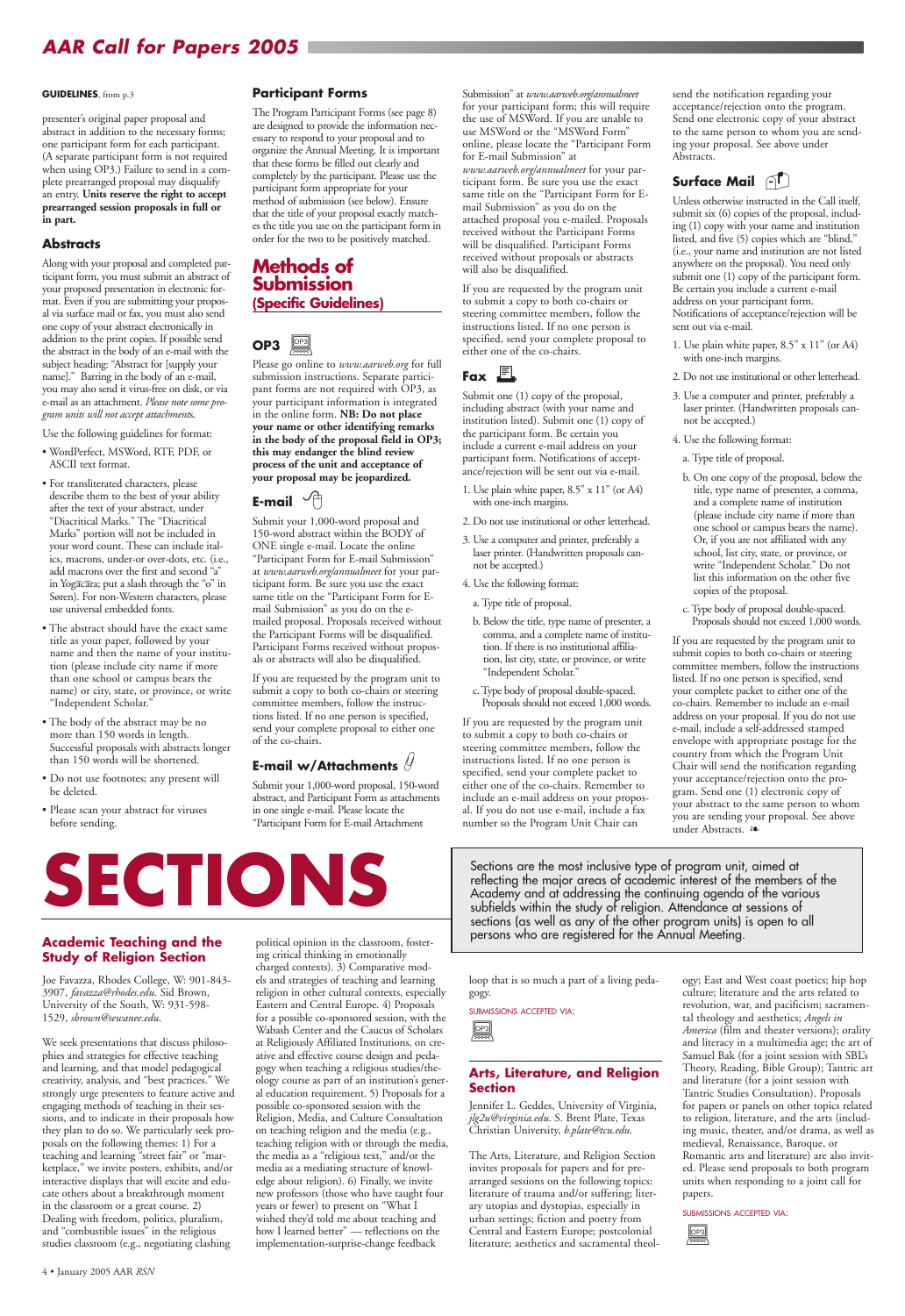**GUIDELINES**, from p.3

presenter's original paper proposal and abstract in addition to the necessary forms; one participant form for each participant. (A separate participant form is not required when using OP3.) Failure to send in a complete prearranged proposal may disqualify an entry. **Units reserve the right to accept prearranged session proposals in full or in part.**

### Abstracts

Along with your proposal and completed participant form, you must submit an abstract of your proposed presentation in electronic format. Even if you are submitting your proposal via surface mail or fax, you must also send one copy of your abstract electronically in addition to the print copies. If possible send the abstract in the body of an e-mail with the subject heading: "Abstract for [supply your name]." Barring in the body of an e-mail, you may also send it virus-free on disk, or via e-mail as an attachment. *Please note some program units will not accept attachments.*

Use the following guidelines for format:

- WordPerfect, MSWord, RTF, PDF, or ASCII text format.
- For transliterated characters, please describe them to the best of your ability after the text of your abstract, under "Diacritical Marks." The "Diacritical Marks" portion will not be included in your word count. These can include italics, macrons, under-or over-dots, etc. (i.e., add macrons over the first and second "a" in Yogācāra; put a slash through the "o" in Søren). For non-Western characters, please use universal embedded fonts.
- The abstract should have the exact same title as your paper, followed by your name and then the name of your institution (please include city name if more than one school or campus bears the name) or city, state, or province, or write "Independent Scholar."
- The body of the abstract may be no more than 150 words in length. Successful proposals with abstracts longer than 150 words will be shortened.
- Do not use footnotes; any present will be deleted.
- Please scan your abstract for viruses before sending.

### Participant Forms

The Program Participant Forms (see page 8) are designed to provide the information necessary to respond to your proposal and to organize the Annual Meeting. It is important that these forms be filled out clearly and completely by the participant. Please use the participant form appropriate for your method of submission (see below). Ensure that the title of your proposal exactly matches the title you use on the participant form in order for the two to be positively matched.

## Methods of Submission (Specific Guidelines)

### OP3

Please go online to *www.aarweb.org* for full submission instructions. Separate participant forms are not required with OP3, as your participant information is integrated in the online form. **NB: Do not place your name or other identifying remarks in the body of the proposal field in OP3; this may endanger the blind review process of the unit and acceptance of your proposal may be jeopardized.**

### E-mail

Submit your 1,000-word proposal and 150-word abstract within the BODY of ONE single e-mail. Locate the online "Participant Form for E-mail Submission" at *www.aarweb.org/annualmeet* for your participant form. Be sure you use the exact same title on the "Participant Form for E-mail Submission" as you do on the e-mailed proposal. Proposals received without the Participant Forms will be disqualified. Participant Forms received without proposals or abstracts will also be disqualified.

If you are requested by the program unit to submit a copy to both co-chairs or steering committee members, follow the instructions listed. If no one person is specified, send your complete proposal to either one of the co-chairs.

### E-mail w/Attachments

Submit your 1,000-word proposal, 150-word abstract, and Participant Form as attachments in one single e-mail. Please locate the "Participant Form for E-mail Attachment Submission" at *www.aarweb.org/annualmeet* for your participant form; this will require the use of MSWord. If you are unable to use MSWord or the "MSWord Form" online, please locate the "Participant Form for E-mail Submission" at *www.aarweb.org/annualmeet* for your participant form. Be sure you use the exact same title on the "Participant Form for E-mail Submission" as you do on the attached proposal you e-mailed. Proposals received without the Participant Forms will be disqualified. Participant Forms received without proposals or abstracts will also be disqualified.

If you are requested by the program unit to submit a copy to both co-chairs or steering committee members, follow the instructions listed. If no one person is specified, send your complete proposal to either one of the co-chairs.

### Fax

Submit one (1) copy of the proposal, including abstract (with your name and institution listed). Submit one (1) copy of the participant form. Be certain you include a current e-mail address on your participant form. Notifications of acceptance/rejection will be sent out via e-mail.

1. Use plain white paper, 8.5" x 11" (or A4) with one-inch margins.
2. Do not use institutional or other letterhead.
3. Use a computer and printer, preferably a laser printer. (Handwritten proposals cannot be accepted.)
4. Use the following format:
   a. Type title of proposal.
   b. Below the title, type name of presenter, a comma, and a complete name of institution. If there is no institutional affiliation, list city, state, or province, or write "Independent Scholar."
   c. Type body of proposal double-spaced. Proposals should not exceed 1,000 words.

If you are requested by the program unit to submit a copy to both co-chairs or steering committee members, follow the instructions listed. If no one person is specified, send your complete packet to either one of the co-chairs. Remember to include an e-mail address on your proposal. If you do not use e-mail, include a fax number so the Program Unit Chair can send the notification regarding your acceptance/rejection onto the program. Send one electronic copy of your abstract to the same person to whom you are sending your proposal. See above under Abstracts.

### Surface Mail

Unless otherwise instructed in the Call itself, submit six (6) copies of the proposal, including (1) copy with your name and institution listed, and five (5) copies which are "blind," (i.e., your name and institution are not listed anywhere on the proposal). You need only submit one (1) copy of the participant form. Be certain you include a current e-mail address on your participant form. Notifications of acceptance/rejection will be sent out via e-mail.

1. Use plain white paper, 8.5" x 11" (or A4) with one-inch margins.
2. Do not use institutional or other letterhead.
3. Use a computer and printer, preferably a laser printer. (Handwritten proposals cannot be accepted.)
4. Use the following format:
   a. Type title of proposal.
   b. On one copy of the proposal, below the title, type name of presenter, a comma, and a complete name of institution (please include city name if more than one school or campus bears the name). Or, if you are not affiliated with any school, list city, state, or province, or write "Independent Scholar." Do not list this information on the other five copies of the proposal.
   c. Type body of proposal double-spaced. Proposals should not exceed 1,000 words.

If you are requested by the program unit to submit copies to both co-chairs or steering committee members, follow the instructions listed. If no one person is specified, send your complete packet to either one of the co-chairs. Remember to include an e-mail address on your proposal. If you do not use e-mail, include a self-addressed stamped envelope with appropriate postage for the country from which the Program Unit Chair will send the notification regarding your acceptance/rejection onto the program. Send one (1) electronic copy of your abstract to the same person to whom you are sending your proposal. See above under Abstracts. ❧

# SECTIONS

Sections are the most inclusive type of program unit, aimed at reflecting the major areas of academic interest of the members of the Academy and at addressing the continuing agenda of the various subfields within the study of religion. Attendance at sessions of sections (as well as any of the other program units) is open to all persons who are registered for the Annual Meeting.

### Academic Teaching and the Study of Religion Section

Joe Favazza, Rhodes College, W: 901-843-3907, *favazza@rhodes.edu*. Sid Brown, University of the South, W: 931-598-1529, *sbrown@sewanee.edu*.

We seek presentations that discuss philosophies and strategies for effective teaching and learning, and that model pedagogical creativity, analysis, and "best practices." We strongly urge presenters to feature active and engaging methods of teaching in their sessions, and to indicate in their proposals how they plan to do so. We particularly seek proposals on the following themes: 1) For a teaching and learning "street fair" or "marketplace," we invite posters, exhibits, and/or interactive displays that will excite and educate others about a breakthrough moment in the classroom or a great course. 2) Dealing with freedom, politics, pluralism, and "combustible issues" in the religious studies classroom (e.g., negotiating clashing political opinion in the classroom, fostering critical thinking in emotionally charged contexts). 3) Comparative models and strategies of teaching and learning religion in other cultural contexts, especially Eastern and Central Europe. 4) Proposals for a possible co-sponsored session, with the Wabash Center and the Caucus of Scholars at Religiously Affiliated Institutions, on creative and effective course design and pedagogy when teaching a religious studies/theology course as part of an institution's general education requirement. 5) Proposals for a possible co-sponsored session with the Religion, Media, and Culture Consultation on teaching religion and the media (e.g., teaching religion with or through the media, the media as a "religious text," and/or the media as a mediating structure of knowledge about religion). 6) Finally, we invite new professors (those who have taught four years or fewer) to present on "What I wished they'd told me about teaching and how I learned better" — reflections on the implementation-surprise-change feedback loop that is so much a part of a living pedagogy.

SUBMISSIONS ACCEPTED VIA: OP3

### Arts, Literature, and Religion Section

Jennifer L. Geddes, University of Virginia, *jlg2u@virginia.edu*. S. Brent Plate, Texas Christian University, *b.plate@tcu.edu*.

The Arts, Literature, and Religion Section invites proposals for papers and for prearranged sessions on the following topics: literature of trauma and/or suffering; literary utopias and dystopias, especially in urban settings; fiction and poetry from Central and Eastern Europe; postcolonial literature; aesthetics and sacramental theology; East and West coast poetics; hip hop culture; literature and the arts related to revolution, war, and pacificism; sacramental theology and aesthetics; *Angels in America* (film and theater versions); orality and literacy in a multimedia age; the art of Samuel Bak (for a joint session with SBL's Theory, Reading, Bible Group); Tantric art and literature (for a joint session with Tantric Studies Consultation). Proposals for papers or panels on other topics related to religion, literature, and the arts (including music, theater, and/or drama, as well as medieval, Renaissance, Baroque, or Romantic arts and literature) are also invited. Please send proposals to both program units when responding to a joint call for papers.

SUBMISSIONS ACCEPTED VIA: OP3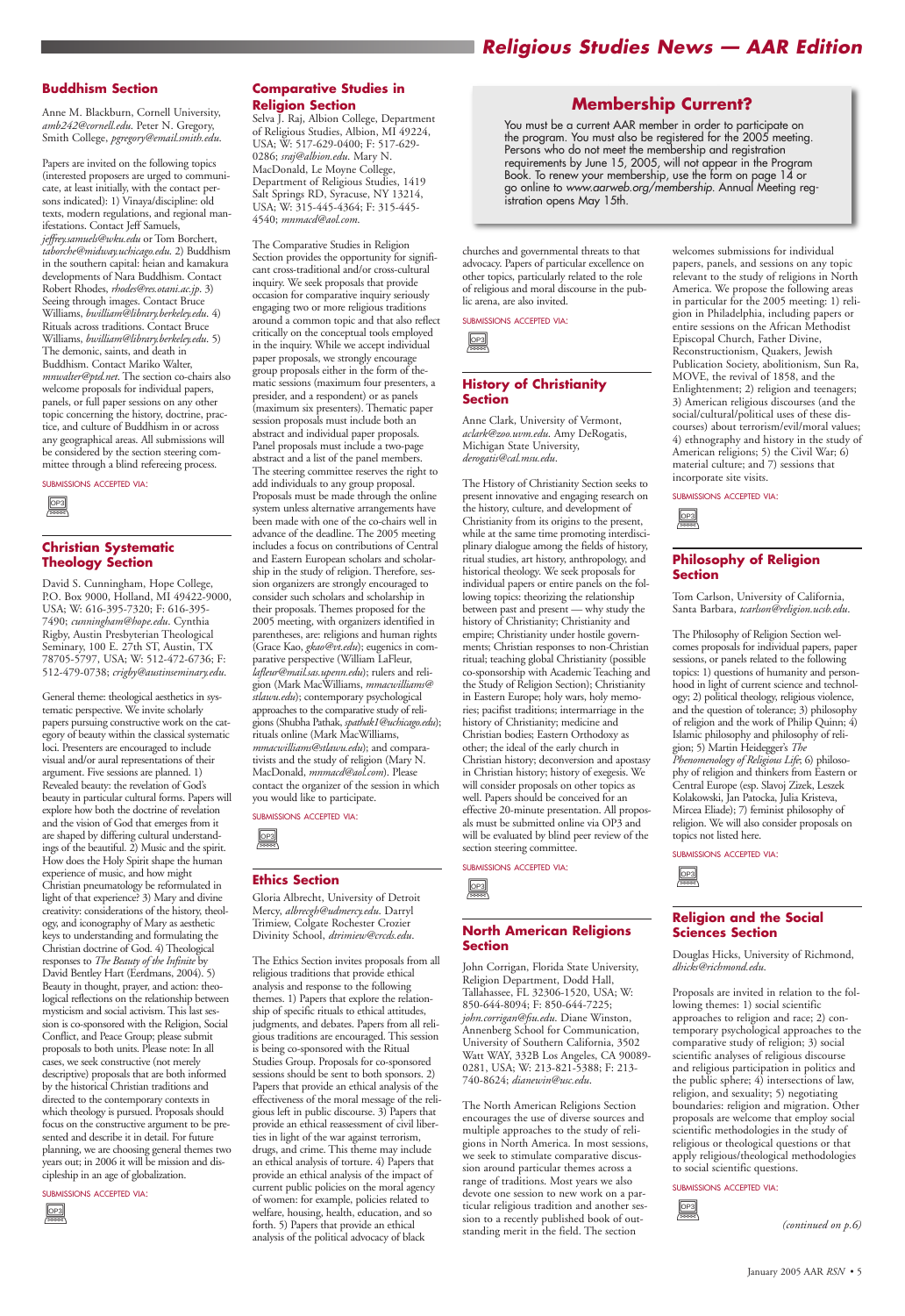## Buddhism Section

Anne M. Blackburn, Cornell University, *amb242@cornell.edu*. Peter N. Gregory, Smith College, *pgregory@email.smith.edu*.

Papers are invited on the following topics (interested proposers are urged to communicate, at least initially, with the contact persons indicated): 1) Vinaya/discipline: old texts, modern regulations, and regional manifestations. Contact Jeff Samuels, *jeffrey.samuels@wku.edu* or Tom Borchert, *taborche@midway.uchicago.edu*. 2) Buddhism in the southern capital: heian and kamakura developments of Nara Buddhism. Contact Robert Rhodes, *rhodes@res.otani.ac.jp*. 3) Seeing through images. Contact Bruce Williams, *bwilliam@library.berkeley.edu*. 4) Rituals across traditions. Contact Bruce Williams, *bwilliam@library.berkeley.edu*. 5) The demonic, saints, and death in Buddhism. Contact Mariko Walter, *mnwalter@ptd.net*. The section co-chairs also welcome proposals for individual papers, panels, or full paper sessions on any other topic concerning the history, doctrine, practice, and culture of Buddhism in or across any geographical areas. All submissions will be considered by the section steering committee through a blind refereeing process.

SUBMISSIONS ACCEPTED VIA: OP3

## Christian Systematic Theology Section

David S. Cunningham, Hope College, P.O. Box 9000, Holland, MI 49422-9000, USA; W: 616-395-7320; F: 616-395-7490; *cunningham@hope.edu*. Cynthia Rigby, Austin Presbyterian Theological Seminary, 100 E. 27th ST, Austin, TX 78705-5797, USA; W: 512-472-6736; F: 512-479-0738; *crigby@austinseminary.edu*.

General theme: theological aesthetics in systematic perspective. We invite scholarly papers pursuing constructive work on the category of beauty within the classical systematic loci. Presenters are encouraged to include visual and/or aural representations of their argument. Five sessions are planned. 1) Revealed beauty: the revelation of God's beauty in particular cultural forms. Papers will explore how both the doctrine of revelation and the vision of God that emerges from it are shaped by differing cultural understandings of the beautiful. 2) Music and the spirit. How does the Holy Spirit shape the human experience of music, and how might Christian pneumatology be reformulated in light of that experience? 3) Mary and divine creativity: considerations of the history, theology, and iconography of Mary as aesthetic keys to understanding and formulating the Christian doctrine of God. 4) Theological responses to *The Beauty of the Infinite* by David Bentley Hart (Eerdmans, 2004). 5) Beauty in thought, prayer, and action: theological reflections on the relationship between mysticism and social activism. This last session is co-sponsored with the Religion, Social Conflict, and Peace Group; please submit proposals to both units. Please note: In all cases, we seek constructive (not merely descriptive) proposals that are both informed by the historical Christian traditions and directed to the contemporary contexts in which theology is pursued. Proposals should focus on the constructive argument to be presented and describe it in detail. For future planning, we are choosing general themes two years out; in 2006 it will be mission and discipleship in an age of globalization.

SUBMISSIONS ACCEPTED VIA: OP3

## Comparative Studies in Religion Section

Selva J. Raj, Albion College, Department of Religious Studies, Albion, MI 49224, USA; W: 517-629-0400; F: 517-629-0286; *sraj@albion.edu*. Mary N. MacDonald, Le Moyne College, Department of Religious Studies, 1419 Salt Springs RD, Syracuse, NY 13214, USA; W: 315-445-4364; F: 315-445-4540; *mnmacd@aol.com*.

The Comparative Studies in Religion Section provides the opportunity for significant cross-traditional and/or cross-cultural inquiry. We seek proposals that provide occasion for comparative inquiry seriously engaging two or more religious traditions around a common topic and that also reflect critically on the conceptual tools employed in the inquiry. While we accept individual paper proposals, we strongly encourage group proposals either in the form of thematic sessions (maximum four presenters, a presider, and a respondent) or as panels (maximum six presenters). Thematic paper session proposals must include both an abstract and individual paper proposals. Panel proposals must include a two-page abstract and a list of the panel members. The steering committee reserves the right to add individuals to any group proposal. Proposals must be made through the online system unless alternative arrangements have been made with one of the co-chairs well in advance of the deadline. The 2005 meeting includes a focus on contributions of Central and Eastern European scholars and scholarship in the study of religion. Therefore, session organizers are strongly encouraged to consider such scholars and scholarship in their proposals. Themes proposed for the 2005 meeting, with organizers identified in parentheses, are: religions and human rights (Grace Kao, *gkao@vt.edu*); eugenics in comparative perspective (William LaFleur, *lafleur@mail.sas.upenn.edu*); rulers and religion (Mark MacWilliams, *mmacwilliams@stlawu.edu*); contemporary psychological approaches to the comparative study of religions (Shubha Pathak, *spathak1@uchicago.edu*); rituals online (Mark MacWilliams, *mmacwilliams@stlawu.edu*); and comparativists and the study of religion (Mary N. MacDonald, *mnmacd@aol.com*). Please contact the organizer of the session in which you would like to participate.

SUBMISSIONS ACCEPTED VIA: OP3

## Ethics Section

Gloria Albrecht, University of Detroit Mercy, *albrecgh@udmercy.edu*. Darryl Trimiew, Colgate Rochester Crozier Divinity School, *dtrimiew@crcds.edu*.

The Ethics Section invites proposals from all religious traditions that provide ethical analysis and response to the following themes. 1) Papers that explore the relationship of specific rituals to ethical attitudes, judgments, and debates. Papers from all religious traditions are encouraged. This session is being co-sponsored with the Ritual Studies Group. Proposals for co-sponsored sessions should be sent to both sponsors. 2) Papers that provide an ethical analysis of the effectiveness of the moral message of the religious left in public discourse. 3) Papers that provide an ethical reassessment of civil liberties in light of the war against terrorism, drugs, and crime. This theme may include an ethical analysis of torture. 4) Papers that provide an ethical analysis of the impact of current public policies on the moral agency of women: for example, policies related to welfare, housing, health, education, and so forth. 5) Papers that provide an ethical analysis of the political advocacy of black churches and governmental threats to that advocacy. Papers of particular excellence on other topics, particularly related to the role of religious and moral discourse in the public arena, are also invited.

SUBMISSIONS ACCEPTED VIA: OP3

## Membership Current?

You must be a current AAR member in order to participate on the program. You must also be registered for the 2005 meeting. Persons who do not meet the membership and registration requirements by June 15, 2005, will not appear in the Program Book. To renew your membership, use the form on page 14 or go online to *www.aarweb.org/membership*. Annual Meeting registration opens May 15th.

## History of Christianity Section

Anne Clark, University of Vermont, *aclark@zoo.uvm.edu*. Amy DeRogatis, Michigan State University, *derogatis@cal.msu.edu*.

The History of Christianity Section seeks to present innovative and engaging research on the history, culture, and development of Christianity from its origins to the present, while at the same time promoting interdisciplinary dialogue among the fields of history, ritual studies, art history, anthropology, and historical theology. We seek proposals for individual papers or entire panels on the following topics: theorizing the relationship between past and present — why study the history of Christianity; Christianity and empire; Christianity under hostile governments; Christian responses to non-Christian ritual; teaching global Christianity (possible co-sponsorship with Academic Teaching and the Study of Religion Section); Christianity in Eastern Europe; holy wars, holy memories; pacifist traditions; intermarriage in the history of Christianity; medicine and Christian bodies; Eastern Orthodoxy as other; the ideal of the early church in Christian history; deconversion and apostasy in Christian history; history of exegesis. We will consider proposals on other topics as well. Papers should be conceived for an effective 20-minute presentation. All proposals must be submitted online via OP3 and will be evaluated by blind peer review of the section steering committee.

SUBMISSIONS ACCEPTED VIA: OP3

## North American Religions Section

John Corrigan, Florida State University, Religion Department, Dodd Hall, Tallahassee, FL 32306-1520, USA; W: 850-644-8094; F: 850-644-7225; *john.corrigan@fsu.edu*. Diane Winston, Annenberg School for Communication, University of Southern California, 3502 Watt WAY, 332B Los Angeles, CA 90089-0281, USA; W: 213-821-5388; F: 213-740-8624; *dianewin@usc.edu*.

The North American Religions Section encourages the use of diverse sources and multiple approaches to the study of religions in North America. In most sessions, we seek to stimulate comparative discussion around particular themes across a range of traditions. Most years we also devote one session to new work on a particular religious tradition and another session to a recently published book of outstanding merit in the field. The section welcomes submissions for individual papers, panels, and sessions on any topic relevant to the study of religions in North America. We propose the following areas in particular for the 2005 meeting: 1) religion in Philadelphia, including papers or entire sessions on the African Methodist Episcopal Church, Father Divine, Reconstructionism, Quakers, Jewish Publication Society, abolitionism, Sun Ra, MOVE, the revival of 1858, and the Enlightenment; 2) religion and teenagers; 3) American religious discourses (and the social/cultural/political uses of these discourses) about terrorism/evil/moral values; 4) ethnography and history in the study of American religions; 5) the Civil War; 6) material culture; and 7) sessions that incorporate site visits.

SUBMISSIONS ACCEPTED VIA: OP3

## Philosophy of Religion Section

Tom Carlson, University of California, Santa Barbara, *tcarlson@religion.ucsb.edu*.

The Philosophy of Religion Section welcomes proposals for individual papers, paper sessions, or panels related to the following topics: 1) questions of humanity and personhood in light of current science and technology; 2) political theology, religious violence, and the question of tolerance; 3) philosophy of religion and the work of Philip Quinn; 4) Islamic philosophy and philosophy of religion; 5) Martin Heidegger's *The Phenomenology of Religious Life*; 6) philosophy of religion and thinkers from Eastern or Central Europe (esp. Slavoj Zizek, Leszek Kolakowski, Jan Patocka, Julia Kristeva, Mircea Eliade); 7) feminist philosophy of religion. We will also consider proposals on topics not listed here.

SUBMISSIONS ACCEPTED VIA: OP3

## Religion and the Social Sciences Section

Douglas Hicks, University of Richmond, *dhicks@richmond.edu*.

Proposals are invited in relation to the following themes: 1) social scientific approaches to religion and race; 2) contemporary psychological approaches to the comparative study of religion; 3) social scientific analyses of religious discourse and religious participation in politics and the public sphere; 4) intersections of law, religion, and sexuality; 5) negotiating boundaries: religion and migration. Other proposals are welcome that employ social scientific methodologies in the study of religious or theological questions or that apply religious/theological methodologies to social scientific questions.

SUBMISSIONS ACCEPTED VIA: OP3

*(continued on p.6)*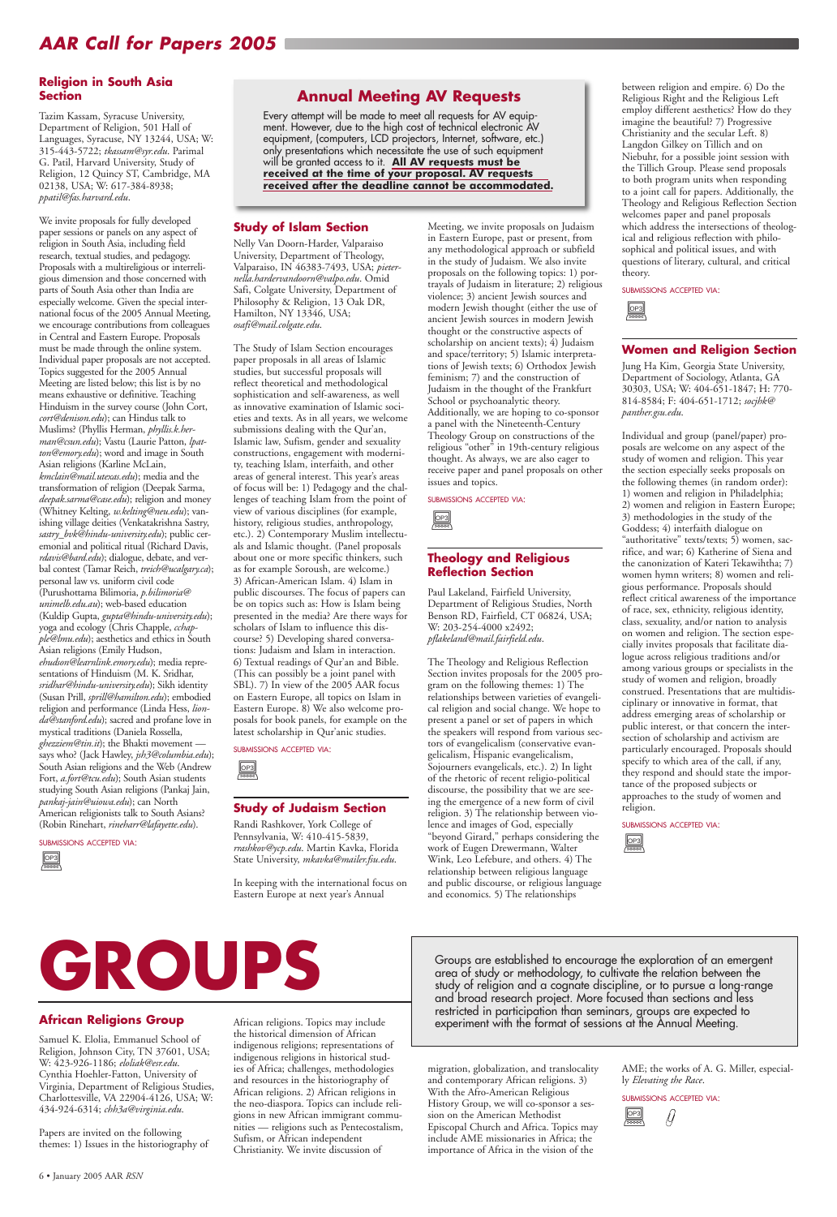# AAR Call for Papers 2005

## Religion in South Asia Section

Tazim Kassam, Syracuse University, Department of Religion, 501 Hall of Languages, Syracuse, NY 13244, USA; W: 315-443-5722; *tkassam@syr.edu*. Parimal G. Patil, Harvard University, Study of Religion, 12 Quincy ST, Cambridge, MA 02138, USA; W: 617-384-8938; *ppatil@fas.harvard.edu*.

We invite proposals for fully developed paper sessions or panels on any aspect of religion in South Asia, including field research, textual studies, and pedagogy. Proposals with a multireligious or interreligious dimension and those concerned with parts of South Asia other than India are especially welcome. Given the special international focus of the 2005 Annual Meeting, we encourage contributions from colleagues in Central and Eastern Europe. Proposals must be made through the online system. Individual paper proposals are not accepted. Topics suggested for the 2005 Annual Meeting are listed below; this list is by no means exhaustive or definitive. Teaching Hinduism in the survey course (John Cort, *cort@denison.edu*); can Hindus talk to Muslims? (Phyllis Herman, *phyllis.k.herman@csun.edu*); Vastu (Laurie Patton, *lpatton@emory.edu*); word and image in South Asian religions (Karline McLain, *kmclain@mail.utexas.edu*); media and the transformation of religion (Deepak Sarma, *deepak.sarma@case.edu*); religion and money (Whitney Kelting, *w.kelting@neu.edu*); vanishing village deities (Venkatakrishna Sastry, *sastry_bvk@hindu-university.edu*); public ceremonial and political ritual (Richard Davis, *rdavis@bard.edu*); dialogue, debate, and verbal contest (Tamar Reich, *treich@ucalgary.ca*); personal law vs. uniform civil code (Purushottama Bilimoria, *p.bilimoria@unimelb.edu.au*); web-based education (Kuldip Gupta, *gupta@hindu-university.edu*); yoga and ecology (Chris Chapple, *cchapple@lmu.edu*); aesthetics and ethics in South Asian religions (Emily Hudson, *ehudson@learnlink.emory.edu*); media representations of Hinduism (M. K. Sridhar, *sridhar@hindu-university.edu*); Sikh identity (Susan Prill, *sprill@hamilton.edu*); embodied religion and performance (Linda Hess, *lionda@stanford.edu*); sacred and profane love in mystical traditions (Daniela Rossella, *ghezziem@tin.it*); the Bhakti movement — says who? (Jack Hawley, *jsh3@columbia.edu*); South Asian religions and the Web (Andrew Fort, *a.fort@tcu.edu*); South Asian students studying South Asian religions (Pankaj Jain, *pankaj-jain@uiowa.edu*); can North American religionists talk to South Asians? (Robin Rinehart, *rineharr@lafayette.edu*).

SUBMISSIONS ACCEPTED VIA:

## Annual Meeting AV Requests

Every attempt will be made to meet all requests for AV equipment. However, due to the high cost of technical electronic AV equipment, (computers, LCD projectors, Internet, software, etc.) only presentations which necessitate the use of such equipment will be granted access to it. **All AV requests must be received at the time of your proposal. AV requests received after the deadline cannot be accommodated.**

## Study of Islam Section

Nelly Van Doorn-Harder, Valparaiso University, Department of Theology, Valparaiso, IN 46383-7493, USA; *pieternella.hardervandoorn@valpo.edu*. Omid Safi, Colgate University, Department of Philosophy & Religion, 13 Oak DR, Hamilton, NY 13346, USA; *osafi@mail.colgate.edu*.

The Study of Islam Section encourages paper proposals in all areas of Islamic studies, but successful proposals will reflect theoretical and methodological sophistication and self-awareness, as well as innovative examination of Islamic societies and texts. As in all years, we welcome submissions dealing with the Qur'an, Islamic law, Sufism, gender and sexuality constructions, engagement with modernity, teaching Islam, interfaith, and other areas of general interest. This year's areas of focus will be: 1) Pedagogy and the challenges of teaching Islam from the point of view of various disciplines (for example, history, religious studies, anthropology, etc.). 2) Contemporary Muslim intellectuals and Islamic thought. (Panel proposals about one or more specific thinkers, such as for example Soroush, are welcome.) 3) African-American Islam. 4) Islam in public discourses. The focus of papers can be on topics such as: How is Islam being presented in the media? Are there ways for scholars of Islam to influence this discourse? 5) Developing shared conversations: Judaism and Islam in interaction. 6) Textual readings of Qur'an and Bible. (This can possibly be a joint panel with SBL). 7) In view of the 2005 AAR focus on Eastern Europe, all topics on Islam in Eastern Europe. 8) We also welcome proposals for book panels, for example on the latest scholarship in Qur'anic studies.

SUBMISSIONS ACCEPTED VIA:

## Study of Judaism Section

Randi Rashkover, York College of Pennsylvania, W: 410-415-5839, *rrashkov@ycp.edu*. Martin Kavka, Florida State University, *mkavka@mailer.fsu.edu*.

In keeping with the international focus on Eastern Europe at next year's Annual Meeting, we invite proposals on Judaism in Eastern Europe, past or present, from any methodological approach or subfield in the study of Judaism. We also invite proposals on the following topics: 1) portrayals of Judaism in literature; 2) religious violence; 3) ancient Jewish sources and modern Jewish thought (either the use of ancient Jewish sources in modern Jewish thought or the constructive aspects of scholarship on ancient texts); 4) Judaism and space/territory; 5) Islamic interpretations of Jewish texts; 6) Orthodox Jewish feminism; 7) and the construction of Judaism in the thought of the Frankfurt School or psychoanalytic theory. Additionally, we are hoping to co-sponsor a panel with the Nineteenth-Century Theology Group on constructions of the religious "other" in 19th-century religious thought. As always, we are also eager to receive paper and panel proposals on other issues and topics.

SUBMISSIONS ACCEPTED VIA:

## Theology and Religious Reflection Section

Paul Lakeland, Fairfield University, Department of Religious Studies, North Benson RD, Fairfield, CT 06824, USA; W: 203-254-4000 x2492; *pflakeland@mail.fairfield.edu*.

The Theology and Religious Reflection Section invites proposals for the 2005 program on the following themes: 1) The relationships between varieties of evangelical religion and social change. We hope to present a panel or set of papers in which the speakers will respond from various sectors of evangelicalism (conservative evangelicalism, Hispanic evangelicalism, Sojourners evangelicals, etc.). 2) In light of the rhetoric of recent religio-political discourse, the possibility that we are seeing the emergence of a new form of civil religion. 3) The relationship between violence and images of God, especially "beyond Girard," perhaps considering the work of Eugen Drewermann, Walter Wink, Leo Lefebure, and others. 4) The relationship between religious language and public discourse, or religious language and economics. 5) The relationships between religion and empire. 6) Do the Religious Right and the Religious Left employ different aesthetics? How do they imagine the beautiful? 7) Progressive Christianity and the secular Left. 8) Langdon Gilkey on Tillich and on Niebuhr, for a possible joint session with the Tillich Group. Please send proposals to both program units when responding to a joint call for papers. Additionally, the Theology and Religious Reflection Section welcomes paper and panel proposals which address the intersections of theological and religious reflection with philosophical and political issues, and with questions of literary, cultural, and critical theory.

SUBMISSIONS ACCEPTED VIA:

## Women and Religion Section

Jung Ha Kim, Georgia State University, Department of Sociology, Atlanta, GA 30303, USA; W: 404-651-1847; H: 770-814-8584; F: 404-651-1712; *socjhk@panther.gsu.edu*.

Individual and group (panel/paper) proposals are welcome on any aspect of the study of women and religion. This year the section especially seeks proposals on the following themes (in random order): 1) women and religion in Philadelphia; 2) women and religion in Eastern Europe; 3) methodologies in the study of the Goddess; 4) interfaith dialogue on "authoritative" texts/texts; 5) women, sacrifice, and war; 6) Katherine of Siena and the canonization of Kateri Tekawihtha; 7) women hymn writers; 8) women and religious performance. Proposals should reflect critical awareness of the importance of race, sex, ethnicity, religious identity, class, sexuality, and/or nation to analysis on women and religion. The section especially invites proposals that facilitate dialogue across religious traditions and/or among various groups or specialists in the study of women and religion, broadly construed. Presentations that are multidisciplinary or innovative in format, that address emerging areas of scholarship or public interest, or that concern the intersection of scholarship and activism are particularly encouraged. Proposals should specify to which area of the call, if any, they respond and should state the importance of the proposed subjects or approaches to the study of women and religion.

SUBMISSIONS ACCEPTED VIA:

# GROUPS

Groups are established to encourage the exploration of an emergent area of study or methodology, to cultivate the relation between the study of religion and a cognate discipline, or to pursue a long-range and broad research project. More focused than sections and less restricted in participation than seminars, groups are expected to experiment with the format of sessions at the Annual Meeting.

## African Religions Group

Samuel K. Elolia, Emmanuel School of Religion, Johnson City, TN 37601, USA; W: 423-926-1186; *eloliak@esr.edu*. Cynthia Hoehler-Fatton, University of Virginia, Department of Religious Studies, Charlottesville, VA 22904-4126, USA; W: 434-924-6314; *chh3a@virginia.edu*.

Papers are invited on the following themes: 1) Issues in the historiography of African religions. Topics may include the historical dimension of African indigenous religions; representations of indigenous religions in historical studies of Africa; challenges, methodologies and resources in the historiography of African religions. 2) African religions in the neo-diaspora. Topics can include religions in new African immigrant communities — religions such as Pentecostalism, Sufism, or African independent Christianity. We invite discussion of migration, globalization, and translocality and contemporary African religions. 3) With the Afro-American Religious History Group, we will co-sponsor a session on the American Methodist Episcopal Church and Africa. Topics may include AME missionaries in Africa; the importance of Africa in the vision of the AME; the works of A. G. Miller, especially *Elevating the Race*.

SUBMISSIONS ACCEPTED VIA: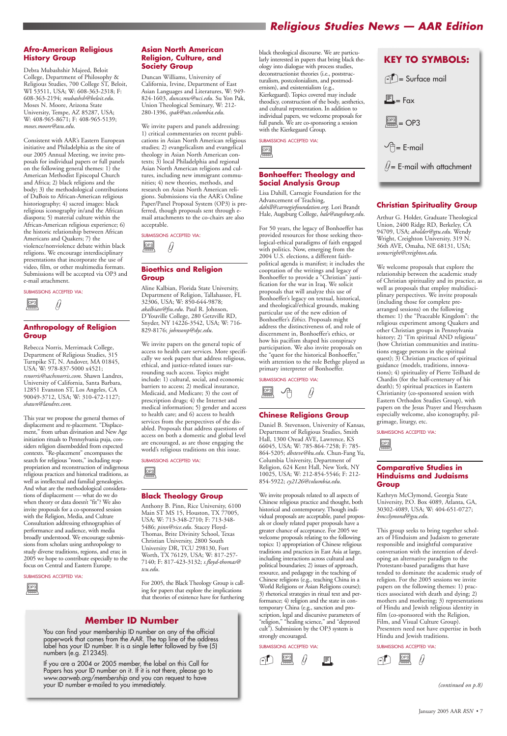## Afro-American Religious History Group

Debra Mubashshir Majeed, Beloit College, Department of Philosophy & Religious Studies, 700 College ST, Beloit, WI 53511, USA; W: 608-363-2318; F: 608-363-2194; *mubashsh@beloit.edu*. Moses N. Moore, Arizona State University, Tempe, AZ 85287, USA; W: 408-965-8671; F: 408-965-5139; *moses.moore@asu.edu*.

Consistent with AAR's Eastern European initiative and Philadelphia as the site of our 2005 Annual Meeting, we invite proposals for individual papers or full panels on the following general themes: 1) the American Methodist Episcopal Church and Africa; 2) black religions and the body; 3) the methodological contributions of DuBois to African-American religious historiography; 4) sacred images: black religious iconography in/and the African diaspora; 5) material culture within the African-American religious experience; 6) the historic relationship between African Americans and Quakers; 7) the violence/nonviolence debate within black religions. We encourage interdisciplinary presentations that incorporate the use of video, film, or other multimedia formats. Submissions will be accepted via OP3 and e-mail attachment.

SUBMISSIONS ACCEPTED VIA: OP3, E-mail with attachment

## Anthropology of Religion Group

Rebecca Norris, Merrimack College, Department of Religious Studies, 315 Turnpike ST, N. Andover, MA 01845, USA; W: 978-837-5000 x4521; *rsnorris@sachsnorris.com*. Shawn Landres, University of California, Santa Barbara, 12851 Evanston ST, Los Angeles, CA 90049-3712, USA; W: 310-472-1127; *shawn@landres.com*.

This year we propose the general themes of displacement and re-placement. "Displacement," from urban divination and New Age initiation rituals to Pennsylvania puja, considers religion disembedded from expected contexts. "Re-placement" encompasses the search for religious "roots," including reappropriation and reconstruction of indigenous religious practices and historical traditions, as well as intellectual and familial genealogies. And what are the methodological considerations of displacement — what do we do when theory or data doesn't "fit"? We also invite proposals for a co-sponsored session with the Religion, Media, and Culture Consultation addressing ethnographies of performance and audience, with media broadly understood. We encourage submissions from scholars using anthropology to study diverse traditions, regions, and eras; in 2005 we hope to contribute especially to the focus on Central and Eastern Europe.

SUBMISSIONS ACCEPTED VIA: OP3

## Asian North American Religion, Culture, and Society Group

Duncan Williams, University of California, Irvine, Department of East Asian Languages and Literatures, W: 949-824-1603, *duncanw@uci.edu*. Su Yon Pak, Union Theological Seminary, W: 212-280-1396, *spak@uts.columbia.edu*.

We invite papers and panels addressing: 1) critical commentaries on recent publications in Asian North American religious studies; 2) evangelicalism and evangelical theology in Asian North American contexts; 3) local Philadelphia and regional Asian North American religions and cultures, including new immigrant communities; 4) new theories, methods, and research on Asian North American religions. Submissions via the AAR's Online Paper/Panel Proposal System (OP3) is preferred, though proposals sent through e-mail attachments to the co-chairs are also acceptable.

SUBMISSIONS ACCEPTED VIA: OP3, E-mail with attachment

## Bioethics and Religion Group

Aline Kalbian, Florida State University, Department of Religion, Tallahassee, FL 32306, USA; W: 850-644-9878; *akalbian@fsu.edu*. Paul R. Johnson, D'Youville College, 280 Getzville RD, Snyder, NY 14226-3542, USA; W: 716-829-8176; *johnsonp@dyc.edu*.

We invite papers on the general topic of access to health care services. More specifically we seek papers that address religious, ethical, and justice-related issues surrounding such access. Topics might include: 1) cultural, social, and economic barriers to access; 2) medical insurance, Medicaid, and Medicare; 3) the cost of prescription drugs; 4) the Internet and medical information; 5) gender and access to health care; and 6) access to health services from the perspectives of the disabled. Proposals that address questions of access on both a domestic and global level are encouraged, as are those engaging the world's religious traditions on this issue.

SUBMISSIONS ACCEPTED VIA: OP3

## Black Theology Group

Anthony B. Pinn, Rice University, 6100 Main ST MS 15, Houston, TX 77005, USA; W: 713-348-2710; F: 713-348-5486; *pinn@rice.edu*. Stacey Floyd-Thomas, Brite Divinity School, Texas Christian University, 2800 South University DR, TCU 298130, Fort Worth, TX 76129, USA; W: 817-257-7140; F: 817-423-3132; *s.floyd-thomas@tcu.edu*.

For 2005, the Black Theology Group is calling for papers that explore the implications that theories of existence have for furthering black theological discourse. We are particularly interested in papers that bring black theology into dialogue with process studies, deconstructionist theories (i.e., poststructuralism, postcolonialism, and postmodernism), and existentialism (e.g., Kierkegaard). Topics covered may include theodicy, construction of the body, aesthetics, and cultural representation. In addition to individual papers, we welcome proposals for full panels. We are co-sponsoring a session with the Kierkegaard Group.

SUBMISSIONS ACCEPTED VIA: OP3

## Bonhoeffer: Theology and Social Analysis Group

Lisa Dahill, Carnegie Foundation for the Advancement of Teaching, *dahill@carnegiefoundation.org*. Lori Brandt Hale, Augsburg College, *hale@augsburg.edu*.

For 50 years, the legacy of Bonhoeffer has provided resources for those seeking theological-ethical paradigms of faith engaged with politics. Now, emerging from the 2004 U.S. elections, a different faith-political agenda is manifest; it includes the cooptation of the writings and legacy of Bonhoeffer to provide a "Christian" justification for the war in Iraq. We solicit proposals that will analyze this use of Bonhoeffer's legacy on textual, historical, and theological/ethical grounds, making particular use of the new edition of Bonhoeffer's *Ethics*. Proposals might address the distinctiveness of, and role of discernment in, Bonhoeffer's ethics, or how his pacifism shaped his conspiracy participation. We also invite proposals on the "quest for the historical Bonhoeffer," with attention to the role Bethge played as primary interpreter of Bonhoeffer.

SUBMISSIONS ACCEPTED VIA: OP3, E-mail, E-mail with attachment

## Chinese Religions Group

Daniel B. Stevenson, University of Kansas, Department of Religious Studies, Smith Hall, 1300 Oread AVE, Lawrence, KS 66045, USA; W: 785-864-7258; F: 785-864-5205; *dbsteve@ku.edu*. Chun-Fang Yu, Columbia University, Department of Religion, 624 Kent Hall, New York, NY 10025, USA; W: 212-854-5546; F: 212-854-5922; *cy2126@columbia.edu*.

We invite proposals related to all aspects of Chinese religious practice and thought, both historical and contemporary. Though individual proposals are acceptable, panel proposals or closely related paper proposals have a greater chance of acceptance. For 2005 we welcome proposals relating to the following topics: 1) appropriation of Chinese religious traditions and practices in East Asia at large, including interactions across cultural and political boundaries; 2) issues of approach, resource, and pedagogy in the teaching of Chinese religions (e.g., teaching China in a World Religions or Asian Religions course); 3) rhetorical strategies in ritual text and performance; 4) religion and the state in contemporary China (e.g., sanction and proscription, legal and discursive parameters of "religion," "healing science," and "depraved cult"). Submission by the OP3 system is strongly encouraged.

SUBMISSIONS ACCEPTED VIA: Surface mail, OP3, E-mail with attachment, Fax

## KEY TO SYMBOLS:

- = Surface mail
- = Fax
- = OP3
- = E-mail
- = E-mail with attachment

## Christian Spirituality Group

Arthur G. Holder, Graduate Theological Union, 2400 Ridge RD, Berkeley, CA 94709, USA; *aholder@gtu.edu*. Wendy Wright, Creighton University, 319 N. 36th AVE, Omaha, NE 68131, USA; *wmwright@creighton.edu*.

We welcome proposals that explore the relationship between the academic study of Christian spirituality and its practice, as well as proposals that employ multidisciplinary perspectives. We invite proposals (including those for complete prearranged sessions) on the following themes: 1) the "Peaceable Kingdom": the religious experiment among Quakers and other Christian groups in Pennsylvania history; 2) "I'm spiritual AND religious" (how Christian communities and institutions engage persons in the spiritual quest); 3) Christian practices of spiritual guidance (models, traditions, innovations); 4) spirituality of Pierre Teilhard de Chardin (for the half-centenary of his death); 5) spiritual practices in Eastern Christianity (co-sponsored session with Eastern Orthodox Studies Group), with papers on the Jesus Prayer and Hesychasm especially welcome, also iconography, pilgrimage, liturgy, etc.

SUBMISSIONS ACCEPTED VIA: OP3

## Comparative Studies in Hinduisms and Judaisms Group

Kathryn McClymond, Georgia State University, P.O. Box 4089, Atlanta, GA, 30302-4089, USA; W: 404-651-0727; *kmcclymond@gsu.edu*.

This group seeks to bring together scholars of Hinduism and Judaism to generate responsible and insightful comparative conversation with the intention of developing an alternative paradigm to the Protestant-based paradigms that have tended to dominate the academic study of religion. For the 2005 sessions we invite papers on the following themes: 1) practices associated with death and dying; 2) mothers and mothering; 3) representations of Hindu and Jewish religious identity in film (co-sponsored with the Religion, Film, and Visual Culture Group). Presenters need not have expertise in both Hindu and Jewish traditions.

SUBMISSIONS ACCEPTED VIA: Surface mail, OP3, E-mail with attachment

*(continued on p.8)*

## Member ID Number

You can find your membership ID number on any of the official paperwork that comes from the AAR. The top line of the address label has your ID number. It is a single letter followed by five (5) numbers (e.g. Z12345).

If you are a 2004 or 2005 member, the label on this Call for Papers has your ID number on it. If it is not there, please go to *www.aarweb.org/membership* and you can request to have your ID number e-mailed to you immediately.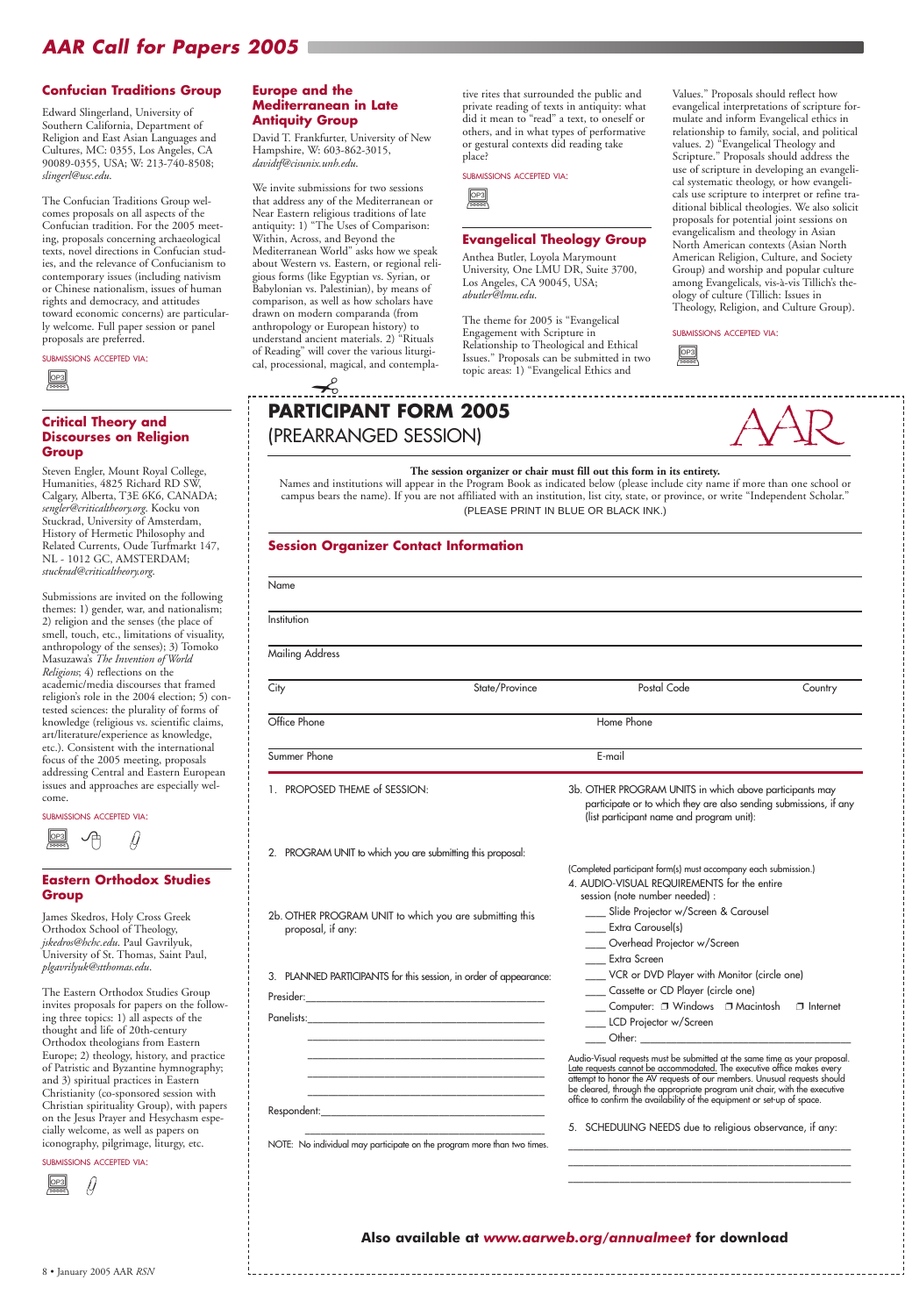# AAR Call for Papers 2005

## Confucian Traditions Group

Edward Slingerland, University of Southern California, Department of Religion and East Asian Languages and Cultures, MC: 0355, Los Angeles, CA 90089-0355, USA; W: 213-740-8508; *slingerl@usc.edu*.

The Confucian Traditions Group welcomes proposals on all aspects of the Confucian tradition. For the 2005 meeting, proposals concerning archaeological texts, novel directions in Confucian studies, and the relevance of Confucianism to contemporary issues (including nativism or Chinese nationalism, issues of human rights and democracy, and attitudes toward economic concerns) are particularly welcome. Full paper session or panel proposals are preferred.

SUBMISSIONS ACCEPTED VIA:

## Critical Theory and Discourses on Religion Group

Steven Engler, Mount Royal College, Humanities, 4825 Richard RD SW, Calgary, Alberta, T3E 6K6, CANADA; *sengler@criticaltheory.org*. Kocku von Stuckrad, University of Amsterdam, History of Hermetic Philosophy and Related Currents, Oude Turfmarkt 147, NL - 1012 GC, AMSTERDAM; *stuckrad@criticaltheory.org*.

Submissions are invited on the following themes: 1) gender, war, and nationalism; 2) religion and the senses (the place of smell, touch, etc., limitations of visuality, anthropology of the senses); 3) Tomoko Masuzawa's *The Invention of World Religions*; 4) reflections on the academic/media discourses that framed religion's role in the 2004 election; 5) contested sciences: the plurality of forms of knowledge (religious vs. scientific claims, art/literature/experience as knowledge, etc.). Consistent with the international focus of the 2005 meeting, proposals addressing Central and Eastern European issues and approaches are especially welcome.

SUBMISSIONS ACCEPTED VIA:

## Eastern Orthodox Studies Group

James Skedros, Holy Cross Greek Orthodox School of Theology, *jskedros@hchc.edu*. Paul Gavrilyuk, University of St. Thomas, Saint Paul, *plgavrilyuk@stthomas.edu*.

The Eastern Orthodox Studies Group invites proposals for papers on the following three topics: 1) all aspects of the thought and life of 20th-century Orthodox theologians from Eastern Europe; 2) theology, history, and practice of Patristic and Byzantine hymnography; and 3) spiritual practices in Eastern Christianity (co-sponsored session with Christian spirituality Group), with papers on the Jesus Prayer and Hesychasm especially welcome, as well as papers on iconography, pilgrimage, liturgy, etc.

SUBMISSIONS ACCEPTED VIA:

## Europe and the Mediterranean in Late Antiquity Group

David T. Frankfurter, University of New Hampshire, W: 603-862-3015, *davidtf@cisunix.unh.edu*.

We invite submissions for two sessions that address any of the Mediterranean or Near Eastern religious traditions of late antiquity: 1) "The Uses of Comparison: Within, Across, and Beyond the Mediterranean World" asks how we speak about Western vs. Eastern, or regional religious forms (like Egyptian vs. Syrian, or Babylonian vs. Palestinian), by means of comparison, as well as how scholars have drawn on modern comparanda (from anthropology or European history) to understand ancient materials. 2) "Rituals of Reading" will cover the various liturgical, processional, magical, and contemplative rites that surrounded the public and private reading of texts in antiquity: what did it mean to "read" a text, to oneself or others, and in what types of performative or gestural contexts did reading take place?

SUBMISSIONS ACCEPTED VIA:

## Evangelical Theology Group

Anthea Butler, Loyola Marymount University, One LMU DR, Suite 3700, Los Angeles, CA 90045, USA; *abutler@lmu.edu*.

The theme for 2005 is "Evangelical Engagement with Scripture in Relationship to Theological and Ethical Issues." Proposals can be submitted in two topic areas: 1) "Evangelical Ethics and Values." Proposals should reflect how evangelical interpretations of scripture formulate and inform Evangelical ethics in relationship to family, social, and political values. 2) "Evangelical Theology and Scripture." Proposals should address the use of scripture in developing an evangelical systematic theology, or how evangelicals use scripture to interpret or refine traditional biblical theologies. We also solicit proposals for potential joint sessions on evangelicalism and theology in Asian North American contexts (Asian North American Religion, Culture, and Society Group) and worship and popular culture among Evangelicals, vis-à-vis Tillich's theology of culture (Tillich: Issues in Theology, Religion, and Culture Group).

SUBMISSIONS ACCEPTED VIA:

---

# PARTICIPANT FORM 2005
## (PREARRANGED SESSION)

**The session organizer or chair must fill out this form in its entirety.**

Names and institutions will appear in the Program Book as indicated below (please include city name if more than one school or campus bears the name). If you are not affiliated with an institution, list city, state, or province, or write "Independent Scholar."

(PLEASE PRINT IN BLUE OR BLACK INK.)

### Session Organizer Contact Information

Name

Institution

Mailing Address

City | State/Province | Postal Code | Country

Office Phone | Home Phone

Summer Phone | E-mail

1. PROPOSED THEME of SESSION:

2. PROGRAM UNIT to which you are submitting this proposal:

2b. OTHER PROGRAM UNIT to which you are submitting this proposal, if any:

3. PLANNED PARTICIPANTS for this session, in order of appearance:

Presider: ______________________

Panelists: ______________________

______________________

______________________

______________________

______________________

Respondent: ______________________

NOTE: No individual may participate on the program more than two times.

3b. OTHER PROGRAM UNITS in which above participants may participate or to which they are also sending submissions, if any (list participant name and program unit):

(Completed participant form(s) must accompany each submission.)

4. AUDIO-VISUAL REQUIREMENTS for the entire session (note number needed) :

- ____ Slide Projector w/Screen & Carousel
- ____ Extra Carousel(s)
- ____ Overhead Projector w/Screen
- ____ Extra Screen
- ____ VCR or DVD Player with Monitor (circle one)
- ____ Cassette or CD Player (circle one)
- ____ Computer: ❒ Windows ❒ Macintosh ❒ Internet
- ____ LCD Projector w/Screen
- ____ Other: ______________________

Audio-Visual requests must be submitted at the same time as your proposal. Late requests cannot be accommodated. The executive office makes every attempt to honor the AV requests of our members. Unusual requests should be cleared, through the appropriate program unit chair, with the executive office to confirm the availability of the equipment or set-up of space.

5. SCHEDULING NEEDS due to religious observance, if any:

______________________

**Also available at *www.aarweb.org/annualmeet* for download**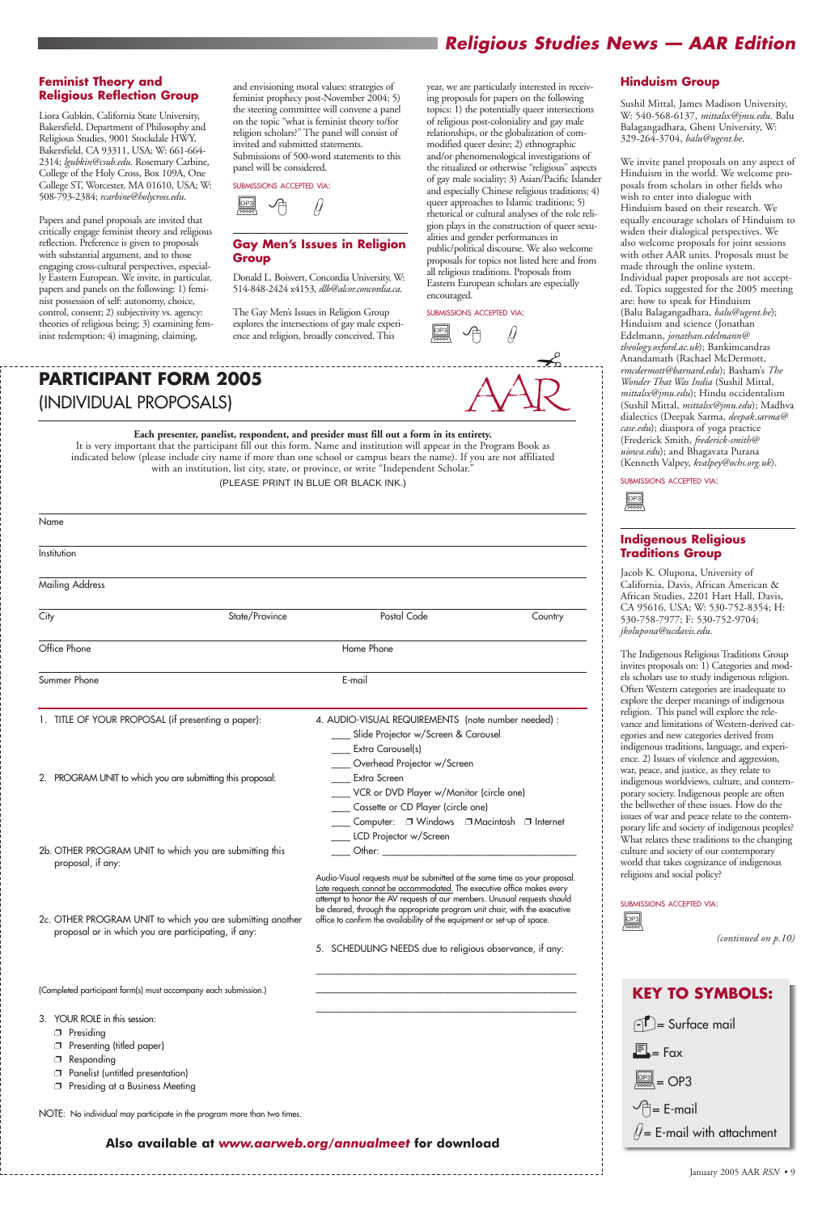## Feminist Theory and Religious Reflection Group

Liora Gubkin, California State University, Bakersfield, Department of Philosophy and Religious Studies, 9001 Stockdale HWY, Bakersfield, CA 93311, USA; W: 661-664-2314; *lgubkin@csub.edu*. Rosemary Carbine, College of the Holy Cross, Box 109A, One College ST, Worcester, MA 01610, USA; W: 508-793-2384; *rcarbine@holycross.edu*.

Papers and panel proposals are invited that critically engage feminist theory and religious reflection. Preference is given to proposals with substantial argument, and to those engaging cross-cultural perspectives, especially Eastern European. We invite, in particular, papers and panels on the following: 1) feminist possession of self: autonomy, choice, control, consent; 2) subjectivity vs. agency: theories of religious being; 3) examining feminist redemption; 4) imagining, claiming, and envisioning moral values: strategies of feminist prophecy post-November 2004; 5) the steering committee will convene a panel on the topic "what is feminist theory to/for religion scholars?" The panel will consist of invited and submitted statements. Submissions of 500-word statements to this panel will be considered.

SUBMISSIONS ACCEPTED VIA: OP3, E-mail, E-mail with attachment

## Gay Men's Issues in Religion Group

Donald L. Boisvert, Concordia University, W: 514-848-2424 x4153, *dlb@alcor.concordia.ca*.

The Gay Men's Issues in Religion Group explores the intersections of gay male experience and religion, broadly conceived. This year, we are particularly interested in receiving proposals for papers on the following topics: 1) the potentially queer intersections of religious post-coloniality and gay male relationships, or the globalization of commodified queer desire; 2) ethnographic and/or phenomenological investigations of the ritualized or otherwise "religious" aspects of gay male sociality; 3) Asian/Pacific Islander and especially Chinese religious traditions; 4) queer approaches to Islamic traditions; 5) rhetorical or cultural analyses of the role religion plays in the construction of queer sexualities and gender performances in public/political discourse. We also welcome proposals for topics not listed here and from all religious traditions. Proposals from Eastern European scholars are especially encouraged.

SUBMISSIONS ACCEPTED VIA: OP3, E-mail, E-mail with attachment

## Hinduism Group

Sushil Mittal, James Madison University, W: 540-568-6137, *mittalsx@jmu.edu*. Balu Balagangadhara, Ghent University, W: 329-264-3704, *balu@ugent.be*.

We invite panel proposals on any aspect of Hinduism in the world. We welcome proposals from scholars in other fields who wish to enter into dialogue with Hinduism based on their research. We equally encourage scholars of Hinduism to widen their dialogical perspectives. We also welcome proposals for joint sessions with other AAR units. Proposals must be made through the online system. Individual paper proposals are not accepted. Topics suggested for the 2005 meeting are: how to speak for Hinduism (Balu Balagangadhara, *balu@ugent.be*); Hinduism and science (Jonathan Edelmann, *jonathan.edelmann@theology.oxford.ac.uk*); Bankimcandras Anandamath (Rachael McDermott, *rmcdermott@barnard.edu*); Basham's *The Wonder That Was India* (Sushil Mittal, *mittalsx@jmu.edu*); Hindu occidentalism (Sushil Mittal, *mittalsx@jmu.edu*); Madhva dialectics (Deepak Sarma, *deepak.sarma@case.edu*); diaspora of yoga practice (Frederick Smith, *frederick-smith@uiowa.edu*); and Bhagavata Purana (Kenneth Valpey, *kvalpey@ochs.org.uk*).

SUBMISSIONS ACCEPTED VIA: OP3

## Indigenous Religious Traditions Group

Jacob K. Olupona, University of California, Davis, African American & African Studies, 2201 Hart Hall, Davis, CA 95616, USA; W: 530-752-8354; H: 530-758-7977; F: 530-752-9704; *jkolupona@ucdavis.edu*.

The Indigenous Religious Traditions Group invites proposals on: 1) Categories and models scholars use to study indigenous religion. Often Western categories are inadequate to explore the deeper meanings of indigenous religion. This panel will explore the relevance and limitations of Western-derived categories and new categories derived from indigenous traditions, language, and experience. 2) Issues of violence and aggression, war, peace, and justice, as they relate to indigenous worldviews, culture, and contemporary society. Indigenous people are often the bellwether of these issues. How do the issues of war and peace relate to the contemporary life and society of indigenous peoples? What relates these traditions to the changing culture and society of our contemporary world that takes cognizance of indigenous religions and social policy?

SUBMISSIONS ACCEPTED VIA: OP3

*(continued on p.10)*

# PARTICIPANT FORM 2005
## (INDIVIDUAL PROPOSALS)

**Each presenter, panelist, respondent, and presider must fill out a form in its entirety.**
It is very important that the participant fill out this form. Name and institution will appear in the Program Book as indicated below (please include city name if more than one school or campus bears the name). If you are not affiliated with an institution, list city, state, or province, or write "Independent Scholar."
(PLEASE PRINT IN BLUE OR BLACK INK.)

Name ______________________

Institution ______________________

Mailing Address ______________________

City ____ State/Province ____ Postal Code ____ Country ____

Office Phone ____ Home Phone ____

Summer Phone ____ E-mail ____

1. TITLE OF YOUR PROPOSAL (if presenting a paper):

2. PROGRAM UNIT to which you are submitting this proposal:

2b. OTHER PROGRAM UNIT to which you are submitting this proposal, if any:

2c. OTHER PROGRAM UNIT to which you are submitting another proposal or in which you are participating, if any:

(Completed participant form(s) must accompany each submission.)

3. YOUR ROLE in this session:
- ❐ Presiding
- ❐ Presenting (titled paper)
- ❐ Responding
- ❐ Panelist (untitled presentation)
- ❐ Presiding at a Business Meeting

4. AUDIO-VISUAL REQUIREMENTS (note number needed) :
- ____ Slide Projector w/Screen & Carousel
- ____ Extra Carousel(s)
- ____ Overhead Projector w/Screen
- ____ Extra Screen
- ____ VCR or DVD Player w/Monitor (circle one)
- ____ Cassette or CD Player (circle one)
- ____ Computer: ❐ Windows ❐ Macintosh ❐ Internet
- ____ LCD Projector w/Screen
- ____ Other: ______________________

Audio-Visual requests must be submitted at the same time as your proposal. Late requests cannot be accommodated. The executive office makes every attempt to honor the AV requests of our members. Unusual requests should be cleared, through the appropriate program unit chair, with the executive office to confirm the availability of the equipment or set-up of space.

5. SCHEDULING NEEDS due to religious observance, if any:

______________________

NOTE: No individual may participate in the program more than two times.

**Also available at *www.aarweb.org/annualmeet* for download**

## KEY TO SYMBOLS:

- = Surface mail
- = Fax
- = OP3
- = E-mail
- = E-mail with attachment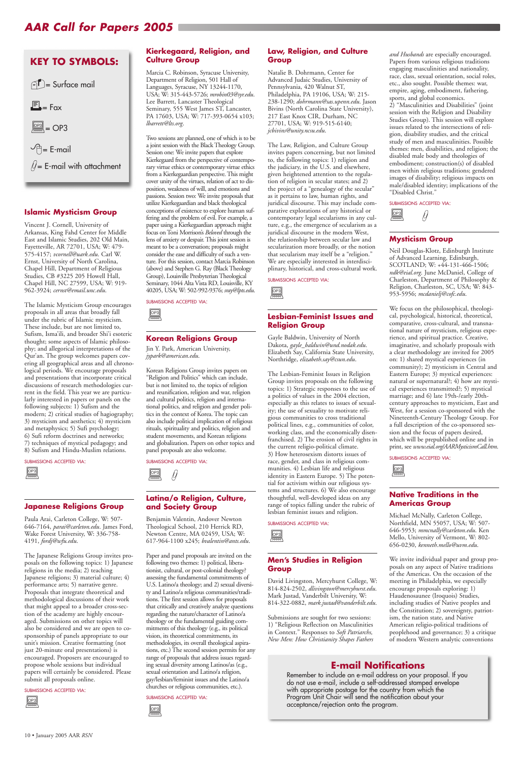# AAR Call for Papers 2005

## KEY TO SYMBOLS:

= Surface mail

= Fax

= OP3

= E-mail

= E-mail with attachment

## Islamic Mysticism Group

Vincent J. Cornell, University of Arkansas, King Fahd Center for Middle East and Islamic Studies, 202 Old Main, Fayetteville, AR 72701, USA; W: 479-575-4157; *vcornell@uark.edu*. Carl W. Ernst, University of North Carolina, Chapel Hill, Department of Religious Studies, CB #3225 205 Howell Hall, Chapel Hill, NC 27599, USA; W: 919-962-3924; *cernst@email.unc.edu*.

The Islamic Mysticism Group encourages proposals in all areas that broadly fall under the rubric of Islamic mysticism. These include, but are not limited to, Sufism, Isma'ili, and broader Shi'i esoteric thought; some aspects of Islamic philosophy; and allegorical interpretations of the Qur'an. The group welcomes papers covering all geographical areas and all chronological periods. We encourage proposals and presentations that incorporate critical discussions of research methodologies current in the field. This year we are particularly interested in papers or panels on the following subjects: 1) Sufism and the modern; 2) critical studies of hagiography; 3) mysticism and aesthetics; 4) mysticism and metaphysics; 5) Sufi psychology; 6) Sufi reform doctrines and networks; 7) techniques of mystical pedagogy; and 8) Sufism and Hindu-Muslim relations.

SUBMISSIONS ACCEPTED VIA: OP3

## Japanese Religions Group

Paula Arai, Carleton College, W: 507-646-7164, *parai@carleton.edu*. James Ford, Wake Forest University, W: 336-758-4191, *fordj@wfu.edu*.

The Japanese Religions Group invites proposals on the following topics: 1) Japanese religions in the media; 2) teaching Japanese religions; 3) material culture; 4) performance arts; 5) narrative genre. Proposals that integrate theoretical and methodological discussions of their work that might appeal to a broader cross-section of the academy are highly encouraged. Submissions on other topics will also be considered and we are open to co-sponsorship of panels appropriate to our unit's mission. Creative formatting (not just 20-minute oral presentations) is encouraged. Proposers are encouraged to propose whole sessions but individual papers will certainly be considered. Please submit all proposals online.

SUBMISSIONS ACCEPTED VIA: OP3

## Kierkegaard, Religion, and Culture Group

Marcia C. Robinson, Syracuse University, Department of Religion, 501 Hall of Languages, Syracuse, NY 13244-1170, USA; W: 315-443-5726; *mrobin03@syr.edu*. Lee Barrett, Lancaster Theological Seminary, 555 West James ST, Lancaster, PA 17603, USA; W: 717-393-0654 x103; *lbarrett@lts.org*.

Two sessions are planned, one of which is to be a joint session with the Black Theology Group. Session one: We invite papers that explore Kierkegaard from the perspective of contemporary virtue ethics or contemporary virtue ethics from a Kierkegaardian perspective. This might cover unity of the virtues, relation of act to disposition, weakness of will, and emotions and passions. Session two: We invite proposals that utilize Kierkegaardian and black theological conceptions of existence to explore human suffering and the problem of evil. For example, a paper using a Kierkegaardian approach might focus on Toni Morrison's *Beloved* through the lens of anxiety or despair. This joint session is meant to be a conversation; proposals might consider the ease and difficulty of such a venture. For this session, contact Marcia Robinson (above) and Stephen G. Ray (Black Theology Group), Louisville Presbyterian Theological Seminary, 1044 Alta Vista RD, Louisville, KY 40205, USA; W: 502-992-9376; *sray@lpts.edu*.

SUBMISSIONS ACCEPTED VIA: OP3

## Korean Religions Group

Jin Y. Park, American University, *jypark@american.edu*.

Korean Religions Group invites papers on "Religion and Politics" which can include, but is not limited to, the topics of religion and reunification, religion and war, religion and cultural politics, religion and international politics, and religion and gender politics in the context of Korea. The topic can also include political implication of religious rituals, spirituality and politics, religion and student movements, and Korean religions and globalization. Papers on other topics and panel proposals are also welcome.

SUBMISSIONS ACCEPTED VIA: OP3, E-mail with attachment

## Latina/o Religion, Culture, and Society Group

Benjamin Valentin, Andover Newton Theological School, 210 Herrick RD, Newton Centre, MA 02459, USA; W: 617-964-1100 x245; *bvalentin@ants.edu*.

Paper and panel proposals are invited on the following two themes: 1) political, liberationist, cultural, or post-colonial theology? assessing the fundamental commitments of U.S. Latino/a theology; and 2) sexual diversity and Latino/a religious communities/traditions. The first session allows for proposals that critically and creatively analyze questions regarding the nature/character of Latino/a theology or the fundamental guiding commitments of this theology (e.g., its political vision, its theoretical commitments, its methodologies, its overall theological aspirations, etc.) The second session permits for any range of proposals that address issues regarding sexual diversity among Latinos/as (e.g., sexual orientation and Latino/a religion, gay/lesbian/feminist issues and the Latino/a churches or religious communities, etc.).

SUBMISSIONS ACCEPTED VIA: OP3

## Law, Religion, and Culture Group

Natalie B. Dohrmann, Center for Advanced Judaic Studies, University of Pennsylvania, 420 Walnut ST, Philadelphia, PA 19106, USA; W: 215-238-1290; *dohrmann@sas.upenn.edu*. Jason Bivins (North Carolina State University), 217 East Knox CIR, Durham, NC 27701, USA; W: 919-515-6140; *jcbivins@unity.ncsu.edu*.

The Law, Religion, and Culture Group invites papers concerning, but not limited to, the following topics: 1) religion and the judiciary, in the U.S. and elsewhere, given heightened attention to the regulation of religion in secular states; and 2) the project of a "genealogy of the secular" as it pertains to law, human rights, and juridical discourse. This may include comparative explorations of any historical or contemporary legal secularisms in any culture, e.g., the emergence of secularism as a juridical discourse in the modern West, the relationship between secular law and secularization more broadly, or the notion that secularism may itself be a "religion." We are especially interested in interdisciplinary, historical, and cross-cultural work.

SUBMISSIONS ACCEPTED VIA: OP3

## Lesbian-Feminist Issues and Religion Group

Gayle Baldwin, University of North Dakota, *gayle_baldwin@und.nodak.edu*. Elizabeth Say, California State University, Northridge, *elizabeth.say@csun.edu*.

The Lesbian-Feminist Issues in Religion Group invites proposals on the following topics: 1) Strategic responses to the use of a politics of values in the 2004 election, especially as this relates to issues of sexuality; the use of sexuality to motivate religious communities to cross traditional political lines, e.g., communities of color, working class, and the economically disenfranchised. 2) The erosion of civil rights in the current religio-political climate. 3) How heterosexism distorts issues of race, gender, and class in religious communities. 4) Lesbian life and religious identity in Eastern Europe. 5) The potential for activism within our religious systems and structures. 6) We also encourage thoughtful, well-developed ideas on any range of topics falling under the rubric of lesbian feminist issues and religion.

SUBMISSIONS ACCEPTED VIA: OP3

## Men's Studies in Religion Group

David Livingston, Mercyhurst College, W: 814-824-2502, *dlivingston@mercyhurst.edu*. Mark Justad, Vanderbilt University, W: 814-322-0882, *mark.justad@vanderbilt.edu*.

Submissions are sought for two sessions: 1) "Religious Reflection on Masculinities in Context." Responses to *Soft Patriarchs, New Men: How Christianity Shapes Fathers and Husbands* are especially encouraged. Papers from various religious traditions engaging masculinities and nationality, race, class, sexual orientation, social roles, etc., also sought. Possible themes: war, empire, aging, embodiment, fathering, sports, and global economics.
2) "Masculinities and Disabilities" (joint session with the Religion and Disability Studies Group). This session will explore issues related to the intersections of religion, disability studies, and the critical study of men and masculinities. Possible themes: men, disabilities, and religion; the disabled male body and theologies of embodiment; construction(s) of disabled men within religious traditions; gendered images of disability; religious impacts on male/disabled identity; implications of the "Disabled Christ."

SUBMISSIONS ACCEPTED VIA: OP3, E-mail with attachment

## Mysticism Group

Neil Douglas-Klotz, Edinburgh Institute of Advanced Learning, Edinburgh, SCOTLAND; W: +44-131-466-1506; *ndk@eial.org*. June McDaniel, College of Charleston, Department of Philosophy & Religion, Charleston, SC, USA; W: 843-953-5956; *mcdanielj@cofc.edu*.

We focus on the philosophical, theological, psychological, historical, theoretical, comparative, cross-cultural, and transnational nature of mysticism, religious experience, and spiritual practice. Creative, imaginative, and scholarly proposals with a clear methodology are invited for 2005 on: 1) shared mystical experiences (in community); 2) mysticism in Central and Eastern Europe; 3) mystical experiences: natural or supernatural?; 4) how are mystical experiences transmitted?; 5) mystical marriage; and 6) late 19th-/early 20th-century approaches to mysticism, East and West, for a session co-sponsored with the Nineteenth-Century Theology Group. For a full description of the co-sponsored session and the focus of papers desired, which will be prepublished online and in print, see *www.eial.org/AARMysticismCall.htm*.

SUBMISSIONS ACCEPTED VIA: OP3

## Native Traditions in the Americas Group

Michael McNally, Carleton College, Northfield, MN 55057, USA; W: 507-646-5953; *mmcnally@carleton.edu*. Ken Mello, University of Vermont, W: 802-656-0230, *kenneth.mello@uvm.edu*.

We invite individual paper and group proposals on any aspect of Native traditions of the Americas. On the occasion of the meeting in Philadelphia, we especially encourage proposals exploring: 1) Haudenosaunee (Iroquois) Studies, including studies of Native peoples and the Constitution; 2) sovereignty, patriotism, the nation state, and Native American religio-political traditions of peoplehood and governance; 3) a critique of modern Western analytic conventions

## E-mail Notifications

Remember to include an e-mail address on your proposal. If you do not use e-mail, include a self-addressed stamped envelope with appropriate postage for the country from which the Program Unit Chair will send the notification about your acceptance/rejection onto the program.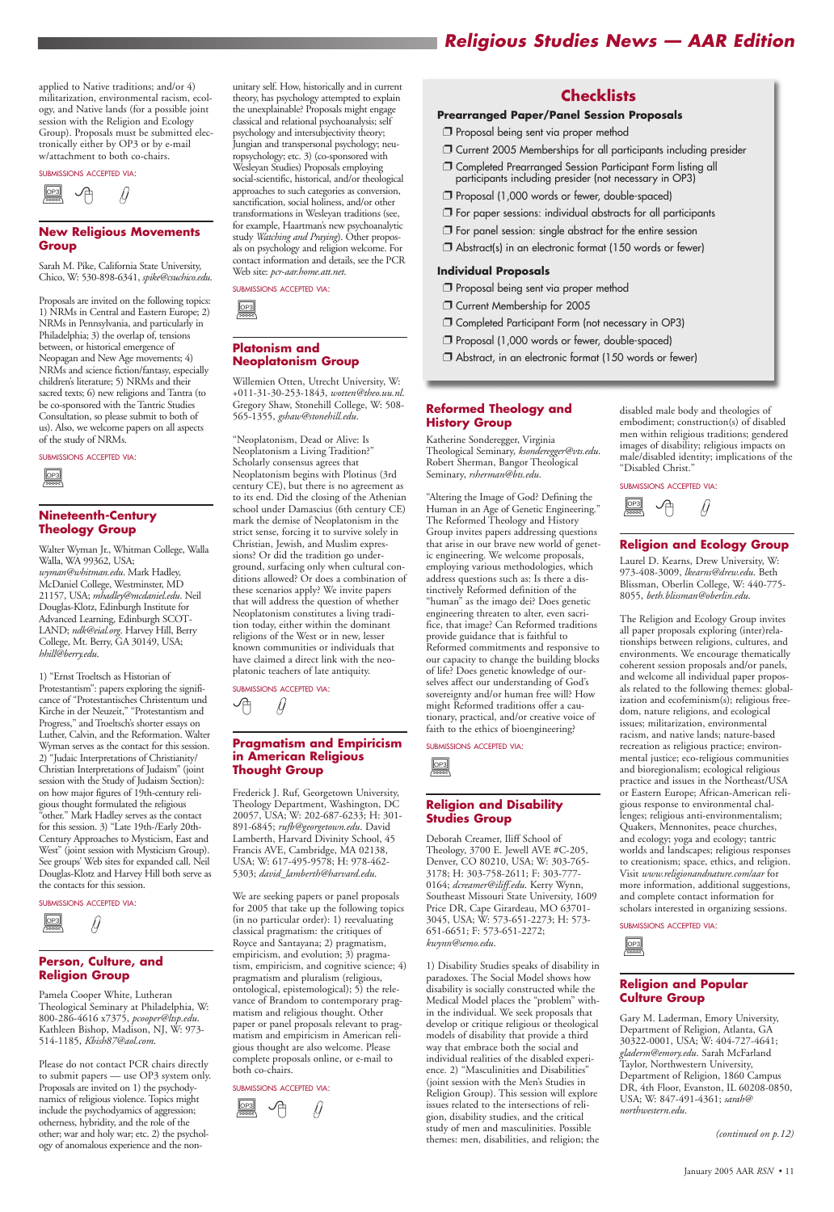applied to Native traditions; and/or 4) militarization, environmental racism, ecology, and Native lands (for a possible joint session with the Religion and Ecology Group). Proposals must be submitted electronically either by OP3 or by e-mail w/attachment to both co-chairs.

SUBMISSIONS ACCEPTED VIA:

### New Religious Movements Group

Sarah M. Pike, California State University, Chico, W: 530-898-6341, *spike@csuchico.edu*.

Proposals are invited on the following topics: 1) NRMs in Central and Eastern Europe; 2) NRMs in Pennsylvania, and particularly in Philadelphia; 3) the overlap of, tensions between, or historical emergence of Neopagan and New Age movements; 4) NRMs and science fiction/fantasy, especially children's literature; 5) NRMs and their sacred texts; 6) new religions and Tantra (to be co-sponsored with the Tantric Studies Consultation, so please submit to both of us). Also, we welcome papers on all aspects of the study of NRMs.

SUBMISSIONS ACCEPTED VIA:

### Nineteenth-Century Theology Group

Walter Wyman Jr., Whitman College, Walla Walla, WA 99362, USA; *wyman@whitman.edu*. Mark Hadley, McDaniel College, Westminster, MD 21157, USA; *mhadley@mcdaniel.edu*. Neil Douglas-Klotz, Edinburgh Institute for Advanced Learning, Edinburgh SCOTLAND; *ndk@eial.org*. Harvey Hill, Berry College, Mt. Berry, GA 30149, USA; *hhill@berry.edu*.

1) "Ernst Troeltsch as Historian of Protestantism": papers exploring the significance of "Protestantisches Christentum und Kirche in der Neuzeit," "Protestantism and Progress," and Troeltsch's shorter essays on Luther, Calvin, and the Reformation. Walter Wyman serves as the contact for this session. 2) "Judaic Interpretations of Christianity/Christian Interpretations of Judaism" (joint session with the Study of Judaism Section): on how major figures of 19th-century religious thought formulated the religious "other." Mark Hadley serves as the contact for this session. 3) "Late 19th-/Early 20th-Century Approaches to Mysticism, East and West" (joint session with Mysticism Group). See groups' Web sites for expanded call. Neil Douglas-Klotz and Harvey Hill both serve as the contacts for this session.

SUBMISSIONS ACCEPTED VIA:

### Person, Culture, and Religion Group

Pamela Cooper White, Lutheran Theological Seminary at Philadelphia, W: 800-286-4616 x7375, *pcooper@ltsp.edu*. Kathleen Bishop, Madison, NJ, W: 973-514-1185, *Kbish87@aol.com*.

Please do not contact PCR chairs directly to submit papers — use OP3 system only. Proposals are invited on 1) the psychodynamics of religious violence. Topics might include the psychodynamics of aggression; otherness, hybridity, and the role of the other; war and holy war; etc. 2) the psychology of anomalous experience and the non-unitary self. How, historically and in current theory, has psychology attempted to explain the unexplainable? Proposals might engage classical and relational psychoanalysis; self psychology and intersubjectivity theory; Jungian and transpersonal psychology; neuropsychology; etc. 3) (co-sponsored with Wesleyan Studies) Proposals employing social-scientific, historical, and/or theological approaches to such categories as conversion, sanctification, social holiness, and/or other transformations in Wesleyan traditions (see, for example, Haartman's new psychoanalytic study *Watching and Praying*). Other proposals on psychology and religion welcome. For contact information and details, see the PCR Web site: *pcr-aar.home.att.net*.

SUBMISSIONS ACCEPTED VIA:

### Platonism and Neoplatonism Group

Willemien Otten, Utrecht University, W: +011-31-30-253-1843, *wotten@theo.uu.nl*. Gregory Shaw, Stonehill College, W: 508-565-1355, *gshaw@stonehill.edu*.

"Neoplatonism, Dead or Alive: Is Neoplatonism a Living Tradition?" Scholarly consensus agrees that Neoplatonism begins with Plotinus (3rd century CE), but there is no agreement as to its end. Did the closing of the Athenian school under Damascius (6th century CE) mark the demise of Neoplatonism in the strict sense, forcing it to survive solely in Christian, Jewish, and Muslim expressions? Or did the tradition go underground, surfacing only when cultural conditions allowed? Or does a combination of these scenarios apply? We invite papers that will address the question of whether Neoplatonism constitutes a living tradition today, either within the dominant religions of the West or in new, lesser known communities or individuals that have claimed a direct link with the neoplatonic teachers of late antiquity.

SUBMISSIONS ACCEPTED VIA:

### Pragmatism and Empiricism in American Religious Thought Group

Frederick J. Ruf, Georgetown University, Theology Department, Washington, DC 20057, USA; W: 202-687-6233; H: 301-891-6845; *rufb@georgetown.edu*. David Lamberth, Harvard Divinity School, 45 Francis AVE, Cambridge, MA 02138, USA; W: 617-495-9578; H: 978-462-5303; *david_lamberth@harvard.edu*.

We are seeking papers or panel proposals for 2005 that take up the following topics (in no particular order): 1) reevaluating classical pragmatism: the critiques of Royce and Santayana; 2) pragmatism, empiricism, and evolution; 3) pragmatism, empiricism, and cognitive science; 4) pragmatism and pluralism (religious, ontological, epistemological); 5) the relevance of Brandom to contemporary pragmatism and religious thought. Other paper or panel proposals relevant to pragmatism and empiricism in American religious thought are also welcome. Please complete proposals online, or e-mail to both co-chairs.

SUBMISSIONS ACCEPTED VIA:

## Checklists

**Prearranged Paper/Panel Session Proposals**

- ❒ Proposal being sent via proper method
- ❒ Current 2005 Memberships for all participants including presider
- ❒ Completed Prearranged Session Participant Form listing all participants including presider (not necessary in OP3)
- ❒ Proposal (1,000 words or fewer, double-spaced)
- ❒ For paper sessions: individual abstracts for all participants
- ❒ For panel session: single abstract for the entire session
- ❒ Abstract(s) in an electronic format (150 words or fewer)

**Individual Proposals**

- ❒ Proposal being sent via proper method
- ❒ Current Membership for 2005
- ❒ Completed Participant Form (not necessary in OP3)
- ❒ Proposal (1,000 words or fewer, double-spaced)
- ❒ Abstract, in an electronic format (150 words or fewer)

### Reformed Theology and History Group

Katherine Sonderegger, Virginia Theological Seminary, *ksonderegger@vts.edu*. Robert Sherman, Bangor Theological Seminary, *rsherman@bts.edu*.

"Altering the Image of God? Defining the Human in an Age of Genetic Engineering." The Reformed Theology and History Group invites papers addressing questions that arise in our brave new world of genetic engineering. We welcome proposals, employing various methodologies, which address questions such as: Is there a distinctively Reformed definition of the "human" as the imago dei? Does genetic engineering threaten to alter, even sacrifice, that image? Can Reformed traditions provide guidance that is faithful to Reformed commitments and responsive to our capacity to change the building blocks of life? Does genetic knowledge of ourselves affect our understanding of God's sovereignty and/or human free will? How might Reformed traditions offer a cautionary, practical, and/or creative voice of faith to the ethics of bioengineering?

SUBMISSIONS ACCEPTED VIA:

### Religion and Disability Studies Group

Deborah Creamer, Iliff School of Theology, 3700 E. Jewell AVE #C-205, Denver, CO 80210, USA; W: 303-765-3178; H: 303-758-2611; F: 303-777-0164; *dcreamer@iliff.edu*. Kerry Wynn, Southeast Missouri State University, 1609 Price DR, Cape Girardeau, MO 63701-3045, USA; W: 573-651-2273; H: 573-651-6651; F: 573-651-2272; *kwynn@semo.edu*.

1) Disability Studies speaks of disability in paradoxes. The Social Model shows how disability is socially constructed while the Medical Model places the "problem" within the individual. We seek proposals that develop or critique religious or theological models of disability that provide a third way that embrace both the social and individual realities of the disabled experience. 2) "Masculinities and Disabilities" (joint session with the Men's Studies in Religion Group). This session will explore issues related to the intersections of religion, disability studies, and the critical study of men and masculinities. Possible themes: men, disabilities, and religion; the disabled male body and theologies of embodiment; construction(s) of disabled men within religious traditions; gendered images of disability; religious impacts on male/disabled identity; implications of the "Disabled Christ."

SUBMISSIONS ACCEPTED VIA:

### Religion and Ecology Group

Laurel D. Kearns, Drew University, W: 973-408-3009, *lkearns@drew.edu*. Beth Blissman, Oberlin College, W: 440-775-8055, *beth.blissman@oberlin.edu*.

The Religion and Ecology Group invites all paper proposals exploring (inter)relationships between religions, cultures, and environments. We encourage thematically coherent session proposals and/or panels, and welcome all individual paper proposals related to the following themes: globalization and ecofeminism(s); religious freedom, nature religions, and ecological issues; militarization, environmental racism, and native lands; nature-based recreation as religious practice; environmental justice; eco-religious communities and bioregionalism; ecological religious practice and issues in the Northeast/USA or Eastern Europe; African-American religious response to environmental challenges; religious anti-environmentalism; Quakers, Mennonites, peace churches, and ecology; yoga and ecology; tantric worlds and landscapes; religious responses to creationism; space, ethics, and religion. Visit *www.religionandnature.com/aar* for more information, additional suggestions, and complete contact information for scholars interested in organizing sessions.

SUBMISSIONS ACCEPTED VIA:

### Religion and Popular Culture Group

Gary M. Laderman, Emory University, Department of Religion, Atlanta, GA 30322-0001, USA; W: 404-727-4641; *gladerm@emory.edu*. Sarah McFarland Taylor, Northwestern University, Department of Religion, 1860 Campus DR, 4th Floor, Evanston, IL 60208-0850, USA; W: 847-491-4361; *sarah@northwestern.edu*.

*(continued on p.12)*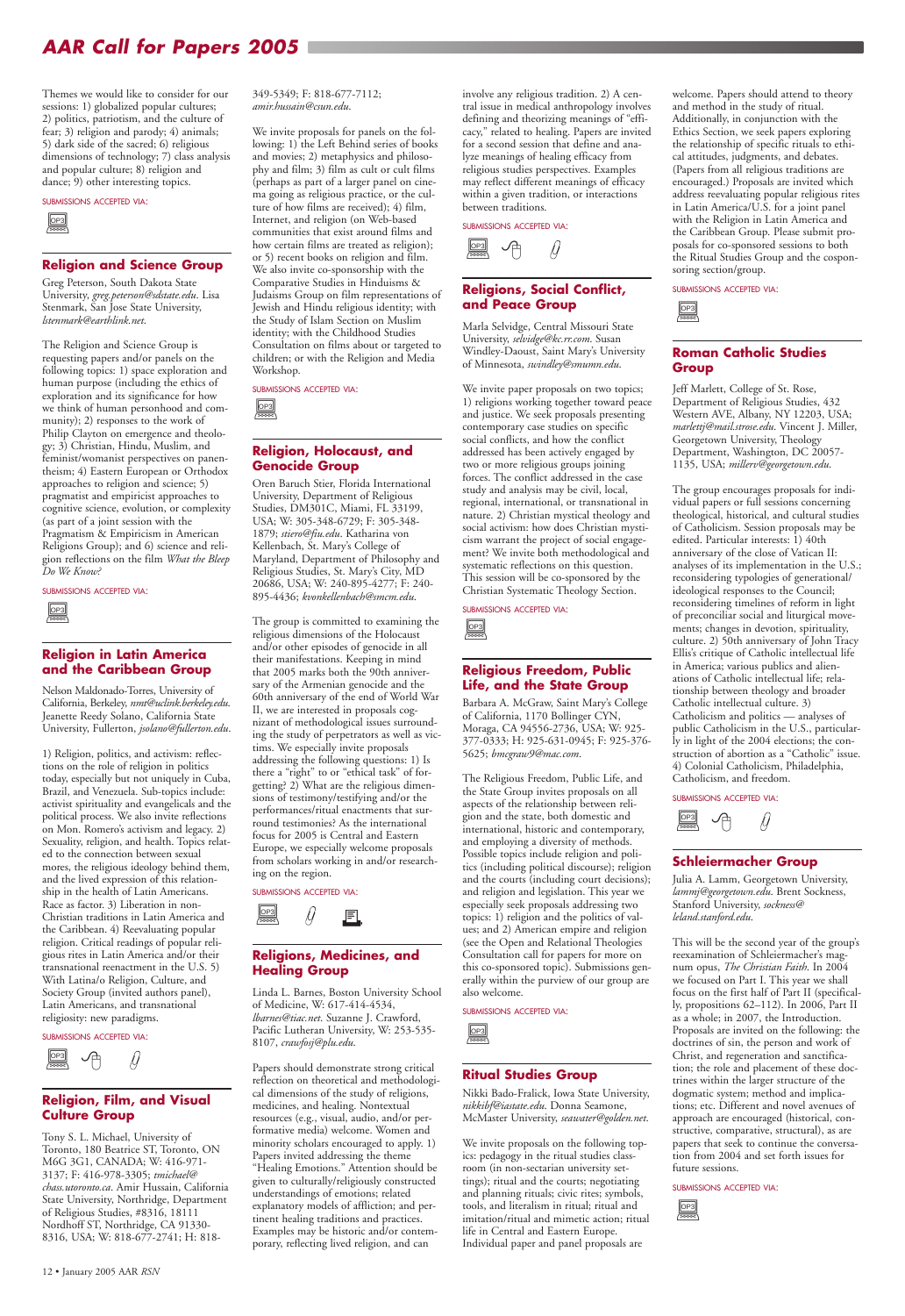Themes we would like to consider for our sessions: 1) globalized popular cultures; 2) politics, patriotism, and the culture of fear; 3) religion and parody; 4) animals; 5) dark side of the sacred; 6) religious dimensions of technology; 7) class analysis and popular culture; 8) religion and dance; 9) other interesting topics.

SUBMISSIONS ACCEPTED VIA:

## Religion and Science Group

Greg Peterson, South Dakota State University, *greg.peterson@sdstate.edu*. Lisa Stenmark, San Jose State University, *lstenmark@earthlink.net*.

The Religion and Science Group is requesting papers and/or panels on the following topics: 1) space exploration and human purpose (including the ethics of exploration and its significance for how we think of human personhood and community); 2) responses to the work of Philip Clayton on emergence and theology; 3) Christian, Hindu, Muslim, and feminist/womanist perspectives on panentheism; 4) Eastern European or Orthodox approaches to religion and science; 5) pragmatist and empiricist approaches to cognitive science, evolution, or complexity (as part of a joint session with the Pragmatism & Empiricism in American Religions Group); and 6) science and religion reflections on the film *What the Bleep Do We Know?*

SUBMISSIONS ACCEPTED VIA:

## Religion in Latin America and the Caribbean Group

Nelson Maldonado-Torres, University of California, Berkeley, *nmt@uclink.berkeley.edu*. Jeanette Reedy Solano, California State University, Fullerton, *jsolano@fullerton.edu*.

1) Religion, politics, and activism: reflections on the role of religion in politics today, especially but not uniquely in Cuba, Brazil, and Venezuela. Sub-topics include: activist spirituality and evangelicals and the political process. We also invite reflections on Mon. Romero's activism and legacy. 2) Sexuality, religion, and health. Topics related to the connection between sexual mores, the religious ideology behind them, and the lived expression of this relationship in the health of Latin Americans. Race as factor. 3) Liberation in non-Christian traditions in Latin America and the Caribbean. 4) Reevaluating popular religion. Critical readings of popular religious rites in Latin America and/or their transnational reenactment in the U.S. 5) With Latina/o Religion, Culture, and Society Group (invited authors panel), Latin Americans, and transnational religiosity: new paradigms.

SUBMISSIONS ACCEPTED VIA:

## Religion, Film, and Visual Culture Group

Tony S. L. Michael, University of Toronto, 180 Beatrice ST, Toronto, ON M6G 3G1, CANADA; W: 416-971-3137; F: 416-978-3305; *tmichael@chass.utoronto.ca*. Amir Hussain, California State University, Northridge, Department of Religious Studies, #8316, 18111 Nordhoff ST, Northridge, CA 91330-8316, USA; W: 818-677-2741; H: 818-349-5349; F: 818-677-7112; *amir.hussain@csun.edu*.

We invite proposals for panels on the following: 1) the Left Behind series of books and movies; 2) metaphysics and philosophy and film; 3) film as cult or cult films (perhaps as part of a larger panel on cinema going as religious practice, or the culture of how films are received); 4) film, Internet, and religion (on Web-based communities that exist around films and how certain films are treated as religion); or 5) recent books on religion and film. We also invite co-sponsorship with the Comparative Studies in Hinduisms & Judaisms Group on film representations of Jewish and Hindu religious identity; with the Study of Islam Section on Muslim identity; with the Childhood Studies Consultation on films about or targeted to children; or with the Religion and Media Workshop.

SUBMISSIONS ACCEPTED VIA:

## Religion, Holocaust, and Genocide Group

Oren Baruch Stier, Florida International University, Department of Religious Studies, DM301C, Miami, FL 33199, USA; W: 305-348-6729; F: 305-348-1879; *stiero@fiu.edu*. Katharina von Kellenbach, St. Mary's College of Maryland, Department of Philosophy and Religious Studies, St. Mary's City, MD 20686, USA; W: 240-895-4277; F: 240-895-4436; *kvonkellenbach@smcm.edu*.

The group is committed to examining the religious dimensions of the Holocaust and/or other episodes of genocide in all their manifestations. Keeping in mind that 2005 marks both the 90th anniversary of the Armenian genocide and the 60th anniversary of the end of World War II, we are interested in proposals cognizant of methodological issues surrounding the study of perpetrators as well as victims. We especially invite proposals addressing the following questions: 1) Is there a "right" to or "ethical task" of forgetting? 2) What are the religious dimensions of testimony/testifying and/or the performances/ritual enactments that surround testimonies? As the international focus for 2005 is Central and Eastern Europe, we especially welcome proposals from scholars working in and/or researching on the region.

SUBMISSIONS ACCEPTED VIA:

## Religions, Medicines, and Healing Group

Linda L. Barnes, Boston University School of Medicine, W: 617-414-4534, *lbarnes@tiac.net*. Suzanne J. Crawford, Pacific Lutheran University, W: 253-535-8107, *crawfosj@plu.edu*.

Papers should demonstrate strong critical reflection on theoretical and methodological dimensions of the study of religions, medicines, and healing. Nontextual resources (e.g., visual, audio, and/or performative media) welcome. Women and minority scholars encouraged to apply. 1) Papers invited addressing the theme "Healing Emotions." Attention should be given to culturally/religiously constructed understandings of emotions; related explanatory models of affliction; and pertinent healing traditions and practices. Examples may be historic and/or contemporary, reflecting lived religion, and can involve any religious tradition. 2) A central issue in medical anthropology involves defining and theorizing meanings of "efficacy," related to healing. Papers are invited for a second session that define and analyze meanings of healing efficacy from religious studies perspectives. Examples may reflect different meanings of efficacy within a given tradition, or interactions between traditions.

SUBMISSIONS ACCEPTED VIA:

## Religions, Social Conflict, and Peace Group

Marla Selvidge, Central Missouri State University, *selvidge@kc.rr.com*. Susan Windley-Daoust, Saint Mary's University of Minnesota, *swindley@smumn.edu*.

We invite paper proposals on two topics; 1) religions working together toward peace and justice. We seek proposals presenting contemporary case studies on specific social conflicts, and how the conflict addressed has been actively engaged by two or more religious groups joining forces. The conflict addressed in the case study and analysis may be civil, local, regional, international, or transnational in nature. 2) Christian mystical theology and social activism: how does Christian mysticism warrant the project of social engagement? We invite both methodological and systematic reflections on this question. This session will be co-sponsored by the Christian Systematic Theology Section.

SUBMISSIONS ACCEPTED VIA:

## Religious Freedom, Public Life, and the State Group

Barbara A. McGraw, Saint Mary's College of California, 1170 Bollinger CYN, Moraga, CA 94556-2736, USA; W: 925-377-0333; H: 925-631-0945; F: 925-376-5625; *bmcgraw9@mac.com*.

The Religious Freedom, Public Life, and the State Group invites proposals on all aspects of the relationship between religion and the state, both domestic and international, historic and contemporary, and employing a diversity of methods. Possible topics include religion and politics (including political discourse); religion and the courts (including court decisions); and religion and legislation. This year we especially seek proposals addressing two topics: 1) religion and the politics of values; and 2) American empire and religion (see the Open and Relational Theologies Consultation call for papers for more on this co-sponsored topic). Submissions generally within the purview of our group are also welcome.

SUBMISSIONS ACCEPTED VIA:

## Ritual Studies Group

Nikki Bado-Fralick, Iowa State University, *nikkibf@iastate.edu*. Donna Seamone, McMaster University, *seawater@golden.net*.

We invite proposals on the following topics: pedagogy in the ritual studies classroom (in non-sectarian university settings); ritual and the courts; negotiating and planning rituals; civic rites; symbols, tools, and literalism in ritual; ritual and imitation/ritual and mimetic action; ritual life in Central and Eastern Europe. Individual paper and panel proposals are welcome. Papers should attend to theory and method in the study of ritual. Additionally, in conjunction with the Ethics Section, we seek papers exploring the relationship of specific rituals to ethical attitudes, judgments, and debates. (Papers from all religious traditions are encouraged.) Proposals are invited which address reevaluating popular religious rites in Latin America/U.S. for a joint panel with the Religion in Latin America and the Caribbean Group. Please submit proposals for co-sponsored sessions to both the Ritual Studies Group and the cosponsoring section/group.

SUBMISSIONS ACCEPTED VIA:

## Roman Catholic Studies Group

Jeff Marlett, College of St. Rose, Department of Religious Studies, 432 Western AVE, Albany, NY 12203, USA; *marlettj@mail.strose.edu*. Vincent J. Miller, Georgetown University, Theology Department, Washington, DC 20057-1135, USA; *millerv@georgetown.edu*.

The group encourages proposals for individual papers or full sessions concerning theological, historical, and cultural studies of Catholicism. Session proposals may be edited. Particular interests: 1) 40th anniversary of the close of Vatican II: analyses of its implementation in the U.S.; reconsidering typologies of generational/ideological responses to the Council; reconsidering timelines of reform in light of preconciliar social and liturgical movements; changes in devotion, spirituality, culture. 2) 50th anniversary of John Tracy Ellis's critique of Catholic intellectual life in America; various publics and alienations of Catholic intellectual life; relationship between theology and broader Catholic intellectual culture. 3) Catholicism and politics — analyses of public Catholicism in the U.S., particularly in light of the 2004 elections; the construction of abortion as a "Catholic" issue. 4) Colonial Catholicism, Philadelphia, Catholicism, and freedom.

SUBMISSIONS ACCEPTED VIA:

## Schleiermacher Group

Julia A. Lamm, Georgetown University, *lammj@georgetown.edu*. Brent Sockness, Stanford University, *sockness@leland.stanford.edu*.

This will be the second year of the group's reexamination of Schleiermacher's magnum opus, *The Christian Faith*. In 2004 we focused on Part I. This year we shall focus on the first half of Part II (specifically, propositions 62–112). In 2006, Part II as a whole; in 2007, the Introduction. Proposals are invited on the following: the doctrines of sin, the person and work of Christ, and regeneration and sanctification; the role and placement of these doctrines within the larger structure of the dogmatic system; method and implications; etc. Different and novel avenues of approach are encouraged (historical, constructive, comparative, structural), as are papers that seek to continue the conversation from 2004 and set forth issues for future sessions.

SUBMISSIONS ACCEPTED VIA: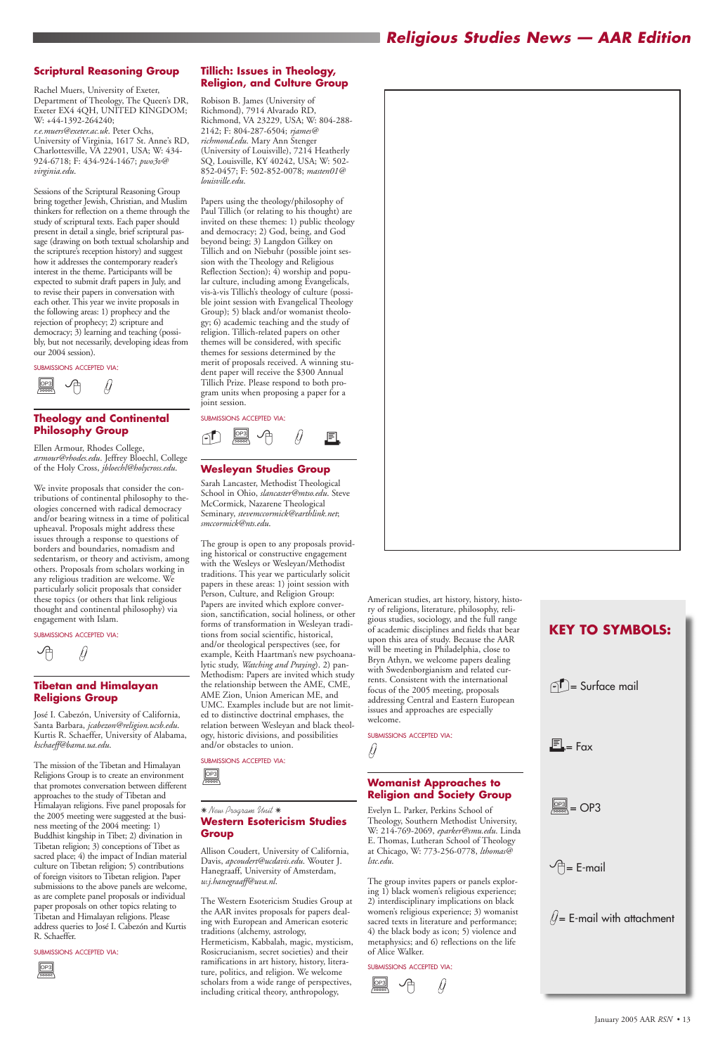## Scriptural Reasoning Group

Rachel Muers, University of Exeter, Department of Theology, The Queen's DR, Exeter EX4 4QH, UNITED KINGDOM; W: +44-1392-264240; *r.e.muers@exeter.ac.uk*. Peter Ochs, University of Virginia, 1617 St. Anne's RD, Charlottesville, VA 22901, USA; W: 434-924-6718; F: 434-924-1467; *pwo3v@virginia.edu*.

Sessions of the Scriptural Reasoning Group bring together Jewish, Christian, and Muslim thinkers for reflection on a theme through the study of scriptural texts. Each paper should present in detail a single, brief scriptural passage (drawing on both textual scholarship and the scripture's reception history) and suggest how it addresses the contemporary reader's interest in the theme. Participants will be expected to submit draft papers in July, and to revise their papers in conversation with each other. This year we invite proposals in the following areas: 1) prophecy and the rejection of prophecy; 2) scripture and democracy; 3) learning and teaching (possibly, but not necessarily, developing ideas from our 2004 session).

SUBMISSIONS ACCEPTED VIA: OP3, E-mail, E-mail with attachment

## Theology and Continental Philosophy Group

Ellen Armour, Rhodes College, *armour@rhodes.edu*. Jeffrey Bloechl, College of the Holy Cross, *jbloechl@holycross.edu*.

We invite proposals that consider the contributions of continental philosophy to theologies concerned with radical democracy and/or bearing witness in a time of political upheaval. Proposals might address these issues through a response to questions of borders and boundaries, nomadism and sedentarism, or theory and activism, among others. Proposals from scholars working in any religious tradition are welcome. We particularly solicit proposals that consider these topics (or others that link religious thought and continental philosophy) via engagement with Islam.

SUBMISSIONS ACCEPTED VIA: E-mail, E-mail with attachment

## Tibetan and Himalayan Religions Group

José I. Cabezón, University of California, Santa Barbara, *jcabezon@religion.ucsb.edu*. Kurtis R. Schaeffer, University of Alabama, *kschaeff@bama.ua.edu*.

The mission of the Tibetan and Himalayan Religions Group is to create an environment that promotes conversation between different approaches to the study of Tibetan and Himalayan religions. Five panel proposals for the 2005 meeting were suggested at the business meeting of the 2004 meeting: 1) Buddhist kingship in Tibet; 2) divination in Tibetan religion; 3) conceptions of Tibet as sacred place; 4) the impact of Indian material culture on Tibetan religion; 5) contributions of foreign visitors to Tibetan religion. Paper submissions to the above panels are welcome, as are complete panel proposals or individual paper proposals on other topics relating to Tibetan and Himalayan religions. Please address queries to José I. Cabezón and Kurtis R. Schaeffer.

SUBMISSIONS ACCEPTED VIA: OP3

## Tillich: Issues in Theology, Religion, and Culture Group

Robison B. James (University of Richmond), 7914 Alvarado RD, Richmond, VA 23229, USA; W: 804-288-2142; F: 804-287-6504; *rjames@richmond.edu*. Mary Ann Stenger (University of Louisville), 7214 Heatherly SQ, Louisville, KY 40242, USA; W: 502-852-0457; F: 502-852-0078; *masten01@louisville.edu*.

Papers using the theology/philosophy of Paul Tillich (or relating to his thought) are invited on these themes: 1) public theology and democracy; 2) God, being, and God beyond being; 3) Langdon Gilkey on Tillich and on Niebuhr (possible joint session with the Theology and Religious Reflection Section); 4) worship and popular culture, including among Evangelicals, vis-à-vis Tillich's theology of culture (possible joint session with Evangelical Theology Group); 5) black and/or womanist theology; 6) academic teaching and the study of religion. Tillich-related papers on other themes will be considered, with specific themes for sessions determined by the merit of proposals received. A winning student paper will receive the $300 Annual Tillich Prize. Please respond to both program units when proposing a paper for a joint session.

SUBMISSIONS ACCEPTED VIA: Surface mail, OP3, E-mail, E-mail with attachment, Fax

## Wesleyan Studies Group

Sarah Lancaster, Methodist Theological School in Ohio, *slancaster@mtso.edu*. Steve McCormick, Nazarene Theological Seminary, *stevemccormick@earthlink.net*; *smccormick@nts.edu*.

The group is open to any proposals providing historical or constructive engagement with the Wesleys or Wesleyan/Methodist traditions. This year we particularly solicit papers in these areas: 1) joint session with Person, Culture, and Religion Group: Papers are invited which explore conversion, sanctification, social holiness, or other forms of transformation in Wesleyan traditions from social scientific, historical, and/or theological perspectives (see, for example, Keith Haartman's new psychoanalytic study, *Watching and Praying*). 2) pan-Methodism: Papers are invited which study the relationship between the AME, CME, AME Zion, Union American ME, and UMC. Examples include but are not limited to distinctive doctrinal emphases, the relation between Wesleyan and black theology, historic divisions, and possibilities and/or obstacles to union.

SUBMISSIONS ACCEPTED VIA: OP3

*✱ New Program Unit ✱*

## Western Esotericism Studies Group

Allison Coudert, University of California, Davis, *apcoudert@ucdavis.edu*. Wouter J. Hanegraaff, University of Amsterdam, *w.j.hanegraaff@uva.nl*.

The Western Esotericism Studies Group at the AAR invites proposals for papers dealing with European and American esoteric traditions (alchemy, astrology, Hermeticism, Kabbalah, magic, mysticism, Rosicrucianism, secret societies) and their ramifications in art history, history, literature, politics, and religion. We welcome scholars from a wide range of perspectives, including critical theory, anthropology, American studies, art history, history, history of religions, literature, philosophy, religious studies, sociology, and the full range of academic disciplines and fields that bear upon this area of study. Because the AAR will be meeting in Philadelphia, close to Bryn Athyn, we welcome papers dealing with Swedenborgianism and related currents. Consistent with the international focus of the 2005 meeting, proposals addressing Central and Eastern European issues and approaches are especially welcome.

SUBMISSIONS ACCEPTED VIA: E-mail with attachment

## Womanist Approaches to Religion and Society Group

Evelyn L. Parker, Perkins School of Theology, Southern Methodist University, W: 214-769-2069, *eparker@smu.edu*. Linda E. Thomas, Lutheran School of Theology at Chicago, W: 773-256-0778, *lthomas@lstc.edu*.

The group invites papers or panels exploring 1) black women's religious experience; 2) interdisciplinary implications on black women's religious experience; 3) womanist sacred texts in literature and performance; 4) the black body as icon; 5) violence and metaphysics; and 6) reflections on the life of Alice Walker.

SUBMISSIONS ACCEPTED VIA: OP3, E-mail, E-mail with attachment

## KEY TO SYMBOLS:

- = Surface mail
- = Fax
- = OP3
- = E-mail
- = E-mail with attachment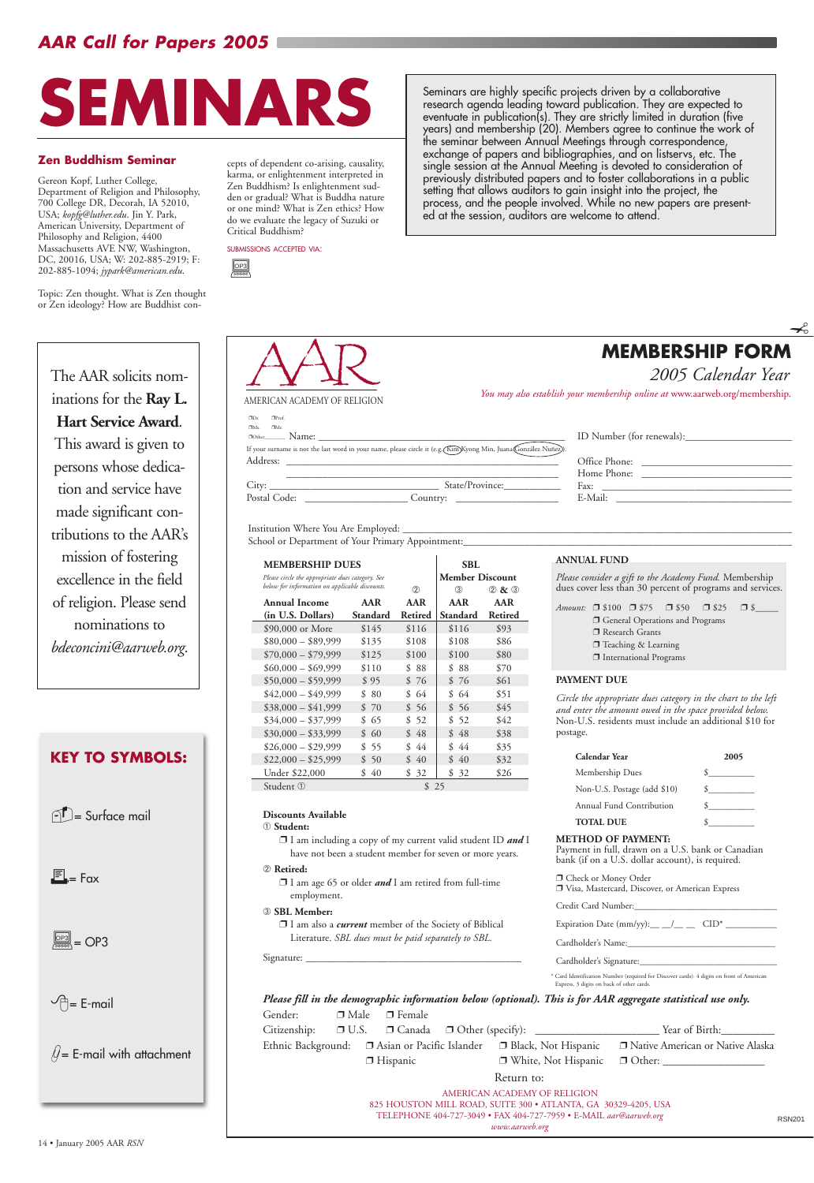*AAR Call for Papers 2005*

# SEMINARS

Seminars are highly specific projects driven by a collaborative research agenda leading toward publication. They are expected to eventuate in publication(s). They are strictly limited in duration (five years) and membership (20). Members agree to continue the work of the seminar between Annual Meetings through correspondence, exchange of papers and bibliographies, and on listservs, etc. The single session at the Annual Meeting is devoted to consideration of previously distributed papers and to foster collaborations in a public setting that allows auditors to gain insight into the project, the process, and the people involved. While no new papers are presented at the session, auditors are welcome to attend.

## Zen Buddhism Seminar

Gereon Kopf, Luther College, Department of Religion and Philosophy, 700 College DR, Decorah, IA 52010, USA; *kopfg@luther.edu*. Jin Y. Park, American University, Department of Philosophy and Religion, 4400 Massachusetts AVE NW, Washington, DC, 20016, USA; W: 202-885-2919; F: 202-885-1094; *jypark@american.edu*.

Topic: Zen thought. What is Zen thought or Zen ideology? How are Buddhist concepts of dependent co-arising, causality, karma, or enlightenment interpreted in Zen Buddhism? Is enlightenment sudden or gradual? What is Buddha nature or one mind? What is Zen ethics? How do we evaluate the legacy of Suzuki or Critical Buddhism?

SUBMISSIONS ACCEPTED VIA: OP3

---

The AAR solicits nominations for the **Ray L. Hart Service Award**. This award is given to persons whose dedication and service have made significant contributions to the AAR's mission of fostering excellence in the field of religion. Please send nominations to *bdeconcini@aarweb.org*.

---

## KEY TO SYMBOLS:

- = Surface mail
- = Fax
- = OP3
- = E-mail
- = E-mail with attachment

---

AMERICAN ACADEMY OF RELIGION

## MEMBERSHIP FORM

*2005 Calendar Year*

*You may also establish your membership online at* www.aarweb.org/membership.

❒Dr. ❒Prof. ❒Ms. ❒Mr. ❒Other_____ Name: ______________________ ID Number (for renewals):______________

If your surname is not the last word in your name, please circle it (e.g. Kim Kyong Min, Juana González Nuñez).

Address: ______________________ Office Phone: ______________

______________________ Home Phone: ______________

City: ______________ State/Province:__________ Fax: ______________

Postal Code: __________ Country: __________ E-Mail: ______________

Institution Where You Are Employed: ______________________

School or Department of Your Primary Appointment:______________________

### MEMBERSHIP DUES

*Please circle the appropriate dues category. See below for information on applicable discounts.*

| Annual Income (in U.S. Dollars) | AAR Standard | ② AAR Retired | SBL Member Discount ③ AAR Standard | ② & ③ AAR Retired |
|---|---|---|---|---|
| $90,000 or More | $145 | $116 | $116 | $93 |
| $80,000 – $89,999 | $135 | $108 | $108 | $86 |
| $70,000 – $79,999 | $125 | $100 | $100 | $80 |
| $60,000 – $69,999 | $110 | $ 88 | $ 88 | $70 |
| $50,000 – $59,999 | $ 95 | $ 76 | $ 76 | $61 |
| $42,000 – $49,999 | $ 80 | $ 64 | $ 64 | $51 |
| $38,000 – $41,999 | $ 70 | $ 56 | $ 56 | $45 |
| $34,000 – $37,999 | $ 65 | $ 52 | $ 52 | $42 |
| $30,000 – $33,999 | $ 60 | $ 48 | $ 48 | $38 |
| $26,000 – $29,999 | $ 55 | $ 44 | $ 44 | $35 |
| $22,000 – $25,999 | $ 50 | $ 40 | $ 40 | $32 |
| Under $22,000 | $ 40 | $ 32 | $ 32 | $26 |
| Student ① | $ 25 | | | |

**Discounts Available**

① **Student:**
❒ I am including a copy of my current valid student ID ***and*** I have not been a student member for seven or more years.

② **Retired:**
❒ I am age 65 or older ***and*** I am retired from full-time employment.

③ **SBL Member:**
❒ I am also a ***current*** member of the Society of Biblical Literature. *SBL dues must be paid separately to SBL.*

Signature: ______________________

### ANNUAL FUND

*Please consider a gift to the Academy Fund.* Membership dues cover less than 30 percent of programs and services.

*Amount:* ❒ $100 ❒ $75 ❒ $50 ❒ $25 ❒ $_____
❒ General Operations and Programs
❒ Research Grants
❒ Teaching & Learning
❒ International Programs

### PAYMENT DUE

*Circle the appropriate dues category in the chart to the left and enter the amount owed in the space provided below.* Non-U.S. residents must include an additional $10 for postage.

| Calendar Year | 2005 |
|---|---|
| Membership Dues | $_________ |
| Non-U.S. Postage (add $10) | $_________ |
| Annual Fund Contribution | $_________ |
| TOTAL DUE | $_________ |

**METHOD OF PAYMENT:**
Payment in full, drawn on a U.S. bank or Canadian bank (if on a U.S. dollar account), is required.

❒ Check or Money Order
❒ Visa, Mastercard, Discover, or American Express

Credit Card Number:______________________

Expiration Date (mm/yy):__ __/__ __ CID* __________

Cardholder's Name:______________________

Cardholder's Signature:______________________

* Card Identification Number (required for Discover cards): 4 digits on front of American Express, 3 digits on back of other cards.

***Please fill in the demographic information below (optional). This is for AAR aggregate statistical use only.***

Gender: ❒ Male ❒ Female

Citizenship: ❒ U.S. ❒ Canada ❒ Other (specify): ______________ Year of Birth:________

Ethnic Background: ❒ Asian or Pacific Islander ❒ Black, Not Hispanic ❒ Native American or Native Alaska ❒ Hispanic ❒ White, Not Hispanic ❒ Other: ______________

Return to:

AMERICAN ACADEMY OF RELIGION
825 HOUSTON MILL ROAD, SUITE 300 • ATLANTA, GA 30329-4205, USA
TELEPHONE 404-727-3049 • FAX 404-727-7959 • E-MAIL *aar@aarweb.org*
*www.aarweb.org*

RSN201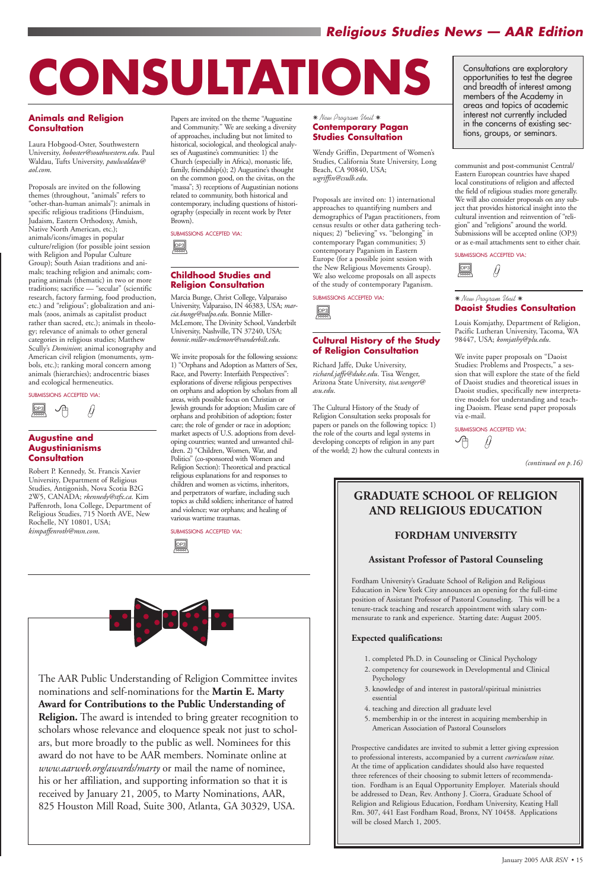# CONSULTATIONS

Consultations are exploratory opportunities to test the degree and breadth of interest among members of the Academy in areas and topics of academic interest not currently included in the concerns of existing sections, groups, or seminars.

## Animals and Religion Consultation

Laura Hobgood-Oster, Southwestern University, *hoboster@southwestern.edu*. Paul Waldau, Tufts University, *paulwaldau@aol.com*.

Proposals are invited on the following themes (throughout, "animals" refers to "other-than-human animals"): animals in specific religious traditions (Hinduism, Judaism, Eastern Orthodoxy, Amish, Native North American, etc.); animals/icons/images in popular culture/religion (for possible joint session with Religion and Popular Culture Group); South Asian traditions and animals; teaching religion and animals; comparing animals (thematic) in two or more traditions; sacrifice — "secular" (scientific research, factory farming, food production, etc.) and "religious"; globalization and animals (zoos, animals as capitalist product rather than sacred, etc.); animals in theology; relevance of animals to other general categories in religious studies; Matthew Scully's *Dominion*; animal iconography and American civil religion (monuments, symbols, etc.); ranking moral concern among animals (hierarchies); androcentric biases and ecological hermeneutics.

SUBMISSIONS ACCEPTED VIA:

## Augustine and Augustinianisms Consultation

Robert P. Kennedy, St. Francis Xavier University, Department of Religious Studies, Antigonish, Nova Scotia B2G 2W5, CANADA; *rkennedy@stfx.ca*. Kim Paffenroth, Iona College, Department of Religious Studies, 715 North AVE, New Rochelle, NY 10801, USA; *kimpaffenroth@msn.com*.

Papers are invited on the theme "Augustine and Community." We are seeking a diversity of approaches, including but not limited to historical, sociological, and theological analyses of Augustine's communities: 1) the Church (especially in Africa), monastic life, family, friendship(s); 2) Augustine's thought on the common good, on the civitas, on the "massa"; 3) receptions of Augustinian notions related to community, both historical and contemporary, including questions of historiography (especially in recent work by Peter Brown).

SUBMISSIONS ACCEPTED VIA:

## Childhood Studies and Religion Consultation

Marcia Bunge, Christ College, Valparaiso University, Valparaiso, IN 46383, USA; *marcia.bunge@valpo.edu*. Bonnie Miller-McLemore, The Divinity School, Vanderbilt University, Nashville, TN 37240, USA; *bonnie.miller-mclemore@vanderbilt.edu*.

We invite proposals for the following sessions: 1) "Orphans and Adoption as Matters of Sex, Race, and Poverty: Interfaith Perspectives": explorations of diverse religious perspectives on orphans and adoption by scholars from all areas, with possible focus on Christian or Jewish grounds for adoption; Muslim care of orphans and prohibition of adoption; foster care; the role of gender or race in adoption; market aspects of U.S. adoptions from developing countries; wanted and unwanted children. 2) "Children, Women, War, and Politics" (co-sponsored with Women and Religion Section): Theoretical and practical religious explanations for and responses to children and women as victims, inheritors, and perpetrators of warfare, including such topics as child soldiers; inheritance of hatred and violence; war orphans; and healing of various wartime traumas.

SUBMISSIONS ACCEPTED VIA:

*New Program Unit*

## Contemporary Pagan Studies Consultation

Wendy Griffin, Department of Women's Studies, California State University, Long Beach, CA 90840, USA; *wgriffin@csulb.edu*.

Proposals are invited on: 1) international approaches to quantifying numbers and demographics of Pagan practitioners, from census results or other data gathering techniques; 2) "believing" vs. "belonging" in contemporary Pagan communities; 3) contemporary Paganism in Eastern Europe (for a possible joint session with the New Religious Movements Group). We also welcome proposals on all aspects of the study of contemporary Paganism.

SUBMISSIONS ACCEPTED VIA:

## Cultural History of the Study of Religion Consultation

Richard Jaffe, Duke University, *richard.jaffe@duke.edu*. Tisa Wenger, Arizona State University, *tisa.wenger@asu.edu*.

The Cultural History of the Study of Religion Consultation seeks proposals for papers or panels on the following topics: 1) the role of the courts and legal systems in developing concepts of religion in any part of the world; 2) how the cultural contexts in communist and post-communist Central/Eastern European countries have shaped local constitutions of religion and affected the field of religious studies more generally. We will also consider proposals on any subject that provides historical insight into the cultural invention and reinvention of "religion" and "religions" around the world. Submissions will be accepted online (OP3) or as e-mail attachments sent to either chair.

SUBMISSIONS ACCEPTED VIA:

*New Program Unit*

## Daoist Studies Consultation

Louis Komjathy, Department of Religion, Pacific Lutheran University, Tacoma, WA 98447, USA; *komjathy@plu.edu*.

We invite paper proposals on "Daoist Studies: Problems and Prospects," a session that will explore the state of the field of Daoist studies and theoretical issues in Daoist studies, specifically new interpretative models for understanding and teaching Daoism. Please send paper proposals via e-mail.

SUBMISSIONS ACCEPTED VIA:

*(continued on p.16)*

---

The AAR Public Understanding of Religion Committee invites nominations and self-nominations for the **Martin E. Marty Award for Contributions to the Public Understanding of Religion.** The award is intended to bring greater recognition to scholars whose relevance and eloquence speak not just to scholars, but more broadly to the public as well. Nominees for this award do not have to be AAR members. Nominate online at *www.aarweb.org/awards/marty* or mail the name of nominee, his or her affiliation, and supporting information so that it is received by January 21, 2005, to Marty Nominations, AAR, 825 Houston Mill Road, Suite 300, Atlanta, GA 30329, USA.

---

## GRADUATE SCHOOL OF RELIGION AND RELIGIOUS EDUCATION

### FORDHAM UNIVERSITY

### Assistant Professor of Pastoral Counseling

Fordham University's Graduate School of Religion and Religious Education in New York City announces an opening for the full-time position of Assistant Professor of Pastoral Counseling. This will be a tenure-track teaching and research appointment with salary commensurate to rank and experience. Starting date: August 2005.

### Expected qualifications:

1. completed Ph.D. in Counseling or Clinical Psychology
2. competency for coursework in Developmental and Clinical Psychology
3. knowledge of and interest in pastoral/spiritual ministries essential
4. teaching and direction all graduate level
5. membership in or the interest in acquiring membership in American Association of Pastoral Counselors

Prospective candidates are invited to submit a letter giving expression to professional interests, accompanied by a current *curriculum vitae.* At the time of application candidates should also have requested three references of their choosing to submit letters of recommendation. Fordham is an Equal Opportunity Employer. Materials should be addressed to Dean, Rev. Anthony J. Ciorra, Graduate School of Religion and Religious Education, Fordham University, Keating Hall Rm. 307, 441 East Fordham Road, Bronx, NY 10458. Applications will be closed March 1, 2005.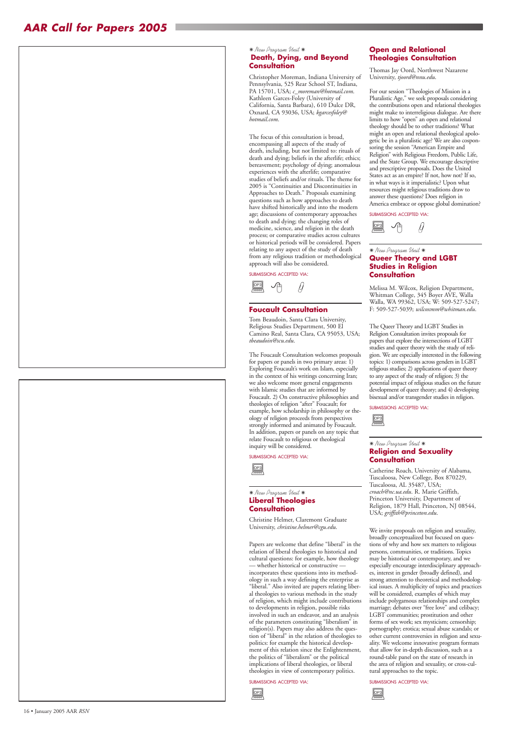✷ *New Program Unit* ✷

## Death, Dying, and Beyond Consultation

Christopher Moreman, Indiana University of Pennsylvania, 525 Rear School ST, Indiana, PA 15701, USA; *c_moreman@hotmail.com*. Kathleen Garces-Foley (University of California, Santa Barbara), 610 Dulce DR, Oxnard, CA 93036, USA; *kgarcesfoley@hotmail.com*.

The focus of this consultation is broad, encompassing all aspects of the study of death, including, but not limited to: rituals of death and dying; beliefs in the afterlife; ethics; bereavement; psychology of dying; anomalous experiences with the afterlife; comparative studies of beliefs and/or rituals. The theme for 2005 is "Continuities and Discontinuities in Approaches to Death." Proposals examining questions such as how approaches to death have shifted historically and into the modern age; discussions of contemporary approaches to death and dying; the changing roles of medicine, science, and religion in the death process; or comparative studies across cultures or historical periods will be considered. Papers relating to any aspect of the study of death from any religious tradition or methodological approach will also be considered.

SUBMISSIONS ACCEPTED VIA:

## Foucault Consultation

Tom Beaudoin, Santa Clara University, Religious Studies Department, 500 El Camino Real, Santa Clara, CA 95053, USA; *tbeaudoin@scu.edu*.

The Foucault Consultation welcomes proposals for papers or panels in two primary areas: 1) Exploring Foucault's work on Islam, especially in the context of his writings concerning Iran; we also welcome more general engagements with Islamic studies that are informed by Foucault. 2) On constructive philosophies and theologies of religion "after" Foucault; for example, how scholarship in philosophy or theology of religion proceeds from perspectives strongly informed and animated by Foucault. In addition, papers or panels on any topic that relate Foucault to religious or theological inquiry will be considered.

SUBMISSIONS ACCEPTED VIA:

✷ *New Program Unit* ✷

## Liberal Theologies Consultation

Christine Helmer, Claremont Graduate University, *christine.helmer@cgu.edu*.

Papers are welcome that define "liberal" in the relation of liberal theologies to historical and cultural questions: for example, how theology — whether historical or constructive — incorporates these questions into its methodology in such a way defining the enterprise as "liberal." Also invited are papers relating liberal theologies to various methods in the study of religion, which might include contributions to developments in religion, possible risks involved in such an endeavor, and an analysis of the parameters constituting "liberalism" in religion(s). Papers may also address the question of "liberal" in the relation of theologies to politics: for example the historical development of this relation since the Enlightenment, the politics of "liberalism" or the political implications of liberal theologies, or liberal theologies in view of contemporary politics.

SUBMISSIONS ACCEPTED VIA:

## Open and Relational Theologies Consultation

Thomas Jay Oord, Northwest Nazarene University, *tjoord@nnu.edu*.

For our session "Theologies of Mission in a Pluralistic Age," we seek proposals considering the contributions open and relational theologies might make to interreligious dialogue. Are there limits to how "open" an open and relational theology should be to other traditions? What might an open and relational theological apologetic be in a pluralistic age? We are also cosponsoring the session "American Empire and Religion" with Religious Freedom, Public Life, and the State Group. We encourage descriptive and prescriptive proposals. Does the United States act as an empire? If not, how not? If so, in what ways is it imperialistic? Upon what resources might religious traditions draw to answer these questions? Does religion in America embrace or oppose global domination?

SUBMISSIONS ACCEPTED VIA:

✷ *New Program Unit* ✷

## Queer Theory and LGBT Studies in Religion Consultation

Melissa M. Wilcox, Religion Department, Whitman College, 345 Boyer AVE, Walla Walla, WA 99362, USA; W: 509-527-5247; F: 509-527-5039; *wilcoxmm@whitman.edu*.

The Queer Theory and LGBT Studies in Religion Consultation invites proposals for papers that explore the intersections of LGBT studies and queer theory with the study of religion. We are especially interested in the following topics: 1) comparisons across genders in LGBT religious studies; 2) applications of queer theory to any aspect of the study of religion; 3) the potential impact of religious studies on the future development of queer theory; and 4) developing bisexual and/or transgender studies in religion.

SUBMISSIONS ACCEPTED VIA:

✷ *New Program Unit* ✷

## Religion and Sexuality Consultation

Catherine Roach, Religious Studies, University of Alabama, Tuscaloosa, New College, Box 870229, Tuscaloosa, AL 35487, USA; *croach@nc.ua.edu*. R. Marie Griffith, Princeton University, Department of Religion, 1879 Hall, Princeton, NJ 08544, USA; *griffith@princeton.edu*.

We invite proposals on religion and sexuality, broadly conceptualized but focused on questions of why and how sex matters to religious persons, communities, or traditions. Topics may be historical or contemporary, and we especially encourage interdisciplinary approaches, interest in gender (broadly defined), and strong attention to theoretical and methodological issues. A multiplicity of topics and practices will be considered, examples of which may include polygamous relationships and complex marriage; debates over "free love" and celibacy; LGBT communities; prostitution and other forms of sex work; sex mysticism; censorship; pornography; erotica; sexual abuse scandals; or other current controversies in religion and sexuality. We welcome innovative program formats that allow for in-depth discussion, such as a round-table panel on the state of research in the area of religion and sexuality, or cross-cultural approaches to the topic.

SUBMISSIONS ACCEPTED VIA: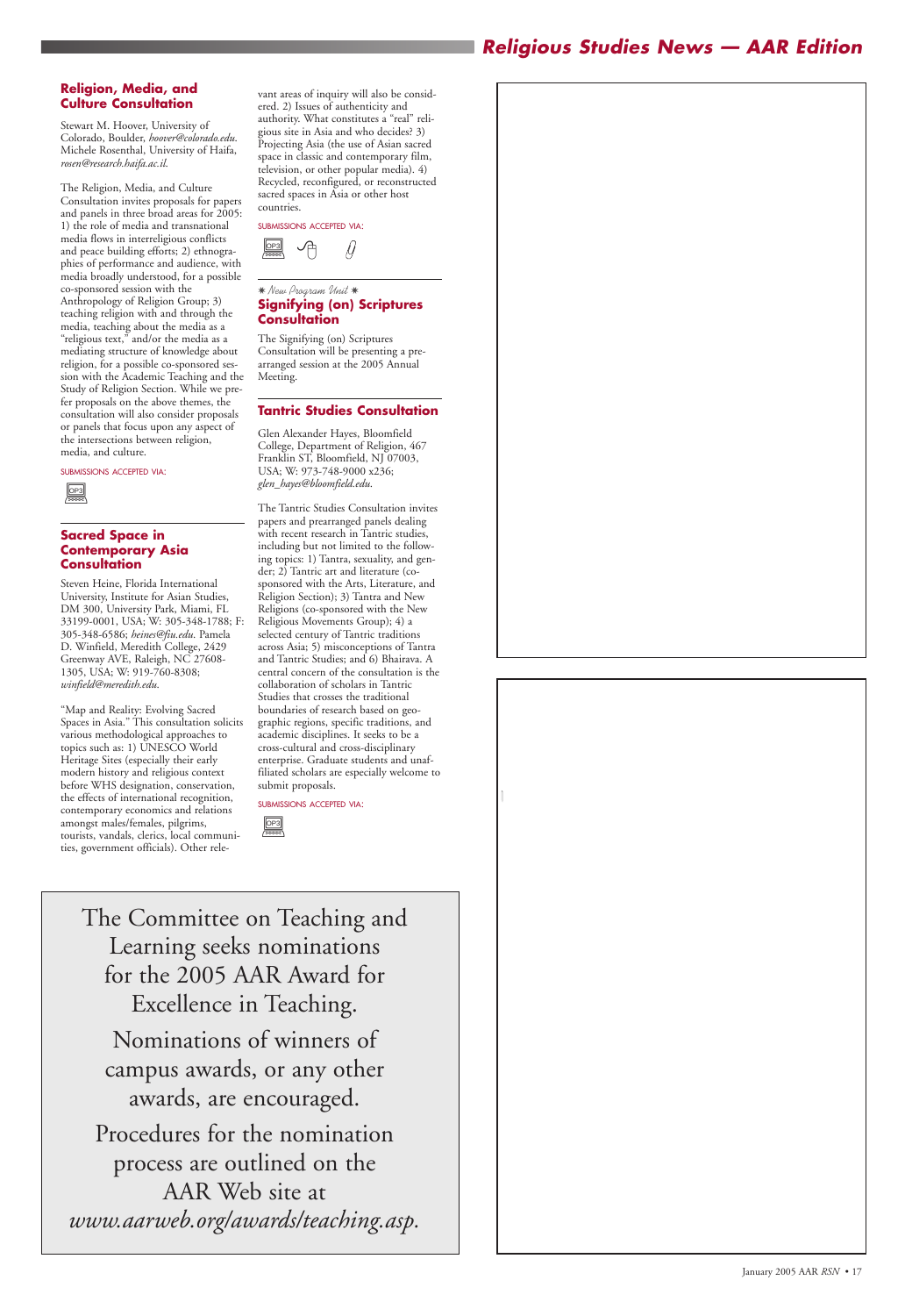## Religion, Media, and Culture Consultation

Stewart M. Hoover, University of Colorado, Boulder, *hoover@colorado.edu*. Michele Rosenthal, University of Haifa, *rosen@research.haifa.ac.il*.

The Religion, Media, and Culture Consultation invites proposals for papers and panels in three broad areas for 2005: 1) the role of media and transnational media flows in interreligious conflicts and peace building efforts; 2) ethnographies of performance and audience, with media broadly understood, for a possible co-sponsored session with the Anthropology of Religion Group; 3) teaching religion with and through the media, teaching about the media as a "religious text," and/or the media as a mediating structure of knowledge about religion, for a possible co-sponsored session with the Academic Teaching and the Study of Religion Section. While we prefer proposals on the above themes, the consultation will also consider proposals or panels that focus upon any aspect of the intersections between religion, media, and culture.

SUBMISSIONS ACCEPTED VIA:

## Sacred Space in Contemporary Asia Consultation

Steven Heine, Florida International University, Institute for Asian Studies, DM 300, University Park, Miami, FL 33199-0001, USA; W: 305-348-1788; F: 305-348-6586; *heines@fiu.edu*. Pamela D. Winfield, Meredith College, 2429 Greenway AVE, Raleigh, NC 27608-1305, USA; W: 919-760-8308; *winfield@meredith.edu*.

"Map and Reality: Evolving Sacred Spaces in Asia." This consultation solicits various methodological approaches to topics such as: 1) UNESCO World Heritage Sites (especially their early modern history and religious context before WHS designation, conservation, the effects of international recognition, contemporary economics and relations amongst males/females, pilgrims, tourists, vandals, clerics, local communities, government officials). Other relevant areas of inquiry will also be considered. 2) Issues of authenticity and authority. What constitutes a "real" religious site in Asia and who decides? 3) Projecting Asia (the use of Asian sacred space in classic and contemporary film, television, or other popular media). 4) Recycled, reconfigured, or reconstructed sacred spaces in Asia or other host countries.

SUBMISSIONS ACCEPTED VIA:

*✷ New Program Unit ✷*

## Signifying (on) Scriptures Consultation

The Signifying (on) Scriptures Consultation will be presenting a prearranged session at the 2005 Annual Meeting.

## Tantric Studies Consultation

Glen Alexander Hayes, Bloomfield College, Department of Religion, 467 Franklin ST, Bloomfield, NJ 07003, USA; W: 973-748-9000 x236; *glen_hayes@bloomfield.edu*.

The Tantric Studies Consultation invites papers and prearranged panels dealing with recent research in Tantric studies, including but not limited to the following topics: 1) Tantra, sexuality, and gender; 2) Tantric art and literature (co-sponsored with the Arts, Literature, and Religion Section); 3) Tantra and New Religions (co-sponsored with the New Religious Movements Group); 4) a selected century of Tantric traditions across Asia; 5) misconceptions of Tantra and Tantric Studies; and 6) Bhairava. A central concern of the consultation is the collaboration of scholars in Tantric Studies that crosses the traditional boundaries of research based on geographic regions, specific traditions, and academic disciplines. It seeks to be a cross-cultural and cross-disciplinary enterprise. Graduate students and unaffiliated scholars are especially welcome to submit proposals.

SUBMISSIONS ACCEPTED VIA:

---

The Committee on Teaching and Learning seeks nominations for the 2005 AAR Award for Excellence in Teaching.

Nominations of winners of campus awards, or any other awards, are encouraged.

Procedures for the nomination process are outlined on the AAR Web site at *www.aarweb.org/awards/teaching.asp*.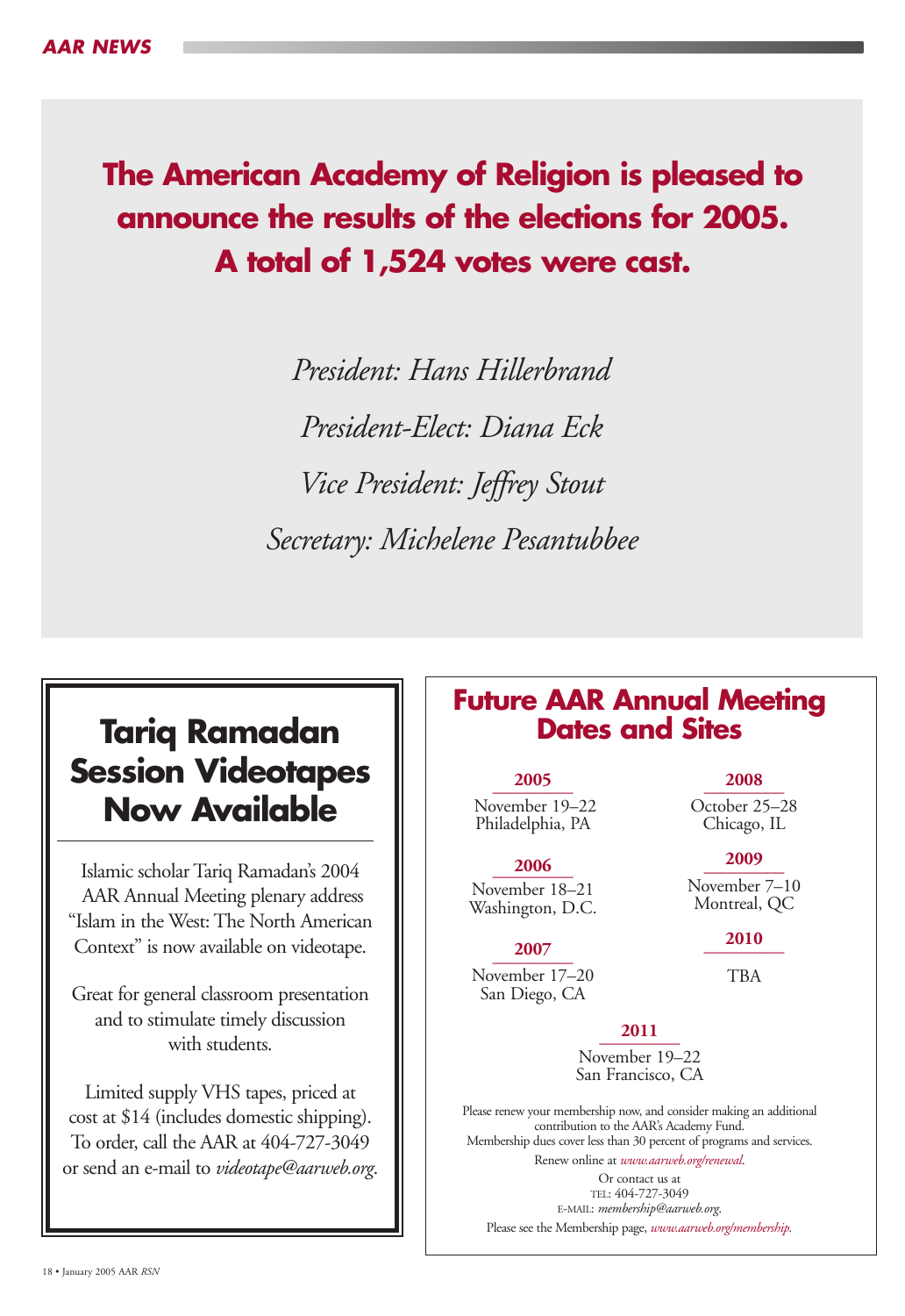**The American Academy of Religion is pleased to announce the results of the elections for 2005. A total of 1,524 votes were cast.**

*President: Hans Hillerbrand*

*President-Elect: Diana Eck*

*Vice President: Jeffrey Stout*

*Secretary: Michelene Pesantubbee*

## Tariq Ramadan Session Videotapes Now Available

Islamic scholar Tariq Ramadan's 2004 AAR Annual Meeting plenary address "Islam in the West: The North American Context" is now available on videotape.

Great for general classroom presentation and to stimulate timely discussion with students.

Limited supply VHS tapes, priced at cost at $14 (includes domestic shipping). To order, call the AAR at 404-727-3049 or send an e-mail to *videotape@aarweb.org*.

## Future AAR Annual Meeting Dates and Sites

**2005**
November 19–22
Philadelphia, PA

**2006**
November 18–21
Washington, D.C.

**2007**
November 17–20
San Diego, CA

**2008**
October 25–28
Chicago, IL

**2009**
November 7–10
Montreal, QC

**2010**
TBA

**2011**
November 19–22
San Francisco, CA

Please renew your membership now, and consider making an additional contribution to the AAR's Academy Fund.
Membership dues cover less than 30 percent of programs and services.

Renew online at *www.aarweb.org/renewal*.

Or contact us at
TEL: 404-727-3049
E-MAIL: *membership@aarweb.org*.

Please see the Membership page, *www.aarweb.org/membership*.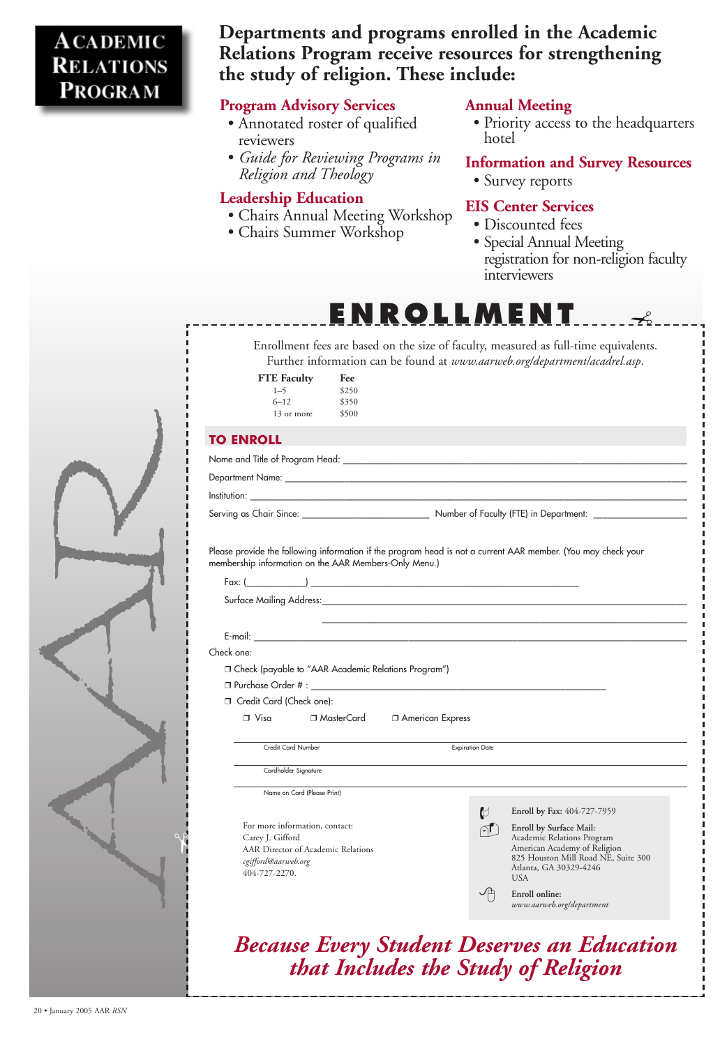# Academic Relations Program

## Departments and programs enrolled in the Academic Relations Program receive resources for strengthening the study of religion. These include:

### Program Advisory Services

- Annotated roster of qualified reviewers
- *Guide for Reviewing Programs in Religion and Theology*

### Leadership Education

- Chairs Annual Meeting Workshop
- Chairs Summer Workshop

### Annual Meeting

- Priority access to the headquarters hotel

### Information and Survey Resources

- Survey reports

### EIS Center Services

- Discounted fees
- Special Annual Meeting registration for non-religion faculty interviewers

## ENROLLMENT

Enrollment fees are based on the size of faculty, measured as full-time equivalents. Further information can be found at *www.aarweb.org/department/acadrel.asp*.

| FTE Faculty | Fee |
|---|---|
| 1–5 | $250 |
| 6–12 | $350 |
| 13 or more | $500 |

### TO ENROLL

Name and Title of Program Head: ______________________________

Department Name: ______________________________

Institution: ______________________________

Serving as Chair Since: ______________ Number of Faculty (FTE) in Department: ______________

Please provide the following information if the program head is not a current AAR member. (You may check your membership information on the AAR Members-Only Menu.)

Fax: (__________) ______________________________

Surface Mailing Address: ______________________________

______________________________

E-mail: ______________________________

Check one:

❐ Check (payable to "AAR Academic Relations Program")

❐ Purchase Order # : ______________________________

❐ Credit Card (Check one):

❐ Visa ❐ MasterCard ❐ American Express

______________________________
Credit Card Number Expiration Date

______________________________
Cardholder Signature

______________________________
Name on Card (Please Print)

For more information, contact:
Carey J. Gifford
AAR Director of Academic Relations
*cgifford@aarweb.org*
404-727-2270.

**Enroll by Fax:** 404-727-7959

**Enroll by Surface Mail:**
Academic Relations Program
American Academy of Religion
825 Houston Mill Road NE, Suite 300
Atlanta, GA 30329-4246
USA

**Enroll online:**
*www.aarweb.org/department*

***Because Every Student Deserves an Education that Includes the Study of Religion***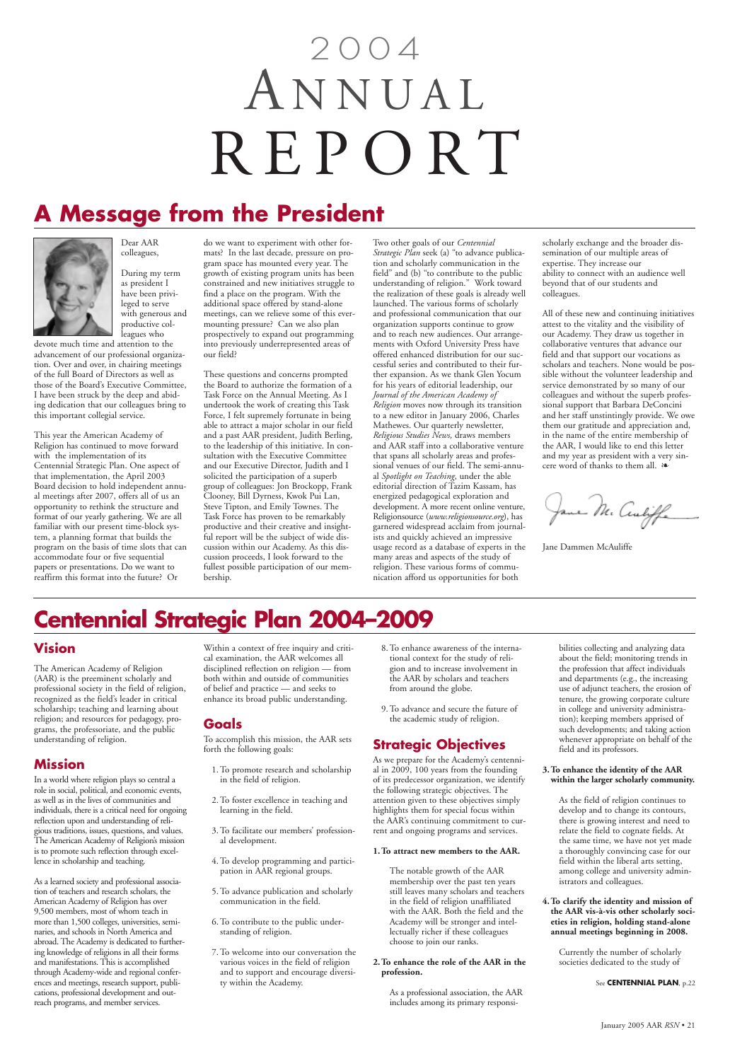# 2004 ANNUAL REPORT

## A Message from the President

Dear AAR colleagues,

During my term as president I have been privileged to serve with generous and productive colleagues who devote much time and attention to the advancement of our professional organization. Over and over, in chairing meetings of the full Board of Directors as well as those of the Board's Executive Committee, I have been struck by the deep and abiding dedication that our colleagues bring to this important collegial service.

This year the American Academy of Religion has continued to move forward with the implementation of its Centennial Strategic Plan. One aspect of that implementation, the April 2003 Board decision to hold independent annual meetings after 2007, offers all of us an opportunity to rethink the structure and format of our yearly gathering. We are all familiar with our present time-block system, a planning format that builds the program on the basis of time slots that can accommodate four or five sequential papers or presentations. Do we want to reaffirm this format into the future? Or do we want to experiment with other formats? In the last decade, pressure on program space has mounted every year. The growth of existing program units has been constrained and new initiatives struggle to find a place on the program. With the additional space offered by stand-alone meetings, can we relieve some of this ever-mounting pressure? Can we also plan prospectively to expand out programming into previously underrepresented areas of our field?

These questions and concerns prompted the Board to authorize the formation of a Task Force on the Annual Meeting. As I undertook the work of creating this Task Force, I felt supremely fortunate in being able to attract a major scholar in our field and a past AAR president, Judith Berling, to the leadership of this initiative. In consultation with the Executive Committee and our Executive Director, Judith and I solicited the participation of a superb group of colleagues: Jon Brockopp, Frank Clooney, Bill Dyrness, Kwok Pui Lan, Steve Tipton, and Emily Townes. The Task Force has proven to be remarkably productive and their creative and insightful report will be the subject of wide discussion within our Academy. As this discussion proceeds, I look forward to the fullest possible participation of our membership.

Two other goals of our *Centennial Strategic Plan* seek (a) "to advance publication and scholarly communication in the field" and (b) "to contribute to the public understanding of religion." Work toward the realization of these goals is already well launched. The various forms of scholarly and professional communication that our organization supports continue to grow and to reach new audiences. Our arrangements with Oxford University Press have offered enhanced distribution for our successful series and contributed to their further expansion. As we thank Glen Yocum for his years of editorial leadership, our *Journal of the American Academy of Religion* moves now through its transition to a new editor in January 2006, Charles Mathewes. Our quarterly newsletter, *Religious Studies News,* draws members and AAR staff into a collaborative venture that spans all scholarly areas and professional venues of our field. The semi-annual *Spotlight on Teaching*, under the able editorial direction of Tazim Kassam, has energized pedagogical exploration and development. A more recent online venture, Religionsource (*www.religionsource.org*), has garnered widespread acclaim from journalists and quickly achieved an impressive usage record as a database of experts in the many areas and aspects of the study of religion. These various forms of communication afford us opportunities for both scholarly exchange and the broader dissemination of our multiple areas of expertise. They increase our ability to connect with an audience well beyond that of our students and colleagues.

All of these new and continuing initiatives attest to the vitality and the visibility of our Academy. They draw us together in collaborative ventures that advance our field and that support our vocations as scholars and teachers. None would be possible without the volunteer leadership and service demonstrated by so many of our colleagues and without the superb professional support that Barbara DeConcini and her staff unstintingly provide. We owe them our gratitude and appreciation and, in the name of the entire membership of the AAR, I would like to end this letter and my year as president with a very sincere word of thanks to them all. ❧

Jane Dammen McAuliffe

## Centennial Strategic Plan 2004–2009

### Vision

The American Academy of Religion (AAR) is the preeminent scholarly and professional society in the field of religion, recognized as the field's leader in critical scholarship; teaching and learning about religion; and resources for pedagogy, programs, the professoriate, and the public understanding of religion.

### Mission

In a world where religion plays so central a role in social, political, and economic events, as well as in the lives of communities and individuals, there is a critical need for ongoing reflection upon and understanding of religious traditions, issues, questions, and values. The American Academy of Religion's mission is to promote such reflection through excellence in scholarship and teaching.

As a learned society and professional association of teachers and research scholars, the American Academy of Religion has over 9,500 members, most of whom teach in more than 1,500 colleges, universities, seminaries, and schools in North America and abroad. The Academy is dedicated to furthering knowledge of religions in all their forms and manifestations. This is accomplished through Academy-wide and regional conferences and meetings, research support, publications, professional development and outreach programs, and member services.

Within a context of free inquiry and critical examination, the AAR welcomes all disciplined reflection on religion — from both within and outside of communities of belief and practice — and seeks to enhance its broad public understanding.

### Goals

To accomplish this mission, the AAR sets forth the following goals:

1. To promote research and scholarship in the field of religion.
2. To foster excellence in teaching and learning in the field.
3. To facilitate our members' professional development.
4. To develop programming and participation in AAR regional groups.
5. To advance publication and scholarly communication in the field.
6. To contribute to the public understanding of religion.
7. To welcome into our conversation the various voices in the field of religion and to support and encourage diversity within the Academy.
8. To enhance awareness of the international context for the study of religion and to increase involvement in the AAR by scholars and teachers from around the globe.
9. To advance and secure the future of the academic study of religion.

### Strategic Objectives

As we prepare for the Academy's centennial in 2009, 100 years from the founding of its predecessor organization, we identify the following strategic objectives. The attention given to these objectives simply highlights them for special focus within the AAR's continuing commitment to current and ongoing programs and services.

**1. To attract new members to the AAR.**

The notable growth of the AAR membership over the past ten years still leaves many scholars and teachers in the field of religion unaffiliated with the AAR. Both the field and the Academy will be stronger and intellectually richer if these colleagues choose to join our ranks.

**2. To enhance the role of the AAR in the profession.**

As a professional association, the AAR includes among its primary responsibilities collecting and analyzing data about the field; monitoring trends in the profession that affect individuals and departments (e.g., the increasing use of adjunct teachers, the erosion of tenure, the growing corporate culture in college and university administration); keeping members apprised of such developments; and taking action whenever appropriate on behalf of the field and its professors.

**3. To enhance the identity of the AAR within the larger scholarly community.**

As the field of religion continues to develop and to change its contours, there is growing interest and need to relate the field to cognate fields. At the same time, we have not yet made a thoroughly convincing case for our field within the liberal arts setting, among college and university administrators and colleagues.

**4. To clarify the identity and mission of the AAR vis-à-vis other scholarly societies in religion, holding stand-alone annual meetings beginning in 2008.**

Currently the number of scholarly societies dedicated to the study of

See **CENTENNIAL PLAN**, p.22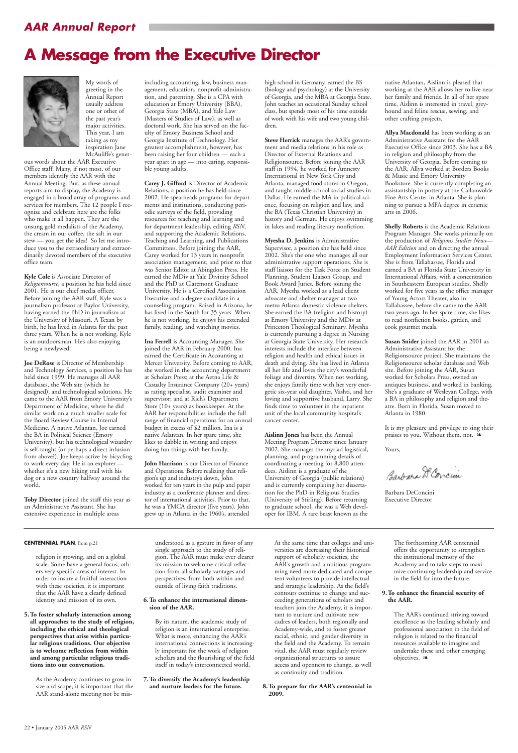# A Message from the Executive Director

My words of greeting in the Annual Report usually address one or other of the past year's major activities. This year, I am taking as my inspiration Jane McAuliffe's generous words about the AAR Executive Office staff. Many, if not most, of our members identify the AAR with the Annual Meeting. But, as these annual reports aim to display, the Academy is engaged in a broad array of programs and services for members. The 12 people I recognize and celebrate here are the folks who make it all happen. They are the unsung gold medalists of the Academy, the cream in our coffee, the salt in our stew — you get the idea! So let me introduce you to the extraordinary and extraordinarily devoted members of the executive office team.

**Kyle Cole** is Associate Director of *Religionsource*, a position he has held since 2001. He is our chief media officer. Before joining the AAR staff, Kyle was a journalism professor at Baylor University, having earned the PhD in journalism at the University of Missouri. A Texan by birth, he has lived in Atlanta for the past three years. When he is not working, Kyle is an outdoorsman. He's also enjoying being a newlywed.

**Joe DeRose** is Director of Membership and Technology Services, a position he has held since 1999. He manages all AAR databases, the Web site (which he designed), and technological solutions. He came to the AAR from Emory University's Department of Medicine, where he did similar work on a much smaller scale for the Board Review Course in Internal Medicine. A native Atlantan, Joe earned the BA in Political Science (Emory University), but his technological wizardry is self-taught (or perhaps a direct infusion from above?). Joe keeps active by bicycling to work every day. He is an explorer — whether it's a new hiking trail with his dog or a new country halfway around the world.

**Toby Director** joined the staff this year as an Administrative Assistant. She has extensive experience in multiple areas including accounting, law, business management, education, nonprofit administration, and parenting. She is a CPA with education at Emory University (BBA), Georgia State (MBA), and Yale Law (Masters of Studies of Law), as well as doctoral work. She has served on the faculty of Emory Business School and Georgia Institute of Technology. Her greatest accomplishment, however, has been raising her four children — each a year apart in age — into caring, responsible young adults.

**Carey J. Gifford** is Director of Academic Relations, a position he has held since 2002. He spearheads programs for departments and institutions, conducting periodic surveys of the field, providing resources for teaching and learning and for department leadership, editing *RSN*, and supporting the Academic Relations, Teaching and Learning, and Publications Committees. Before joining the AAR, Carey worked for 13 years in nonprofit association management, and prior to that was Senior Editor at Abingdon Press. He earned the MDiv at Yale Divinity School and the PhD at Claremont Graduate University. He is a Certified Association Executive and a degree candidate in a counseling program. Raised in Arizona, he has lived in the South for 35 years. When he is not working, he enjoys his extended family, reading, and watching movies.

**Ina Ferrell** is Accounting Manager. She joined the AAR in February 2000. Ina earned the Certificate in Accounting at Mercer University. Before coming to AAR, she worked in the accounting department at Scholars Press; at the Aetna Life & Casualty Insurance Company (20+ years) as rating specialist, audit examiner and supervisor; and at Rich's Department Store (10+ years) as bookkeeper. At the AAR her responsibilities include the full range of financial operations for an annual budget in excess of $2 million. Ina is a native Atlantan. In her spare time, she likes to dabble in writing and enjoys doing fun things with her family.

**John Harrison** is our Director of Finance and Operations. Before realizing that religion's up and industry's down, John worked for ten years in the pulp and paper industry as a conference planner and director of international activities. Prior to that, he was a YMCA director (five years). John grew up in Atlanta in the 1960's, attended high school in Germany, earned the BS (biology and psychology) at the University of Georgia, and the MBA at Georgia State. John teaches an occasional Sunday school class, but spends most of his time outside of work with his wife and two young children.

**Steve Herrick** manages the AAR's government and media relations in his role as Director of External Relations and Religionsource. Before joining the AAR staff in 1994, he worked for Amnesty International in New York City and Atlanta, managed food stores in Oregon, and taught middle school social studies in Dallas. He earned the MA in political science, focusing on religion and law, and the BA (Texas Christian University) in history and German. He enjoys swimming in lakes and reading literary nonfiction.

**Myesha D. Jenkins** is Administrative Supervisor, a position she has held since 2002. She's the one who manages all our administrative support operations. She is staff liaison for the Task Force on Student Planning, Student Liaison Group, and Book Award Juries. Before joining the AAR, Myesha worked as a lead client advocate and shelter manager at two metro Atlanta domestic violence shelters. She earned the BA (religion and history) at Emory University and the MDiv at Princeton Theological Seminary. Myesha is currently pursuing a degree in Nursing at Georgia State University. Her research interests include the interface between religion and health and ethical issues in death and dying. She has lived in Atlanta all her life and loves the city's wonderful foliage and diversity. When not working, she enjoys family time with her very energetic six-year old daughter, Vashti, and her loving and supportive husband, Larry. She finds time to volunteer in the inpatient unit of the local community hospital's cancer center.

**Aislinn Jones** has been the Annual Meeting Program Director since January 2002. She manages the myriad logistical, planning, and programming details of coordinating a meeting for 8,800 attendees. Aislinn is a graduate of the University of Georgia (public relations) and is currently completing her dissertation for the PhD in Religious Studies (University of Stirling). Before returning to graduate school, she was a Web developer for IBM. A rare beast known as the native Atlantan, Aislinn is pleased that working at the AAR allows her to live near her family and friends. In all of her spare time, Aislinn is interested in travel, greyhound and feline rescue, sewing, and other crafting projects.

**Allya Macdonald** has been working as an Administrative Assistant for the AAR Executive Office since 2003. She has a BA in religion and philosophy from the University of Georgia. Before coming to the AAR, Allya worked at Borders Books & Music and Emory University Bookstore. She is currently completing an assistantship in pottery at the Callanwolde Fine Arts Center in Atlanta. She is planning to pursue a MFA degree in ceramic arts in 2006.

**Shelly Roberts** is the Academic Relations Program Manager. She works primarily on the production of *Religious Studies News—AAR Edition* and on directing the annual Employment Information Services Center. She is from Tallahassee, Florida and earned a BA at Florida State University in International Affairs, with a concentration in Southeastern European studies. Shelly worked for five years as the office manager of Young Actors Theater, also in Tallahassee, before she came to the AAR two years ago. In her spare time, she likes to read nonfiction books, garden, and cook gourmet meals.

**Susan Snider** joined the AAR in 2001 as Administrative Assistant for the Religionsource project. She maintains the Religionsource scholar database and Web site. Before joining the AAR, Susan worked for Scholars Press, owned an antiques business, and worked in banking. She's a graduate of Wesleyan College, with a BA in philosophy and religion and theatre. Born in Florida, Susan moved to Atlanta in 1980.

It is my pleasure and privilege to sing their praises to you. Without them, not. ❧

Yours,

Barbara DeConcini
Executive Director

---

**CENTENNIAL PLAN**, from p.21

religion is growing, and on a global scale. Some have a general focus; others very specific areas of interest. In order to insure a fruitful interaction with these societies, it is important that the AAR have a clearly defined identity and mission of its own.

**5. To foster scholarly interaction among all approaches to the study of religion, including the ethical and theological perspectives that arise within particular religious traditions. Our objective is to welcome reflection from within and among particular religious traditions into our conversation.**

As the Academy continues to grow in size and scope, it is important that the AAR stand-alone meeting not be misunderstood as a gesture in favor of any single approach to the study of religion. The AAR must make ever clearer its mission to welcome critical reflection from all scholarly vantages and perspectives, from both within and outside of living faith traditions.

**6. To enhance the international dimension of the AAR.**

By its nature, the academic study of religion is an international enterprise. What is more, enhancing the AAR's international connections is increasingly important for the work of religion scholars and the flourishing of the field itself in today's interconnected world.

**7. To diversify the Academy's leadership and nurture leaders for the future.**

At the same time that colleges and universities are decreasing their historical support of scholarly societies, the AAR's growth and ambitious programming need more dedicated and competent volunteers to provide intellectual and strategic leadership. As the field's contours continue to change and succeeding generations of scholars and teachers join the Academy, it is important to nurture and cultivate new cadres of leaders, both regionally and Academy-wide, and to foster greater racial, ethnic, and gender diversity in the field and the Academy. To remain vital, the AAR must regularly review organizational structures to assure access and openness to change, as well as continuity and tradition.

**8. To prepare for the AAR's centennial in 2009.**

The forthcoming AAR centennial offers the opportunity to strengthen the institutional memory of the Academy and to take steps to maximize continuing leadership and service in the field far into the future.

**9. To enhance the financial security of the AAR.**

The AAR's continued striving toward excellence as the leading scholarly and professional association in the field of religion is related to the financial resources available to imagine and undertake these and other emerging objectives. ❧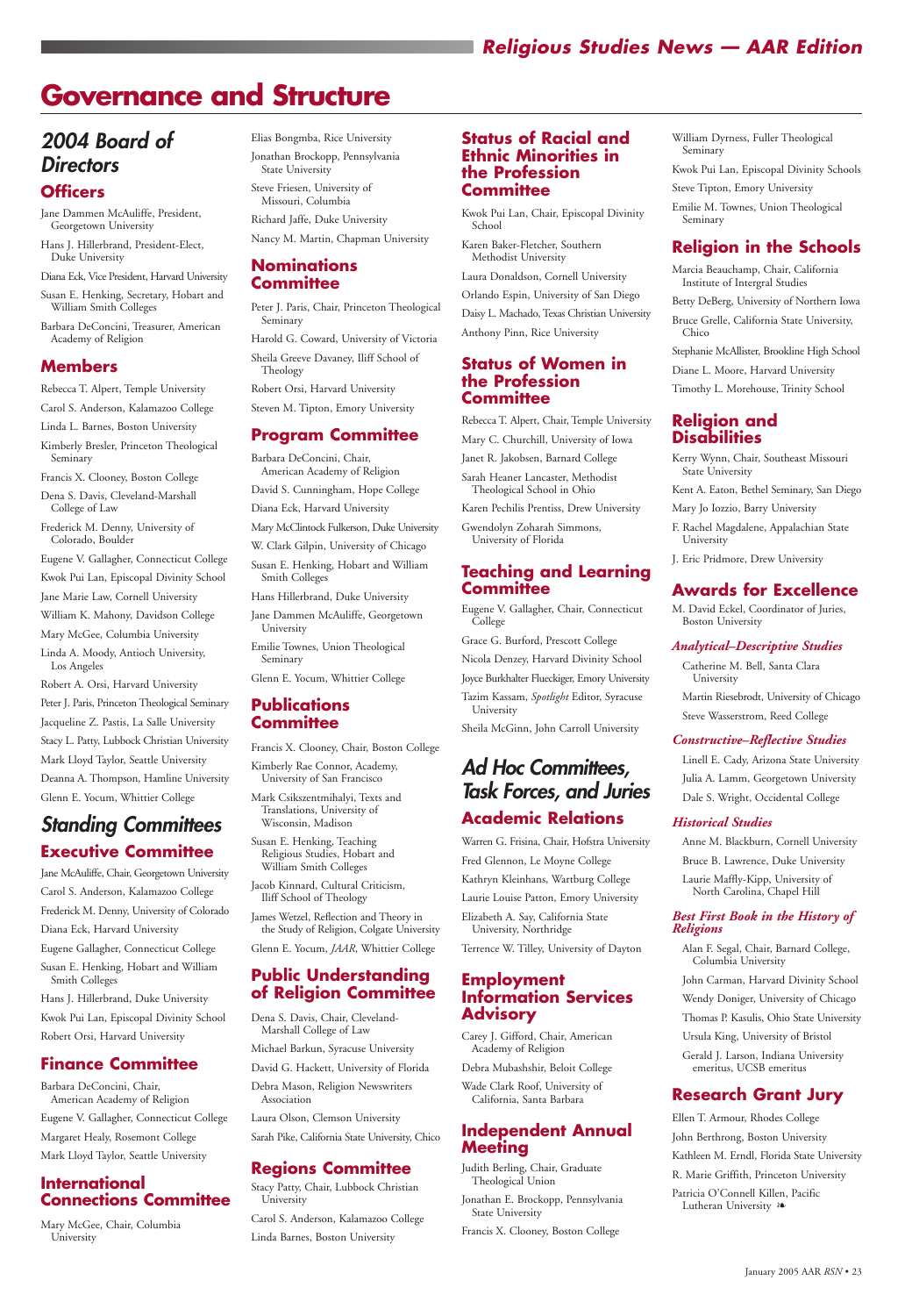# Governance and Structure

## 2004 Board of Directors

### Officers

Jane Dammen McAuliffe, President, Georgetown University

Hans J. Hillerbrand, President-Elect, Duke University

Diana Eck, Vice President, Harvard University

Susan E. Henking, Secretary, Hobart and William Smith Colleges

Barbara DeConcini, Treasurer, American Academy of Religion

### Members

Rebecca T. Alpert, Temple University

Carol S. Anderson, Kalamazoo College

Linda L. Barnes, Boston University

Kimberly Bresler, Princeton Theological Seminary

Francis X. Clooney, Boston College

Dena S. Davis, Cleveland-Marshall College of Law

Frederick M. Denny, University of Colorado, Boulder

Eugene V. Gallagher, Connecticut College

Kwok Pui Lan, Episcopal Divinity School

Jane Marie Law, Cornell University

William K. Mahony, Davidson College

Mary McGee, Columbia University

Linda A. Moody, Antioch University, Los Angeles

Robert A. Orsi, Harvard University

Peter J. Paris, Princeton Theological Seminary

Jacqueline Z. Pastis, La Salle University

Stacy L. Patty, Lubbock Christian University

Mark Lloyd Taylor, Seattle University

Deanna A. Thompson, Hamline University

Glenn E. Yocum, Whittier College

## Standing Committees

### Executive Committee

Jane McAuliffe, Chair, Georgetown University

Carol S. Anderson, Kalamazoo College

Frederick M. Denny, University of Colorado

Diana Eck, Harvard University

Eugene Gallagher, Connecticut College

Susan E. Henking, Hobart and William Smith Colleges

Hans J. Hillerbrand, Duke University

Kwok Pui Lan, Episcopal Divinity School

Robert Orsi, Harvard University

### Finance Committee

Barbara DeConcini, Chair, American Academy of Religion

Eugene V. Gallagher, Connecticut College

Margaret Healy, Rosemont College

Mark Lloyd Taylor, Seattle University

### International Connections Committee

Mary McGee, Chair, Columbia University

Elias Bongmba, Rice University

Jonathan Brockopp, Pennsylvania State University

Steve Friesen, University of Missouri, Columbia

Richard Jaffe, Duke University

Nancy M. Martin, Chapman University

### Nominations Committee

Peter J. Paris, Chair, Princeton Theological Seminary

Harold G. Coward, University of Victoria

Sheila Greeve Davaney, Iliff School of Theology

Robert Orsi, Harvard University

Steven M. Tipton, Emory University

### Program Committee

Barbara DeConcini, Chair, American Academy of Religion

David S. Cunningham, Hope College

Diana Eck, Harvard University

Mary McClintock Fulkerson, Duke University

W. Clark Gilpin, University of Chicago

Susan E. Henking, Hobart and William Smith Colleges

Hans Hillerbrand, Duke University

Jane Dammen McAuliffe, Georgetown University

Emilie Townes, Union Theological Seminary

Glenn E. Yocum, Whittier College

### Publications Committee

Francis X. Clooney, Chair, Boston College

Kimberly Rae Connor, Academy, University of San Francisco

Mark Csikszentmihalyi, Texts and Translations, University of Wisconsin, Madison

Susan E. Henking, Teaching Religious Studies, Hobart and William Smith Colleges

Jacob Kinnard, Cultural Criticism, Iliff School of Theology

James Wetzel, Reflection and Theory in the Study of Religion, Colgate University

Glenn E. Yocum, *JAAR*, Whittier College

### Public Understanding of Religion Committee

Dena S. Davis, Chair, Cleveland-Marshall College of Law

Michael Barkun, Syracuse University

David G. Hackett, University of Florida

Debra Mason, Religion Newswriters Association

Laura Olson, Clemson University

Sarah Pike, California State University, Chico

### Regions Committee

Stacy Patty, Chair, Lubbock Christian University

Carol S. Anderson, Kalamazoo College

Linda Barnes, Boston University

### Status of Racial and Ethnic Minorities in the Profession Committee

Kwok Pui Lan, Chair, Episcopal Divinity School

Karen Baker-Fletcher, Southern Methodist University

Laura Donaldson, Cornell University

Orlando Espin, University of San Diego

Daisy L. Machado, Texas Christian University

Anthony Pinn, Rice University

### Status of Women in the Profession Committee

Rebecca T. Alpert, Chair, Temple University

Mary C. Churchill, University of Iowa

Janet R. Jakobsen, Barnard College

Sarah Heaner Lancaster, Methodist Theological School in Ohio

Karen Pechilis Prentiss, Drew University

Gwendolyn Zoharah Simmons, University of Florida

### Teaching and Learning Committee

Eugene V. Gallagher, Chair, Connecticut College

Grace G. Burford, Prescott College

Nicola Denzey, Harvard Divinity School

Joyce Burkhalter Flueckiger, Emory University

Tazim Kassam, *Spotlight* Editor, Syracuse University

Sheila McGinn, John Carroll University

## Ad Hoc Committees, Task Forces, and Juries

### Academic Relations

Warren G. Frisina, Chair, Hofstra University

Fred Glennon, Le Moyne College

Kathryn Kleinhans, Wartburg College

Laurie Louise Patton, Emory University

Elizabeth A. Say, California State University, Northridge

Terrence W. Tilley, University of Dayton

### Employment Information Services Advisory

Carey J. Gifford, Chair, American Academy of Religion

Debra Mubashshir, Beloit College

Wade Clark Roof, University of California, Santa Barbara

### Independent Annual Meeting

Judith Berling, Chair, Graduate Theological Union

Jonathan E. Brockopp, Pennsylvania State University

Francis X. Clooney, Boston College

William Dyrness, Fuller Theological Seminary

Kwok Pui Lan, Episcopal Divinity Schools

Steve Tipton, Emory University

Emilie M. Townes, Union Theological Seminary

### Religion in the Schools

Marcia Beauchamp, Chair, California Institute of Intergral Studies

Betty DeBerg, University of Northern Iowa

Bruce Grelle, California State University, Chico

Stephanie McAllister, Brookline High School

Diane L. Moore, Harvard University

Timothy L. Morehouse, Trinity School

### Religion and Disabilities

Kerry Wynn, Chair, Southeast Missouri State University

Kent A. Eaton, Bethel Seminary, San Diego

Mary Jo Iozzio, Barry University

F. Rachel Magdalene, Appalachian State University

J. Eric Pridmore, Drew University

### Awards for Excellence

M. David Eckel, Coordinator of Juries, Boston University

#### *Analytical–Descriptive Studies*

Catherine M. Bell, Santa Clara University

Martin Riesebrodt, University of Chicago

Steve Wasserstrom, Reed College

#### *Constructive–Reflective Studies*

Linell E. Cady, Arizona State University

Julia A. Lamm, Georgetown University

Dale S. Wright, Occidental College

#### *Historical Studies*

Anne M. Blackburn, Cornell University

Bruce B. Lawrence, Duke University

Laurie Maffly-Kipp, University of North Carolina, Chapel Hill

#### *Best First Book in the History of Religions*

Alan F. Segal, Chair, Barnard College, Columbia University

John Carman, Harvard Divinity School

Wendy Doniger, University of Chicago

Thomas P. Kasulis, Ohio State University

Ursula King, University of Bristol

Gerald J. Larson, Indiana University emeritus, UCSB emeritus

### Research Grant Jury

Ellen T. Armour, Rhodes College

John Berthrong, Boston University

Kathleen M. Erndl, Florida State University

R. Marie Griffith, Princeton University

Patricia O'Connell Killen, Pacific Lutheran University ❧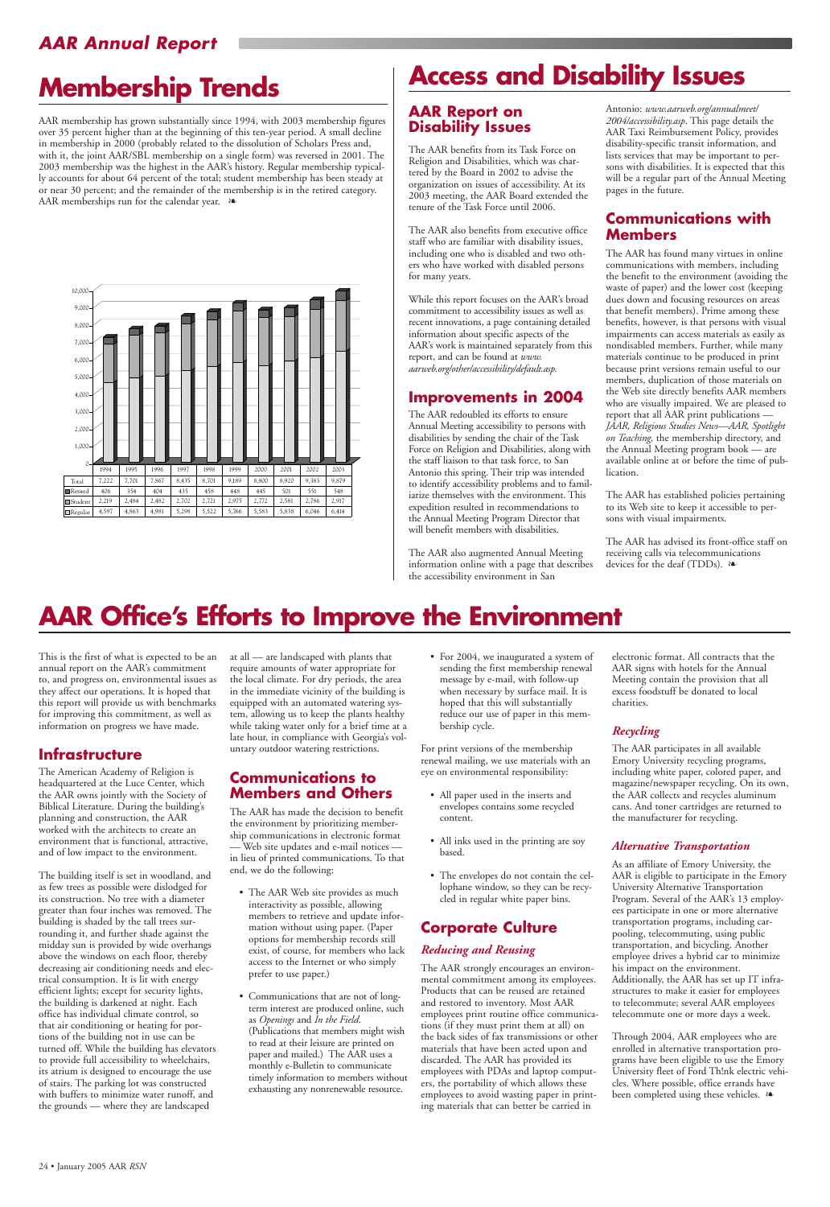# Membership Trends

AAR membership has grown substantially since 1994, with 2003 membership figures over 35 percent higher than at the beginning of this ten-year period. A small decline in membership in 2000 (probably related to the dissolution of Scholars Press and, with it, the joint AAR/SBL membership on a single form) was reversed in 2001. The 2003 membership was the highest in the AAR's history. Regular membership typically accounts for about 64 percent of the total; student membership has been steady at or near 30 percent; and the remainder of the membership is in the retired category. AAR memberships run for the calendar year. ❧

| | 1994 | 1995 | 1996 | 1997 | 1998 | 1999 | 2000 | 2001 | 2002 | 2003 |
|---|---|---|---|---|---|---|---|---|---|---|
| Total | 7,222 | 7,701 | 7,867 | 8,435 | 8,701 | 9,189 | 8,800 | 8,920 | 9,383 | 9,879 |
| Retired | 406 | 354 | 404 | 435 | 458 | 448 | 445 | 501 | 551 | 548 |
| Student | 2,219 | 2,484 | 2,482 | 2,702 | 2,721 | 2,975 | 2,772 | 2,581 | 2,786 | 2,917 |
| Regular | 4,597 | 4,863 | 4,981 | 5,298 | 5,522 | 5,766 | 5,583 | 5,838 | 6,046 | 6,414 |

# Access and Disability Issues

## AAR Report on Disability Issues

The AAR benefits from its Task Force on Religion and Disabilities, which was chartered by the Board in 2002 to advise the organization on issues of accessibility. At its 2003 meeting, the AAR Board extended the tenure of the Task Force until 2006.

The AAR also benefits from executive office staff who are familiar with disability issues, including one who is disabled and two others who have worked with disabled persons for many years.

While this report focuses on the AAR's broad commitment to accessibility issues as well as recent innovations, a page containing detailed information about specific aspects of the AAR's work is maintained separately from this report, and can be found at *www.aarweb.org/other/accessibility/default.asp*.

## Improvements in 2004

The AAR redoubled its efforts to ensure Annual Meeting accessibility to persons with disabilities by sending the chair of the Task Force on Religion and Disabilities, along with the staff liaison to that task force, to San Antonio this spring. Their trip was intended to identify accessibility problems and to familiarize themselves with the environment. This expedition resulted in recommendations to the Annual Meeting Program Director that will benefit members with disabilities.

The AAR also augmented Annual Meeting information online with a page that describes the accessibility environment in San Antonio: *www.aarweb.org/annualmeet/2004/accessibility.asp*. This page details the AAR Taxi Reimbursement Policy, provides disability-specific transit information, and lists services that may be important to persons with disabilities. It is expected that this will be a regular part of the Annual Meeting pages in the future.

## Communications with Members

The AAR has found many virtues in online communications with members, including the benefit to the environment (avoiding the waste of paper) and the lower cost (keeping dues down and focusing resources on areas that benefit members). Prime among these benefits, however, is that persons with visual impairments can access materials as easily as nondisabled members. Further, while many materials continue to be produced in print because print versions remain useful to our members, duplication of those materials on the Web site directly benefits AAR members who are visually impaired. We are pleased to report that all AAR print publications — *JAAR, Religious Studies News—AAR, Spotlight on Teaching*, the membership directory, and the Annual Meeting program book — are available online at or before the time of publication.

The AAR has established policies pertaining to its Web site to keep it accessible to persons with visual impairments.

The AAR has advised its front-office staff on receiving calls via telecommunications devices for the deaf (TDDs). ❧

# AAR Office's Efforts to Improve the Environment

This is the first of what is expected to be an annual report on the AAR's commitment to, and progress on, environmental issues as they affect our operations. It is hoped that this report will provide us with benchmarks for improving this commitment, as well as information on progress we have made.

## Infrastructure

The American Academy of Religion is headquartered at the Luce Center, which the AAR owns jointly with the Society of Biblical Literature. During the building's planning and construction, the AAR worked with the architects to create an environment that is functional, attractive, and of low impact to the environment.

The building itself is set in woodland, and as few trees as possible were dislodged for its construction. No tree with a diameter greater than four inches was removed. The building is shaded by the tall trees surrounding it, and further shade against the midday sun is provided by wide overhangs above the windows on each floor, thereby decreasing air conditioning needs and electrical consumption. It is lit with energy efficient lights; except for security lights, the building is darkened at night. Each office has individual climate control, so that air conditioning or heating for portions of the building not in use can be turned off. While the building has elevators to provide full accessibility to wheelchairs, its atrium is designed to encourage the use of stairs. The parking lot was constructed with buffers to minimize water runoff, and the grounds — where they are landscaped at all — are landscaped with plants that require amounts of water appropriate for the local climate. For dry periods, the area in the immediate vicinity of the building is equipped with an automated watering system, allowing us to keep the plants healthy while taking water only for a brief time at a late hour, in compliance with Georgia's voluntary outdoor watering restrictions.

## Communications to Members and Others

The AAR has made the decision to benefit the environment by prioritizing membership communications in electronic format — Web site updates and e-mail notices — in lieu of printed communications. To that end, we do the following:

- The AAR Web site provides as much interactivity as possible, allowing members to retrieve and update information without using paper. (Paper options for membership records still exist, of course, for members who lack access to the Internet or who simply prefer to use paper.)
- Communications that are not of long-term interest are produced online, such as *Openings* and *In the Field*. (Publications that members might wish to read at their leisure are printed on paper and mailed.) The AAR uses a monthly e-Bulletin to communicate timely information to members without exhausting any nonrenewable resource.
- For 2004, we inaugurated a system of sending the first membership renewal message by e-mail, with follow-up when necessary by surface mail. It is hoped that this will substantially reduce our use of paper in this membership cycle.

For print versions of the membership renewal mailing, we use materials with an eye on environmental responsibility:

- All paper used in the inserts and envelopes contains some recycled content.
- All inks used in the printing are soy based.
- The envelopes do not contain the cellophane window, so they can be recycled in regular white paper bins.

## Corporate Culture

### *Reducing and Reusing*

The AAR strongly encourages an environmental commitment among its employees. Products that can be reused are retained and restored to inventory. Most AAR employees print routine office communications (if they must print them at all) on the back sides of fax transmissions or other materials that have been acted upon and discarded. The AAR has provided its employees with PDAs and laptop computers, the portability of which allows these employees to avoid wasting paper in printing materials that can better be carried in electronic format. All contracts that the AAR signs with hotels for the Annual Meeting contain the provision that all excess foodstuff be donated to local charities.

### *Recycling*

The AAR participates in all available Emory University recycling programs, including white paper, colored paper, and magazine/newspaper recycling. On its own, the AAR collects and recycles aluminum cans. And toner cartridges are returned to the manufacturer for recycling.

### *Alternative Transportation*

As an affiliate of Emory University, the AAR is eligible to participate in the Emory University Alternative Transportation Program. Several of the AAR's 13 employees participate in one or more alternative transportation programs, including carpooling, telecommuting, using public transportation, and bicycling. Another employee drives a hybrid car to minimize his impact on the environment. Additionally, the AAR has set up IT infrastructures to make it easier for employees to telecommute; several AAR employees telecommute one or more days a week.

Through 2004, AAR employees who are enrolled in alternative transportation programs have been eligible to use the Emory University fleet of Ford Th!nk electric vehicles. Where possible, office errands have been completed using these vehicles. ❧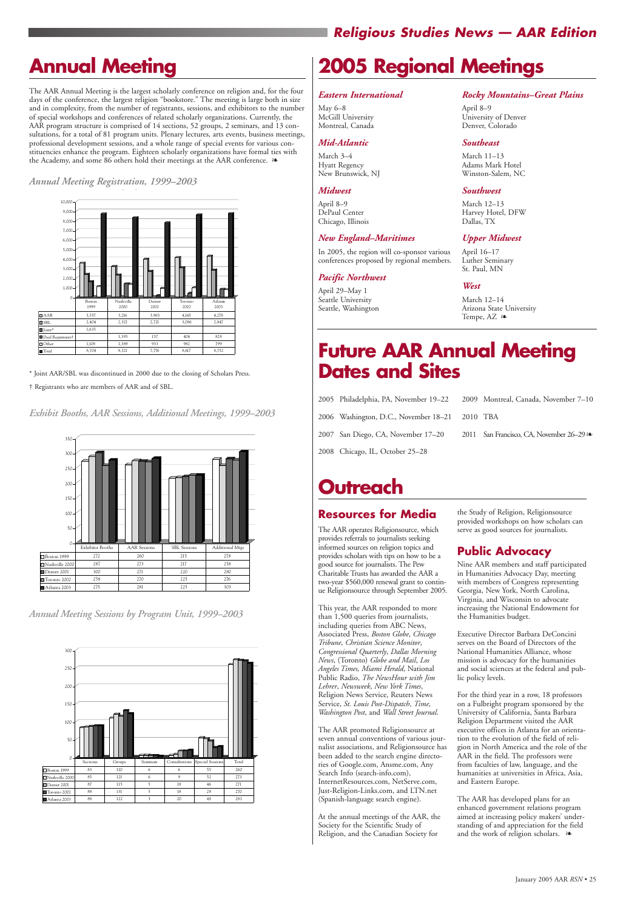# Annual Meeting

The AAR Annual Meeting is the largest scholarly conference on religion and, for the four days of the conference, the largest religion "bookstore." The meeting is large both in size and in complexity, from the number of registrants, sessions, and exhibitors to the number of special workshops and conferences of related scholarly organizations. Currently, the AAR program structure is comprised of 14 sections, 52 groups, 2 seminars, and 13 consultations, for a total of 81 program units. Plenary lectures, arts events, business meetings, professional development sessions, and a whole range of special events for various constituencies enhance the program. Eighteen scholarly organizations have formal ties with the Academy, and some 86 others hold their meetings at the AAR conference. ❧

*Annual Meeting Registration, 1999–2003*

| | Boston 1999 | Nashville 2000 | Denver 2001 | Toronto 2002 | Atlanta 2003 |
|---|---|---|---|---|---|
| AAR | 3,557 | 3,216 | 3,965 | 4,145 | 4,278 |
| SBL | 2,404 | 2,321 | 2,721 | 3,086 | 2,847 |
| Joint* | 1,635 | | | | |
| Dual Registrants† | | 1,395 | 157 | 404 | 828 |
| Other | 1,108 | 1,389 | 933 | 982 | 799 |
| Total | 8,704 | 8,321 | 7,776 | 8,617 | 8,752 |

\* Joint AAR/SBL was discontinued in 2000 due to the closing of Scholars Press.

† Registrants who are members of AAR and of SBL.

*Exhibit Booths, AAR Sessions, Additional Meetings, 1999–2003*

| | Exhibitor Booths | AAR Sessions | SBL Sessions | Additional Mtgs |
|---|---|---|---|---|
| Boston 1999 | 272 | 260 | 215 | 278 |
| Nashville 2000 | 287 | 273 | 217 | 258 |
| Denver 2001 | 300 | 271 | 220 | 280 |
| Toronto 2002 | 258 | 270 | 225 | 276 |
| Atlanta 2003 | 275 | 281 | 225 | 303 |

*Annual Meeting Sessions by Program Unit, 1999–2003*

| | Sections | Groups | Seminars | Consultations | Special Sessions | Total |
|---|---|---|---|---|---|---|
| Boston 1999 | 83 | 110 | 6 | 6 | 55 | 260 |
| Nashville 2000 | 85 | 121 | 6 | 9 | 52 | 273 |
| Denver 2001 | 87 | 115 | 5 | 18 | 46 | 271 |
| Toronto 2002 | 88 | 131 | 5 | 18 | 28 | 270 |
| Atlanta 2003 | 88 | 122 | 3 | 20 | 48 | 281 |

# 2005 Regional Meetings

### *Eastern International*

May 6–8
McGill University
Montreal, Canada

### *Mid-Atlantic*

March 3–4
Hyatt Regency
New Brunswick, NJ

### *Midwest*

April 8–9
DePaul Center
Chicago, Illinois

### *New England–Maritimes*

In 2005, the region will co-sponsor various conferences proposed by regional members.

### *Pacific Northwest*

April 29–May 1
Seattle University
Seattle, Washington

### *Rocky Mountains–Great Plains*

April 8–9
University of Denver
Denver, Colorado

### *Southeast*

March 11–13
Adams Mark Hotel
Winston-Salem, NC

### *Southwest*

March 12–13
Harvey Hotel, DFW
Dallas, TX

### *Upper Midwest*

April 16–17
Luther Seminary
St. Paul, MN

### *West*

March 12–14
Arizona State University
Tempe, AZ ❧

# Future AAR Annual Meeting Dates and Sites

2005 Philadelphia, PA, November 19–22

2006 Washington, D.C., November 18–21

2007 San Diego, CA, November 17–20

2008 Chicago, IL, October 25–28

2009 Montreal, Canada, November 7–10

2010 TBA

2011 San Francisco, CA, November 26–29 ❧

# Outreach

## Resources for Media

The AAR operates Religionsource, which provides referrals to journalists seeking informed sources on religion topics and provides scholars with tips on how to be a good source for journalists. The Pew Charitable Trusts has awarded the AAR a two-year $560,000 renewal grant to continue Religionsource through September 2005.

This year, the AAR responded to more than 1,500 queries from journalists, including queries from ABC News, Associated Press, *Boston Globe*, *Chicago Tribune*, *Christian Science Monitor*, *Congressional Quarterly*, *Dallas Morning News*, (Toronto) *Globe and Mail*, *Los Angeles Times*, *Miami Herald*, National Public Radio, *The NewsHour with Jim Lehrer*, *Newsweek*, *New York Times*, Religion News Service, Reuters News Service, *St. Louis Post-Dispatch*, *Time*, *Washington Post*, and *Wall Street Journal*.

The AAR promoted Religionsource at seven annual conventions of various journalist associations, and Religionsource has been added to the search engine directories of Google.com, Ansme.com, Any Search Info (search-info.com), InternetResources.com, NetServe.com, Just-Religion-Links.com, and LTN.net (Spanish-language search engine).

At the annual meetings of the AAR, the Society for the Scientific Study of Religion, and the Canadian Society for the Study of Religion, Religionsource provided workshops on how scholars can serve as good sources for journalists.

## Public Advocacy

Nine AAR members and staff participated in Humanities Advocacy Day, meeting with members of Congress representing Georgia, New York, North Carolina, Virginia, and Wisconsin to advocate increasing the National Endowment for the Humanities budget.

Executive Director Barbara DeConcini serves on the Board of Directors of the National Humanities Alliance, whose mission is advocacy for the humanities and social sciences at the federal and public policy levels.

For the third year in a row, 18 professors on a Fulbright program sponsored by the University of California, Santa Barbara Religion Department visited the AAR executive offices in Atlanta for an orientation to the evolution of the field of religion in North America and the role of the AAR in the field. The professors were from faculties of law, language, and the humanities at universities in Africa, Asia, and Eastern Europe.

The AAR has developed plans for an enhanced government relations program aimed at increasing policy makers' understanding of and appreciation for the field and the work of religion scholars. ❧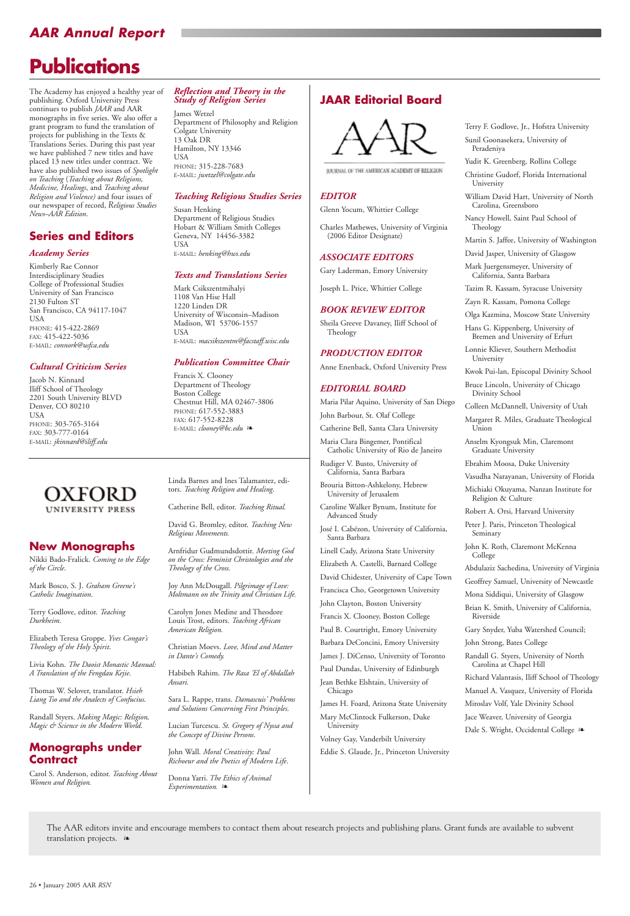# Publications

The Academy has enjoyed a healthy year of publishing. Oxford University Press continues to publish *JAAR* and AAR monographs in five series. We also offer a grant program to fund the translation of projects for publishing in the Texts & Translations Series. During this past year we have published 7 new titles and have placed 13 new titles under contract. We have also published two issues of *Spotlight on Teaching* (*Teaching about Religions, Medicine, Healings*, and *Teaching about Religion and Violence)* and four issues of our newspaper of record, *Religious Studies News–AAR Edition*.

## Series and Editors

### *Academy Series*

Kimberly Rae Connor
Interdisciplinary Studies
College of Professional Studies
University of San Francisco
2130 Fulton ST
San Francisco, CA 94117-1047
USA
PHONE: 415-422-2869
FAX: 415-422-5036
E-MAIL: *connork@usfca.edu*

### *Cultural Criticism Series*

Jacob N. Kinnard
Iliff School of Theology
2201 South University BLVD
Denver, CO 80210
USA
PHONE: 303-765-3164
FAX: 303-777-0164
E-MAIL: *jkinnard@iliff.edu*

### *Reflection and Theory in the Study of Religion Series*

James Wetzel
Department of Philosophy and Religion
Colgate University
13 Oak DR
Hamilton, NY 13346
USA
PHONE: 315-228-7683
E-MAIL: *jwetzel@colgate.edu*

### *Teaching Religious Studies Series*

Susan Henking
Department of Religious Studies
Hobart & William Smith Colleges
Geneva, NY 14456-3382
USA
E-MAIL: *henking@hws.edu*

### *Texts and Translations Series*

Mark Csikszentmihalyi
1108 Van Hise Hall
1220 Linden DR
University of Wisconsin–Madison
Madison, WI 53706-1557
USA
E-MAIL: *macsikszentm@facstaff.wisc.edu*

### *Publication Committee Chair*

Francis X. Clooney
Department of Theology
Boston College
Chestnut Hill, MA 02467-3806
PHONE: 617-552-3883
FAX: 617-552-8228
E-MAIL: *clooney@bc.edu* ❧

OXFORD UNIVERSITY PRESS

## New Monographs

Nikki Bado-Fralick. *Coming to the Edge of the Circle*.

Mark Bosco, S. J. *Graham Greene's Catholic Imagination*.

Terry Godlove, editor. *Teaching Durkheim*.

Elizabeth Teresa Groppe. *Yves Congar's Theology of the Holy Spirit*.

Livia Kohn. *The Daoist Monastic Manual: A Translation of the Fengdau Kejie*.

Thomas W. Selover, translator. *Hsieh Liang Tso and the Analects of Confucius*.

Randall Styers. *Making Magic: Religion, Magic & Science in the Modern World*.

## Monographs under Contract

Carol S. Anderson, editor. *Teaching About Women and Religion*.

Linda Barnes and Ines Talamantez, editors. *Teaching Religion and Healing*.

Catherine Bell, editor. *Teaching Ritual*.

David G. Bromley, editor. *Teaching New Religious Movements*.

Arnfridur Gudmundsdottir. *Meeting God on the Cross: Feminist Christologies and the Theology of the Cross*.

Joy Ann McDougall. *Pilgrimage of Love: Moltmann on the Trinity and Christian Life*.

Carolyn Jones Medine and Theodore Louis Trost, editors. *Teaching African American Religion*.

Christian Moevs. *Love, Mind and Matter in Dante's Comedy*.

Habibeh Rahim. *The Rasa 'El of Abdallah Ansari*.

Sara L. Rappe, trans. *Damascuis' Problems and Solutions Concerning First Principles*.

Lucian Turcescu. *St. Gregory of Nyssa and the Concept of Divine Persons*.

John Wall. *Moral Creativity: Paul Richoeur and the Poetics of Modern Life*.

Donna Yarri. *The Ethics of Animal Experimentation*. ❧

## JAAR Editorial Board

JOURNAL OF THE AMERICAN ACADEMY OF RELIGION

### *EDITOR*

Glenn Yocum, Whittier College

Charles Mathewes, University of Virginia (2006 Editor Designate)

### *ASSOCIATE EDITORS*

Gary Laderman, Emory University

Joseph L. Price, Whittier College

### *BOOK REVIEW EDITOR*

Sheila Greeve Davaney, Iliff School of Theology

### *PRODUCTION EDITOR*

Anne Enenback, Oxford University Press

### *EDITORIAL BOARD*

Maria Pilar Aquino, University of San Diego

John Barbour, St. Olaf College

Catherine Bell, Santa Clara University

Maria Clara Bingemer, Pontifical Catholic University of Rio de Janeiro

Rudiger V. Busto, University of California, Santa Barbara

Brouria Bitton-Ashkelony, Hebrew University of Jerusalem

Caroline Walker Bynum, Institute for Advanced Study

José I. Cabézon, University of California, Santa Barbara

Linell Cady, Arizona State University

Elizabeth A. Castelli, Barnard College

David Chidester, University of Cape Town

Francisca Cho, Georgetown University

John Clayton, Boston University

Francis X. Clooney, Boston College

Paul B. Courtright, Emory University

Barbara DeConcini, Emory University

James J. DiCenso, University of Toronto

Paul Dundas, University of Edinburgh

Jean Bethke Elshtain, University of Chicago

James H. Foard, Arizona State University

Mary McClintock Fulkerson, Duke University

Volney Gay, Vanderbilt University

Eddie S. Glaude, Jr., Princeton University

Terry F. Godlove, Jr., Hofstra University

Sunil Goonasekera, University of Peradeniya

Yudit K. Greenberg, Rollins College

Christine Gudorf, Florida International University

William David Hart, University of North Carolina, Greensboro

Nancy Howell, Saint Paul School of Theology

Martin S. Jaffee, University of Washington

David Jasper, University of Glasgow

Mark Juergensmeyer, University of California, Santa Barbara

Tazim R. Kassam, Syracuse University

Zayn R. Kassam, Pomona College

Olga Kazmina, Moscow State University

Hans G. Kippenberg, University of Bremen and University of Erfurt

Lonnie Kliever, Southern Methodist University

Kwok Pui-lan, Episcopal Divinity School

Bruce Lincoln, University of Chicago Divinity School

Colleen McDannell, University of Utah

Margaret R. Miles, Graduate Theological Union

Anselm Kyongsuk Min, Claremont Graduate University

Ebrahim Moosa, Duke University

Vasudha Narayanan, University of Florida

Michiaki Okuyama, Nanzan Institute for Religion & Culture

Robert A. Orsi, Harvard University

Peter J. Paris, Princeton Theological Seminary

John K. Roth, Claremont McKenna College

Abdulaziz Sachedina, University of Virginia

Geoffrey Samuel, University of Newcastle

Mona Siddiqui, University of Glasgow

Brian K. Smith, University of California, Riverside

Gary Snyder, Yuba Watershed Council;

John Strong, Bates College

Randall G. Styers, University of North Carolina at Chapel Hill

Richard Valantasis, Iliff School of Theology

Manuel A. Vasquez, University of Florida

Miroslav Volf, Yale Divinity School

Jace Weaver, University of Georgia

Dale S. Wright, Occidental College ❧

The AAR editors invite and encourage members to contact them about research projects and publishing plans. Grant funds are available to subvent translation projects. ❧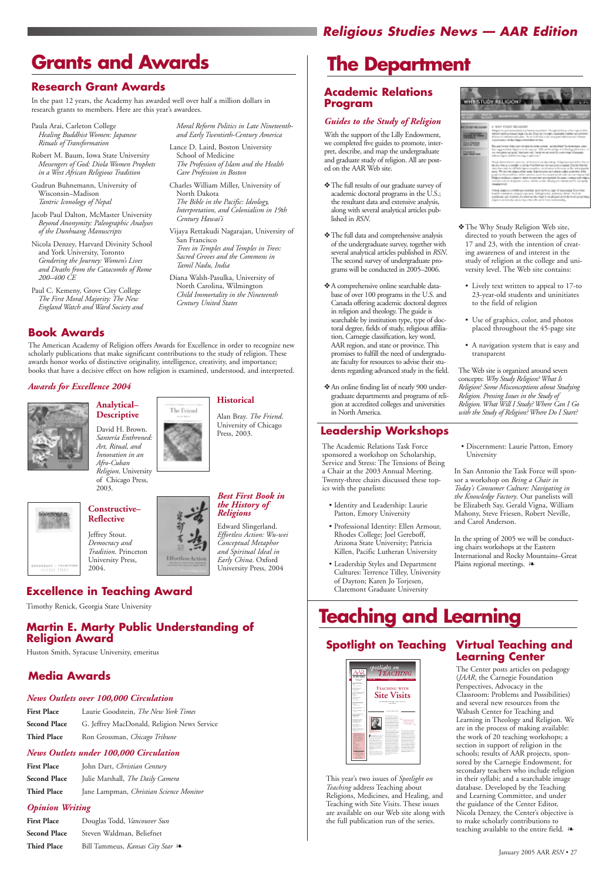# Grants and Awards

## Research Grant Awards

In the past 12 years, the Academy has awarded well over half a million dollars in research grants to members. Here are this year's awardees.

Paula Arai, Carleton College
*Healing Buddhist Women: Japanese Rituals of Transformation*

Robert M. Baum, Iowa State University
*Messengers of God: Diola Women Prophets in a West African Religious Tradition*

Gudrun Buhnemann, University of Wisconsin–Madison
*Tantric Iconology of Nepal*

Jacob Paul Dalton, McMaster University
*Beyond Anonymity: Paleographic Analyses of the Dunhuang Manuscripts*

Nicola Denzey, Harvard Divinity School and York University, Toronto
*Gendering the Journey: Women's Lives and Deaths from the Catacombs of Rome 200–400 CE*

Paul C. Kemeny, Grove City College
*The First Moral Majority: The New England Watch and Ward Society and Moral Reform Politics in Late Nineteenth- and Early Twentieth-Century America*

Lance D. Laird, Boston University School of Medicine
*The Profession of Islam and the Health Care Profession in Boston*

Charles William Miller, University of North Dakota
*The Bible in the Pacific: Ideology, Interpretation, and Colonialism in 19th Century Hawai'i*

Vijaya Rettakudi Nagarajan, University of San Francisco
*Trees in Temples and Temples in Trees: Sacred Groves and the Commons in Tamil Nadu, India*

Diana Walsh-Pasulka, University of North Carolina, Wilmington
*Child Immortality in the Nineteenth Century United States*

## Book Awards

The American Academy of Religion offers Awards for Excellence in order to recognize new scholarly publications that make significant contributions to the study of religion. These awards honor works of distinctive originality, intelligence, creativity, and importance; books that have a decisive effect on how religion is examined, understood, and interpreted.

### *Awards for Excellence 2004*

**Analytical–Descriptive**

David H. Brown. *Santería Enthroned: Art, Ritual, and Innovation in an Afro-Cuban Religion*. University of Chicago Press, 2003.

**Historical**

Alan Bray. *The Friend*. University of Chicago Press, 2003.

**Constructive–Reflective**

Jeffrey Stout. *Democracy and Tradition*. Princeton University Press, 2004.

***Best First Book in the History of Religions***

Edward Slingerland. *Effortless Action: Wu-wei Conceptual Metaphor and Spiritual Ideal in Early China*. Oxford University Press, 2004

## Excellence in Teaching Award

Timothy Renick, Georgia State University

## Martin E. Marty Public Understanding of Religion Award

Huston Smith, Syracuse University, emeritus

## Media Awards

### *News Outlets over 100,000 Circulation*

| | |
|---|---|
| **First Place** | Laurie Goodstein, *The New York Times* |
| **Second Place** | G. Jeffrey MacDonald, Religion News Service |
| **Third Place** | Ron Grossman, *Chicago Tribune* |

### *News Outlets under 100,000 Circulation*

| | |
|---|---|
| **First Place** | John Dart, *Christian Century* |
| **Second Place** | Julie Marshall, *The Daily Camera* |
| **Third Place** | Jane Lampman, *Christian Science Monitor* |

### *Opinion Writing*

| | |
|---|---|
| **First Place** | Douglas Todd, *Vancouver Sun* |
| **Second Place** | Steven Waldman, Beliefnet |
| **Third Place** | Bill Tammeus, *Kansas City Star* ❧ |

# The Department

## Academic Relations Program

### *Guides to the Study of Religion*

With the support of the Lilly Endowment, we completed five guides to promote, interpret, describe, and map the undergraduate and graduate study of religion. All are posted on the AAR Web site.

- ❖ The full results of our graduate survey of academic doctoral programs in the U.S.; the resultant data and extensive analysis, along with several analytical articles published in *RSN*.
- ❖ The full data and comprehensive analysis of the undergraduate survey, together with several analytical articles published in *RSN*. The second survey of undergraduate programs will be conducted in 2005–2006.
- ❖ A comprehensive online searchable database of over 100 programs in the U.S. and Canada offering academic doctoral degrees in religion and theology. The guide is searchable by institution type, type of doctoral degree, fields of study, religious affiliation, Carnegie classification, key word, AAR region, and state or province. This promises to fulfill the need of undergraduate faculty for resources to advise their students regarding advanced study in the field.
- ❖ An online finding list of nearly 900 undergraduate departments and programs of religion at accredited colleges and universities in North America.
- ❖ The Why Study Religion Web site, directed to youth between the ages of 17 and 23, with the intention of creating awareness of and interest in the study of religion at the college and university level. The Web site contains:
  - Lively text written to appeal to 17-to 23-year-old students and uninitiates to the field of religion
  - Use of graphics, color, and photos placed throughout the 45-page site
  - A navigation system that is easy and transparent

The Web site is organized around seven concepts: *Why Study Religion? What Is Religion? Some Misconceptions about Studying Religion. Pressing Issues in the Study of Religion. What Will I Study? Where Can I Go with the Study of Religion? Where Do I Start?*

## Leadership Workshops

The Academic Relations Task Force sponsored a workshop on Scholarship, Service and Stress: The Tensions of Being a Chair at the 2003 Annual Meeting. Twenty-three chairs discussed these topics with the panelists:

- Identity and Leadership: Laurie Patton, Emory University
- Professional Identity: Ellen Armour, Rhodes College; Joel Gereboff, Arizona State University; Patricia Killen, Pacific Lutheran University
- Leadership Styles and Department Cultures: Terrence Tilley, University of Dayton; Karen Jo Torjesen, Claremont Graduate University
- Discernment: Laurie Patton, Emory University

In San Antonio the Task Force will sponsor a workshop on *Being a Chair in Today's Consumer Culture: Navigating in the Knowledge Factory.* Our panelists will be Elizabeth Say, Gerald Vigna, William Mahony, Steve Friesen, Robert Neville, and Carol Anderson.

In the spring of 2005 we will be conducting chairs workshops at the Eastern International and Rocky Mountains–Great Plains regional meetings. ❧

# Teaching and Learning

## Spotlight on Teaching

This year's two issues of *Spotlight on Teaching* address Teaching about Religions, Medicines, and Healing, and Teaching with Site Visits. These issues are available on our Web site along with the full publication run of the series.

## Virtual Teaching and Learning Center

The Center posts articles on pedagogy (*JAAR*, the Carnegie Foundation Perspectives, Advocacy in the Classroom: Problems and Possibilities) and several new resources from the Wabash Center for Teaching and Learning in Theology and Religion. We are in the process of making available: the work of 20 teaching workshops; a section in support of religion in the schools; results of AAR projects, sponsored by the Carnegie Endowment, for secondary teachers who include religion in their syllabi; and a searchable image database. Developed by the Teaching and Learning Committee, and under the guidance of the Center Editor, Nicola Denzey, the Center's objective is to make scholarly contributions to teaching available to the entire field. ❧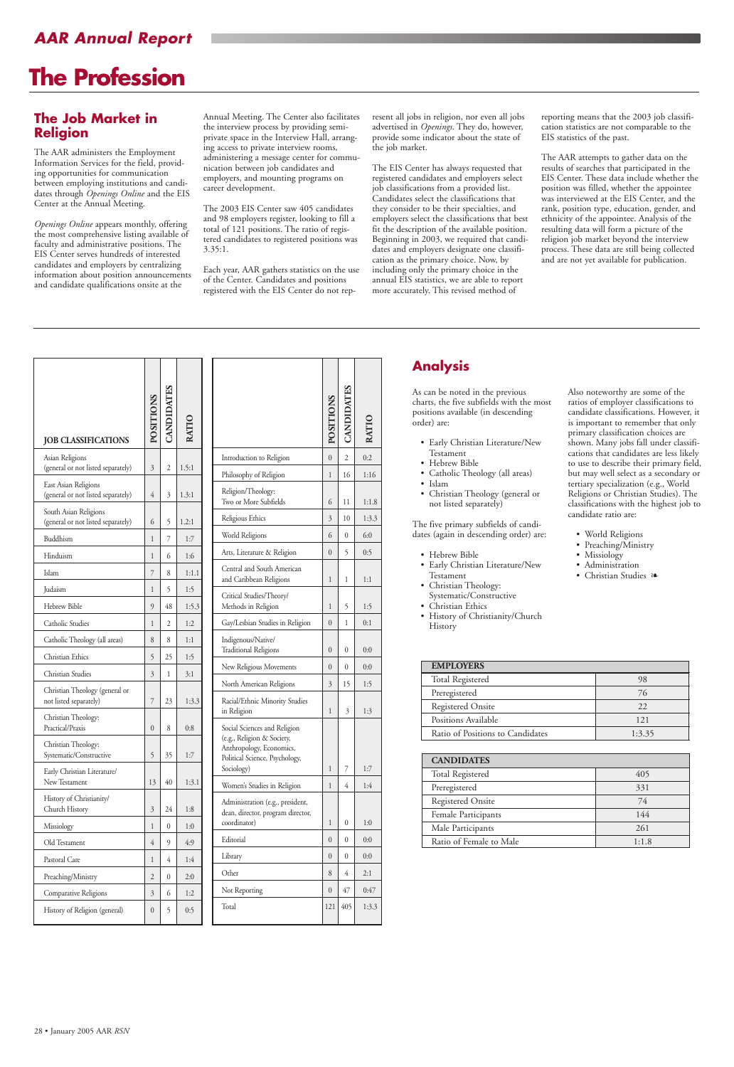# The Profession

## The Job Market in Religion

The AAR administers the Employment Information Services for the field, providing opportunities for communication between employing institutions and candidates through *Openings Online* and the EIS Center at the Annual Meeting.

*Openings Online* appears monthly, offering the most comprehensive listing available of faculty and administrative positions. The EIS Center serves hundreds of interested candidates and employers by centralizing information about position announcements and candidate qualifications onsite at the Annual Meeting. The Center also facilitates the interview process by providing semi-private space in the Interview Hall, arranging access to private interview rooms, administering a message center for communication between job candidates and employers, and mounting programs on career development.

The 2003 EIS Center saw 405 candidates and 98 employers register, looking to fill a total of 121 positions. The ratio of registered candidates to registered positions was 3.35:1.

Each year, AAR gathers statistics on the use of the Center. Candidates and positions registered with the EIS Center do not represent all jobs in religion, nor even all jobs advertised in *Openings*. They do, however, provide some indicator about the state of the job market.

The EIS Center has always requested that registered candidates and employers select job classifications from a provided list. Candidates select the classifications that they consider to be their specialties, and employers select the classifications that best fit the description of the available position. Beginning in 2003, we required that candidates and employers designate one classification as the primary choice. Now, by including only the primary choice in the annual EIS statistics, we are able to report more accurately. This revised method of reporting means that the 2003 job classification statistics are not comparable to the EIS statistics of the past.

The AAR attempts to gather data on the results of searches that participated in the EIS Center. These data include whether the position was interviewed at the EIS Center, whether the position was filled, whether the appointee was interviewed at the EIS Center, and the rank, position type, education, gender, and ethnicity of the appointee. Analysis of the resulting data will form a picture of the religion job market beyond the interview process. These data are still being collected and are not yet available for publication.

| JOB CLASSIFICATIONS | POSITIONS | CANDIDATES | RATIO |
|---|---|---|---|
| Asian Religions (general or not listed separately) | 3 | 2 | 1.5:1 |
| East Asian Religions (general or not listed separately) | 4 | 3 | 1.3:1 |
| South Asian Religions (general or not listed separately) | 6 | 5 | 1.2:1 |
| Buddhism | 1 | 7 | 1:7 |
| Hinduism | 1 | 6 | 1:6 |
| Islam | 7 | 8 | 1:1.1 |
| Judaism | 1 | 5 | 1:5 |
| Hebrew Bible | 9 | 48 | 1:5.3 |
| Catholic Studies | 1 | 2 | 1:2 |
| Catholic Theology (all areas) | 8 | 8 | 1:1 |
| Christian Ethics | 5 | 25 | 1:5 |
| Christian Studies | 3 | 1 | 3:1 |
| Christian Theology (general or not listed separately) | 7 | 23 | 1:3.3 |
| Christian Theology: Practical/Praxis | 0 | 8 | 0:8 |
| Christian Theology: Systematic/Constructive | 5 | 35 | 1:7 |
| Early Christian Literature/New Testament | 13 | 40 | 1:3.1 |
| History of Christianity/Church History | 3 | 24 | 1:8 |
| Missiology | 1 | 0 | 1:0 |
| Old Testament | 4 | 9 | 4:9 |
| Pastoral Care | 1 | 4 | 1:4 |
| Preaching/Ministry | 2 | 0 | 2:0 |
| Comparative Religions | 3 | 6 | 1:2 |
| History of Religion (general) | 0 | 5 | 0:5 |
| Introduction to Religion | 0 | 2 | 0:2 |
| Philosophy of Religion | 1 | 16 | 1:16 |
| Religion/Theology: Two or More Subfields | 6 | 11 | 1:1.8 |
| Religious Ethics | 3 | 10 | 1:3.3 |
| World Religions | 6 | 0 | 6:0 |
| Arts, Literature & Religion | 0 | 5 | 0:5 |
| Central and South American and Caribbean Religions | 1 | 1 | 1:1 |
| Critical Studies/Theory/Methods in Religion | 1 | 5 | 1:5 |
| Gay/Lesbian Studies in Religion | 0 | 1 | 0:1 |
| Indigenous/Native/Traditional Religions | 0 | 0 | 0:0 |
| New Religious Movements | 0 | 0 | 0:0 |
| North American Religions | 3 | 15 | 1:5 |
| Racial/Ethnic Minority Studies in Religion | 1 | 3 | 1:3 |
| Social Sciences and Religion (e.g., Religion & Society, Anthropology, Economics, Political Science, Psychology, Sociology) | 1 | 7 | 1:7 |
| Women's Studies in Religion | 1 | 4 | 1:4 |
| Administration (e.g., president, dean, director, program director, coordinator) | 1 | 0 | 1:0 |
| Editorial | 0 | 0 | 0:0 |
| Library | 0 | 0 | 0:0 |
| Other | 8 | 4 | 2:1 |
| Not Reporting | 0 | 47 | 0:47 |
| Total | 121 | 405 | 1:3.3 |

## Analysis

As can be noted in the previous charts, the five subfields with the most positions available (in descending order) are:

- Early Christian Literature/New Testament
- Hebrew Bible
- Catholic Theology (all areas)
- Islam
- Christian Theology (general or not listed separately)

The five primary subfields of candidates (again in descending order) are:

- Hebrew Bible
- Early Christian Literature/New Testament
- Christian Theology: Systematic/Constructive
- Christian Ethics
- History of Christianity/Church History

Also noteworthy are some of the ratios of employer classifications to candidate classifications. However, it is important to remember that only primary classification choices are shown. Many jobs fall under classifications that candidates are less likely to use to describe their primary field, but may well select as a secondary or tertiary specialization (e.g., World Religions or Christian Studies). The classifications with the highest job to candidate ratio are:

- World Religions
- Preaching/Ministry
- Missiology
- Administration
- Christian Studies ❧

| EMPLOYERS | |
|---|---|
| Total Registered | 98 |
| Preregistered | 76 |
| Registered Onsite | 22 |
| Positions Available | 121 |
| Ratio of Positions to Candidates | 1:3.35 |

| CANDIDATES | |
|---|---|
| Total Registered | 405 |
| Preregistered | 331 |
| Registered Onsite | 74 |
| Female Participants | 144 |
| Male Participants | 261 |
| Ratio of Female to Male | 1:1.8 |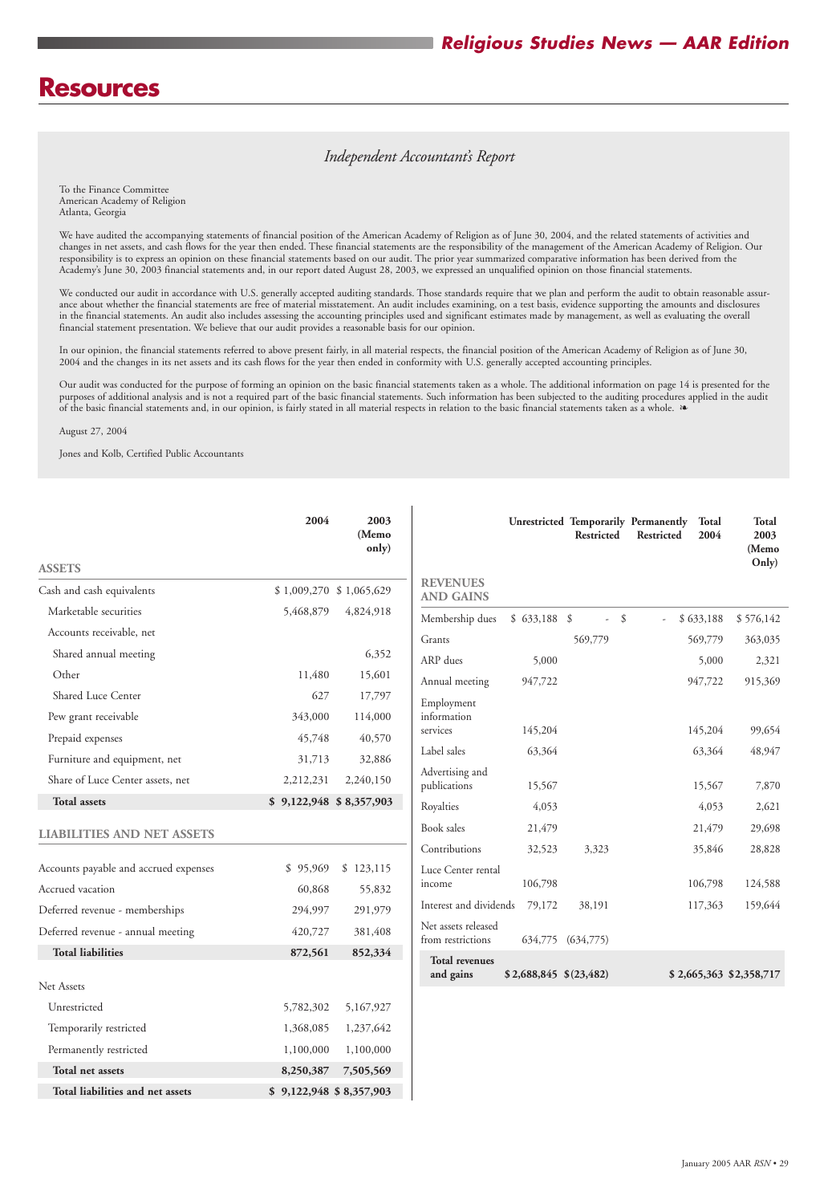# Resources

## *Independent Accountant's Report*

To the Finance Committee
American Academy of Religion
Atlanta, Georgia

We have audited the accompanying statements of financial position of the American Academy of Religion as of June 30, 2004, and the related statements of activities and changes in net assets, and cash flows for the year then ended. These financial statements are the responsibility of the management of the American Academy of Religion. Our responsibility is to express an opinion on these financial statements based on our audit. The prior year summarized comparative information has been derived from the Academy's June 30, 2003 financial statements and, in our report dated August 28, 2003, we expressed an unqualified opinion on those financial statements.

We conducted our audit in accordance with U.S. generally accepted auditing standards. Those standards require that we plan and perform the audit to obtain reasonable assurance about whether the financial statements are free of material misstatement. An audit includes examining, on a test basis, evidence supporting the amounts and disclosures in the financial statements. An audit also includes assessing the accounting principles used and significant estimates made by management, as well as evaluating the overall financial statement presentation. We believe that our audit provides a reasonable basis for our opinion.

In our opinion, the financial statements referred to above present fairly, in all material respects, the financial position of the American Academy of Religion as of June 30, 2004 and the changes in its net assets and its cash flows for the year then ended in conformity with U.S. generally accepted accounting principles.

Our audit was conducted for the purpose of forming an opinion on the basic financial statements taken as a whole. The additional information on page 14 is presented for the purposes of additional analysis and is not a required part of the basic financial statements. Such information has been subjected to the auditing procedures applied in the audit of the basic financial statements and, in our opinion, is fairly stated in all material respects in relation to the basic financial statements taken as a whole. ❧

August 27, 2004

Jones and Kolb, Certified Public Accountants

| | 2004 | 2003 (Memo only) |
|---|---|---|
| **ASSETS** | | |
| Cash and cash equivalents | $ 1,009,270 | $ 1,065,629 |
| Marketable securities | 5,468,879 | 4,824,918 |
| Accounts receivable, net | | |
| Shared annual meeting | | 6,352 |
| Other | 11,480 | 15,601 |
| Shared Luce Center | 627 | 17,797 |
| Pew grant receivable | 343,000 | 114,000 |
| Prepaid expenses | 45,748 | 40,570 |
| Furniture and equipment, net | 31,713 | 32,886 |
| Share of Luce Center assets, net | 2,212,231 | 2,240,150 |
| **Total assets** | **$ 9,122,948** | **$ 8,357,903** |
| **LIABILITIES AND NET ASSETS** | | |
| Accounts payable and accrued expenses | $ 95,969 | $ 123,115 |
| Accrued vacation | 60,868 | 55,832 |
| Deferred revenue - memberships | 294,997 | 291,979 |
| Deferred revenue - annual meeting | 420,727 | 381,408 |
| **Total liabilities** | **872,561** | **852,334** |
| Net Assets | | |
| Unrestricted | 5,782,302 | 5,167,927 |
| Temporarily restricted | 1,368,085 | 1,237,642 |
| Permanently restricted | 1,100,000 | 1,100,000 |
| **Total net assets** | **8,250,387** | **7,505,569** |
| **Total liabilities and net assets** | **$ 9,122,948** | **$ 8,357,903** |

| | Unrestricted | Temporarily Restricted | Permanently Restricted | Total 2004 | Total 2003 (Memo Only) |
|---|---|---|---|---|---|
| **REVENUES AND GAINS** | | | | | |
| Membership dues | $ 633,188 | $ - | $ - | $ 633,188 | $ 576,142 |
| Grants | | 569,779 | | 569,779 | 363,035 |
| ARP dues | 5,000 | | | 5,000 | 2,321 |
| Annual meeting | 947,722 | | | 947,722 | 915,369 |
| Employment information services | 145,204 | | | 145,204 | 99,654 |
| Label sales | 63,364 | | | 63,364 | 48,947 |
| Advertising and publications | 15,567 | | | 15,567 | 7,870 |
| Royalties | 4,053 | | | 4,053 | 2,621 |
| Book sales | 21,479 | | | 21,479 | 29,698 |
| Contributions | 32,523 | 3,323 | | 35,846 | 28,828 |
| Luce Center rental income | 106,798 | | | 106,798 | 124,588 |
| Interest and dividends | 79,172 | 38,191 | | 117,363 | 159,644 |
| Net assets released from restrictions | 634,775 | (634,775) | | | |
| **Total revenues and gains** | **$ 2,688,845** | **$ (23,482)** | | **$ 2,665,363** | **$ 2,358,717** |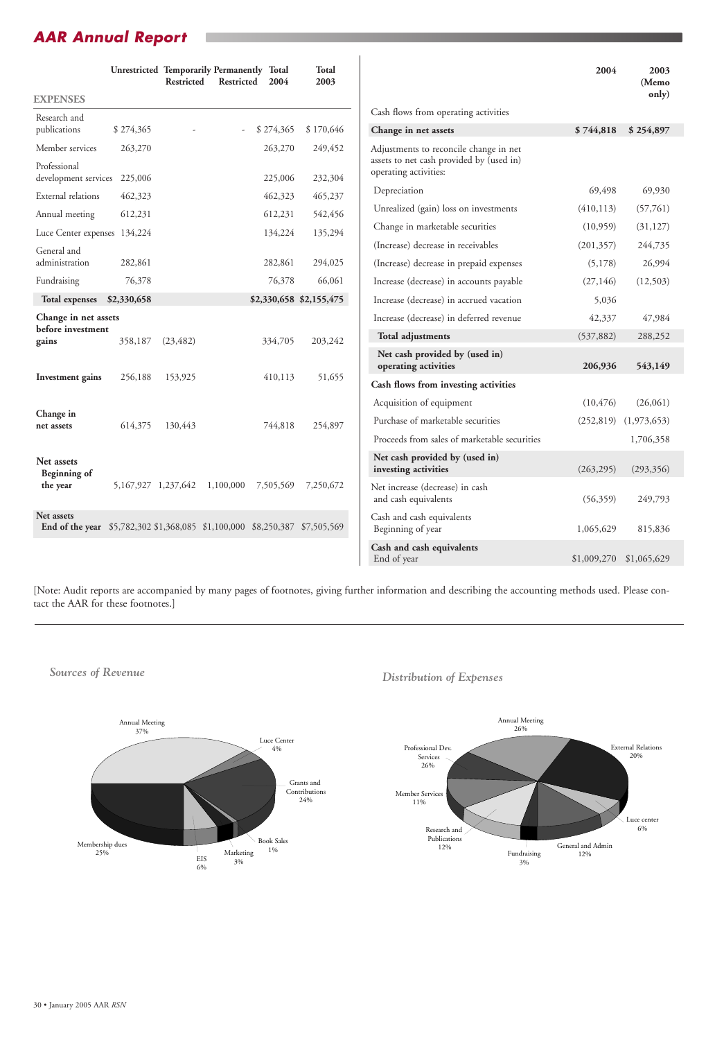## AAR Annual Report

| | Unrestricted | Temporarily Restricted | Permanently Restricted | Total 2004 | Total 2003 |
|---|---|---|---|---|---|
| **EXPENSES** | | | | | |
| Research and publications | $ 274,365 | - | - | $ 274,365 | $ 170,646 |
| Member services | 263,270 | | | 263,270 | 249,452 |
| Professional development services | 225,006 | | | 225,006 | 232,304 |
| External relations | 462,323 | | | 462,323 | 465,237 |
| Annual meeting | 612,231 | | | 612,231 | 542,456 |
| Luce Center expenses | 134,224 | | | 134,224 | 135,294 |
| General and administration | 282,861 | | | 282,861 | 294,025 |
| Fundraising | 76,378 | | | 76,378 | 66,061 |
| **Total expenses** | **$2,330,658** | | | **$2,330,658** | **$2,155,475** |
| **Change in net assets before investment gains** | 358,187 | (23,482) | | 334,705 | 203,242 |
| **Investment gains** | 256,188 | 153,925 | | 410,113 | 51,655 |
| **Change in net assets** | 614,375 | 130,443 | | 744,818 | 254,897 |
| **Net assets Beginning of the year** | 5,167,927 | 1,237,642 | 1,100,000 | 7,505,569 | 7,250,672 |
| **Net assets End of the year** | $5,782,302 | $1,368,085 | $1,100,000 | $8,250,387 | $7,505,569 |

| | 2004 | 2003 (Memo only) |
|---|---|---|
| Cash flows from operating activities | | |
| **Change in net assets** | **$ 744,818** | **$ 254,897** |
| Adjustments to reconcile change in net assets to net cash provided by (used in) operating activities: | | |
| Depreciation | 69,498 | 69,930 |
| Unrealized (gain) loss on investments | (410,113) | (57,761) |
| Change in marketable securities | (10,959) | (31,127) |
| (Increase) decrease in receivables | (201,357) | 244,735 |
| (Increase) decrease in prepaid expenses | (5,178) | 26,994 |
| Increase (decrease) in accounts payable | (27,146) | (12,503) |
| Increase (decrease) in accrued vacation | 5,036 | |
| Increase (decrease) in deferred revenue | 42,337 | 47,984 |
| **Total adjustments** | (537,882) | 288,252 |
| **Net cash provided by (used in) operating activities** | **206,936** | **543,149** |
| **Cash flows from investing activities** | | |
| Acquisition of equipment | (10,476) | (26,061) |
| Purchase of marketable securities | (252,819) | (1,973,653) |
| Proceeds from sales of marketable securities | | 1,706,358 |
| **Net cash provided by (used in) investing activities** | (263,295) | (293,356) |
| Net increase (decrease) in cash and cash equivalents | (56,359) | 249,793 |
| Cash and cash equivalents Beginning of year | 1,065,629 | 815,836 |
| **Cash and cash equivalents** End of year | $1,009,270 | $1,065,629 |

[Note: Audit reports are accompanied by many pages of footnotes, giving further information and describing the accounting methods used. Please contact the AAR for these footnotes.]

*Sources of Revenue*

Annual Meeting 37%; Luce Center 4%; Grants and Contributions 24%; Book Sales 1%; Marketing 3%; EIS 6%; Membership dues 25%

*Distribution of Expenses*

Annual Meeting 26%; External Relations 20%; Luce center 6%; General and Admin 12%; Fundraising 3%; Research and Publications 12%; Member Services 11%; Professional Dev. Services 26%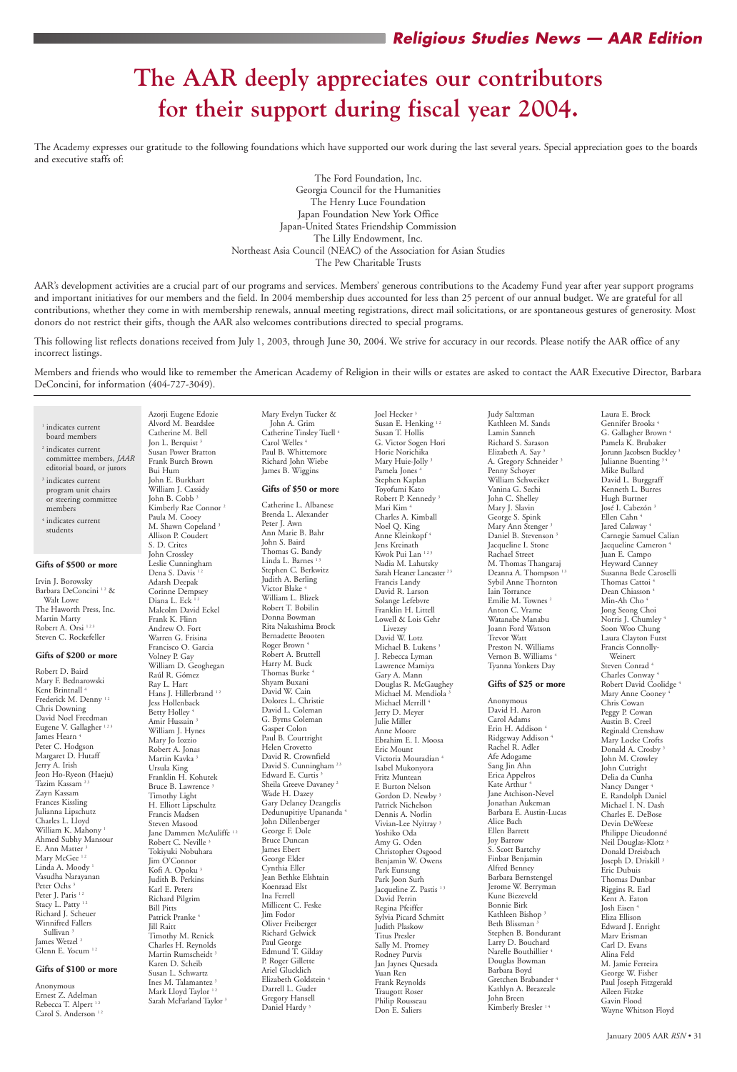# The AAR deeply appreciates our contributors for their support during fiscal year 2004.

The Academy expresses our gratitude to the following foundations which have supported our work during the last several years. Special appreciation goes to the boards and executive staffs of:

The Ford Foundation, Inc.
Georgia Council for the Humanities
The Henry Luce Foundation
Japan Foundation New York Office
Japan-United States Friendship Commission
The Lilly Endowment, Inc.
Northeast Asia Council (NEAC) of the Association for Asian Studies
The Pew Charitable Trusts

AAR's development activities are a crucial part of our programs and services. Members' generous contributions to the Academy Fund year after year support programs and important initiatives for our members and the field. In 2004 membership dues accounted for less than 25 percent of our annual budget. We are grateful for all contributions, whether they come in with membership renewals, annual meeting registrations, direct mail solicitations, or are spontaneous gestures of generosity. Most donors do not restrict their gifts, though the AAR also welcomes contributions directed to special programs.

This following list reflects donations received from July 1, 2003, through June 30, 2004. We strive for accuracy in our records. Please notify the AAR office of any incorrect listings.

Members and friends who would like to remember the American Academy of Religion in their wills or estates are asked to contact the AAR Executive Director, Barbara DeConcini, for information (404-727-3049).

[1] indicates current board members
[2] indicates current committee members, *JAAR* editorial board, or jurors
[3] indicates current program unit chairs or steering committee members
[4] indicates current students

### Gifts of $500 or more

Irvin J. Borowsky
Barbara DeConcini [1,2] & Walt Lowe
The Haworth Press, Inc.
Martin Marty
Robert A. Orsi [1,2,3]
Steven C. Rockefeller

### Gifts of $200 or more

Robert D. Baird
Mary F. Bednarowski
Kent Brintnall [4]
Frederick M. Denny [1,2]
Chris Downing
David Noel Freedman
Eugene V. Gallagher [1,2,3]
James Hearn [4]
Peter C. Hodgson
Margaret D. Huraff
Jerry A. Irish
Jeon Ho-Ryeon (Haeju)
Tazim Kassam [2,3]
Zayn Kassam
Frances Kissling
Julianna Lipschutz
Charles L. Lloyd
William K. Mahony [1]
Ahmed Subhy Mansour
E. Ann Matter [3]
Mary McGee [1,2]
Linda A. Moody [1]
Vasudha Narayanan
Peter Ochs [3]
Peter J. Paris [1,2]
Stacy L. Patty [1,2]
Richard J. Scheuer
Winnifred Fallers Sullivan [3]
James Wetzel [2]
Glenn E. Yocum [2,2]

### Gifts of $100 or more

Anonymous
Ernest Z. Adelman
Rebecca T. Alpert [1,2]
Carol S. Anderson [1,2]
Azorji Eugene Edozie
Alvord M. Beardslee
Catherine M. Bell
Jon L. Berquist [3]
Susan Power Bratton
Frank Burch Brown
Bui Hum
John E. Burkhart
William J. Cassidy
John B. Cobb [3]
Kimberly Rae Connor [2]
Paula M. Cooey
M. Shawn Copeland [3]
Allison P. Coudert
S. D. Crites
John Crossley
Leslie Cunningham
Dena S. Davis [1,2]
Adarsh Deepak
Corinne Dempsey
Diana L. Eck [1,2]
Malcolm David Eckel
Frank K. Flinn
Andrew O. Fort
Warren G. Frisina
Francisco O. Garcia
Volney P. Gay
William D. Geoghegan
Raúl R. Gómez
Ray L. Hart
Hans J. Hillerbrand [1,2]
Jess Hollenback
Betty Holley [4]
Amir Hussain [3]
William J. Hynes
Mary Jo Iozzio
Robert A. Jonas
Martin Kavka [3]
Ursula King
Franklin H. Kohutek
Bruce B. Lawrence [3]
Timothy Light
H. Elliott Lipschultz
Francis Madsen
Steven Masood
Jane Dammen McAuliffe [1,2]
Robert C. Neville [3]
Tokiyuki Nobuhara
Jim O'Connor
Kofi A. Opoku [3]
Judith B. Perkins
Karl E. Peters
Richard Pilgrim
Bill Pitts
Patrick Pranke [4]
Jill Raitt
Timothy M. Renick
Charles H. Reynolds
Martin Rumscheidt [3]
Karen D. Scheib
Susan L. Schwartz
Ines M. Talamantez [3]
Mark Lloyd Taylor [1,2]
Sarah McFarland Taylor [3]
Mary Evelyn Tucker & John A. Grim
Catherine Tinsley Tuell [4]
Carol Welles [4]
Paul B. Whittemore
Richard John Wiebe
James B. Wiggins

### Gifts of $50 or more

Catherine L. Albanese
Brenda L. Alexander
Peter J. Awn
Ann Marie B. Bahr
John S. Baird
Thomas G. Bandy
Linda L. Barnes [1,3]
Stephen C. Berkwitz
Judith A. Berling
Victor Blake [4]
William L. Blizek
Robert T. Bobilin
Donna Bowman
Rita Nakashima Brock
Bernadette Brooten
Roger Brown [4]
Robert A. Bruttell
Harry M. Buck
Thomas Burke [4]
Shyam Buxani
David W. Cain
Dolores L. Christie
David L. Coleman
G. Byrns Coleman
Gasper Colon
Paul B. Courtright
Helen Crovetto
David R. Crownfield
David S. Cunningham [2,3]
Edward E. Curtis [3]
Sheila Greeve Davaney [2]
Wade H. Dazey
Gary Delaney Deangelis
Dedunupitiye Upananda [4]
John Dillenberger
George F. Dole
Bruce Duncan
James Ebert
George Elder
Cynthia Eller
Jean Bethke Elshtain
Koenraad Elst
Ina Ferrell
Millicent C. Feske
Jim Fodor
Oliver Freiberger
Richard Gelwick
Paul George
Edmund T. Gilday
P. Roger Gillette
Ariel Glucklich
Elizabeth Goldstein [4]
Darrell L. Guder
Gregory Hansell
Daniel Hardy [3]
Joel Hecker [3]
Susan E. Henking [1,2]
Susan T. Hollis
G. Victor Sogen Hori
Horie Norichika
Mary Huie-Jolly [3]
Pamela Jones [4]
Stephen Kaplan
Toyofumi Kato
Robert P. Kennedy [3]
Mari Kim [4]
Charles A. Kimball
Noel Q. King
Anne Kleinkopf [4]
Jens Kreinath
Kwok Pui Lan [1,2,3]
Nadia M. Lahutsky
Sarah Heaner Lancaster [2,3]
Francis Landy
David R. Larson
Solange Lefebvre
Franklin H. Littell
Lowell & Lois Gehr Livezey
David W. Lotz
Michael B. Lukens [3]
J. Rebecca Lyman
Lawrence Mamiya
Gary A. Mann
Douglas R. McGaughey
Michael M. Mendiola [3]
Michael Merrill [4]
Jerry D. Meyer
Julie Miller
Anne Moore
Ebrahim E. I. Moosa
Eric Mount
Victoria Mouradian [4]
Isabel Mukonyora
Fritz Muntean
F. Burton Nelson
Gordon D. Newby [3]
Patrick Nichelson
Dennis A. Norlin
Vivian-Lee Nyitray [3]
Yoshiko Oda
Amy G. Oden
Christopher Osgood
Benjamin W. Owens
Park Eunsung
Park Joon Surh
Jacqueline Z. Pastis [1,3]
David Perrin
Regina Pfeiffer
Sylvia Picard Schmitt
Judith Plaskow
Titus Presler
Sally M. Promey
Rodney Purvis
Jan Jaynes Quesada
Yuan Ren
Frank Reynolds
Traugott Roser
Philip Rousseau
Don E. Saliers
Judy Saltzman
Kathleen M. Sands
Lamin Sanneh
Richard S. Sarason
Elizabeth A. Say [3]
A. Gregory Schneider [3]
Penny Schoyer
William Schweiker
Vanina G. Sechi
John C. Shelley
Mary J. Slavin
George S. Spink
Mary Ann Stenger [3]
Daniel B. Stevenson [3]
Jacqueline I. Stone
Rachael Street
M. Thomas Thangaraj
Deanna A. Thompson [1,3]
Sybil Anne Thornton
Iain Torrance
Emilie M. Townes [2]
Anton C. Vrame
Watanabe Manabu
Joann Ford Watson
Trevor Watt
Preston N. Williams
Vernon B. Williams [4]
Tyanna Yonkers Day

### Gifts of $25 or more

Anonymous
David H. Aaron
Carol Adams
Erin H. Addison [4]
Ridgeway Addison [4]
Rachel R. Adler
Afe Adogame
Sang Jin Ahn
Erica Appelros
Kate Arthur [4]
Jane Atchison-Nevel
Jonathan Aukeman
Barbara E. Austin-Lucas
Alice Bach
Ellen Barrett
Joy Barrow
S. Scott Bartchy
Finbar Benjamin
Alfred Benney
Barbara Bernstengel
Jerome W. Berryman
Kune Biezeveld
Bonnie Birk
Kathleen Bishop [3]
Beth Blissman [3]
Stephen B. Bondurant
Larry D. Bouchard
Narelle Bouthillier [4]
Douglas Bowman
Barbara Boyd
Gretchen Brabander [4]
Kathlyn A. Breazeale
John Breen
Kimberly Bresler [1,4]
Laura E. Brock
Gennifer Brooks [4]
G. Gallagher Brown [4]
Pamela K. Brubaker
Jorunn Jacobsen Buckley [3]
Julianne Buenting [3,4]
Mike Bullard
David L. Burggraff
Kenneth L. Burres
Hugh Burtner
José I. Cabezón [3]
Ellen Cahn [4]
Jared Calaway [4]
Carnegie Samuel Calian
Jacqueline Cameron [4]
Juan E. Campo
Heyward Canney
Susanna Bede Caroselli
Thomas Cattoi [4]
Dean Chiasson [4]
Min-Ah Cho [4]
Jong Seong Choi
Norris J. Chumley [4]
Soon Woo Chung
Laura Clayton Furst
Francis Connolly-Weinert
Steven Conrad [4]
Charles Conway [4]
Robert David Coolidge [4]
Mary Anne Cooney [4]
Chris Cowan
Peggy P. Cowan
Austin B. Creel
Reginald Crenshaw
Mary Locke Crofts
Donald A. Crosby [3]
John M. Crowley
John Cutright
Delia da Cunha
Nancy Danger [4]
E. Randolph Daniel
Michael I. N. Dash
Charles E. DeBose
Devin DeWeese
Philippe Dieudonné
Neil Douglas-Klotz [3]
Donald Dreisbach
Joseph D. Driskill [3]
Eric Dubuis
Thomas Dunbar
Riggins R. Earl
Kent A. Eaton
Josh Eisen [4]
Eliza Ellison
Edward J. Enright
Marv Erisman
Carl D. Evans
Alina Feld
M. Jamie Ferreira
George W. Fisher
Paul Joseph Fitzgerald
Aileen Fitzke
Gavin Flood
Wayne Whitson Floyd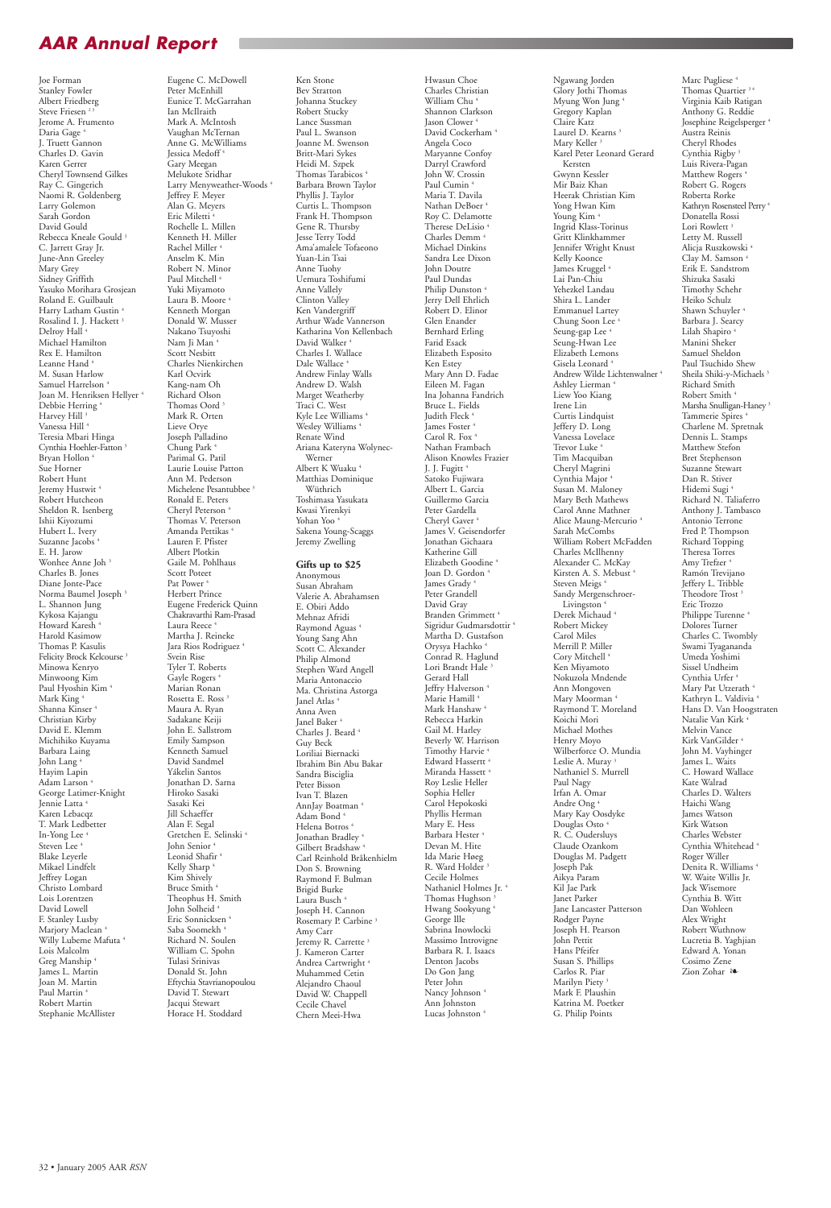Joe Forman
Stanley Fowler
Albert Friedberg
Steve Friesen [2,3]
Jerome A. Frumento
Daria Gage [4]
J. Truett Gannon
Charles D. Gavin
Karen Gerrer
Cheryl Townsend Gilkes
Ray C. Gingerich
Naomi R. Goldenberg
Larry Golemon
Sarah Gordon
David Gould
Rebecca Kneale Gould [3]
C. Jarrett Gray Jr.
June-Ann Greeley
Mary Grey
Sidney Griffith
Yasuko Morihara Grosjean
Roland E. Guilbault
Harry Latham Gustin [4]
Rosalind I. J. Hackett [3]
Delroy Hall [4]
Michael Hamilton
Rex E. Hamilton
Leanne Hand [4]
M. Susan Harlow
Samuel Harrelson [4]
Joan M. Henriksen Hellyer [4]
Debbie Herring [4]
Harvey Hill [3]
Vanessa Hill [4]
Teresia Mbari Hinga
Cynthia Hoehler-Fatton [3]
Bryan Hollon [4]
Sue Horner
Robert Hunt
Jeremy Hustwit [4]
Robert Hutcheon
Sheldon R. Isenberg
Ishii Kiyozumi
Hubert L. Ivery
Suzanne Jacobs [4]
E. H. Jarow
Wonhee Anne Joh [3]
Charles B. Jones
Diane Jonte-Pace
Norma Baumel Joseph [3]
L. Shannon Jung
Kykosa Kajangu
Howard Karesh [4]
Harold Kasimow
Thomas P. Kasulis
Felicity Brock Kelcourse [3]
Minowa Kenryo
Minwoong Kim
Paul Hyoshin Kim [4]
Mark King [4]
Shanna Kinser [4]
Christian Kirby
David E. Klemm
Michihiko Kuyama
Barbara Laing
John Lang [4]
Hayim Lapin
Adam Larson [4]
George Latimer-Knight
Jennie Latta [4]
Karen Lebacqz
T. Mark Ledbetter
In-Yong Lee [4]
Steven Lee [4]
Blake Leyerle
Mikael Lindfelt
Jeffrey Logan
Christo Lombard
Lois Lorentzen
David Lowell
F. Stanley Lusby
Marjory Maclean [4]
Willy Lubeme Mafuta [4]
Lois Malcolm
Greg Manship [4]
James L. Martin
Joan M. Martin
Paul Martin [4]
Robert Martin
Stephanie McAllister
Eugene C. McDowell
Peter McEnhill
Eunice T. McGarrahan
Ian McIlraith
Mark A. McIntosh
Vaughan McTernan
Anne G. McWilliams
Jessica Medoff [4]
Gary Meegan
Melukote Sridhar
Larry Menyweather-Woods [4]
Jeffrey F. Meyer
Alan G. Meyers
Eric Miletti [4]
Rochelle L. Millen
Kenneth H. Miller
Rachel Miller [4]
Anselm K. Min
Robert N. Minor
Paul Mitchell [4]
Yuki Miyamoto
Laura B. Moore [4]
Kenneth Morgan
Donald W. Musser
Nakano Tsuyoshi
Nam Ji Man [4]
Scott Nesbitt
Charles Nienkirchen
Karl Ocvirk
Kang-nam Oh
Richard Olson
Thomas Oord [3]
Mark R. Orten
Lieve Orye
Joseph Palladino
Chung Park [4]
Parimal G. Patil
Laurie Louise Patton
Ann M. Pederson
Michelene Pesantubbee [3]
Ronald E. Peters
Cheryl Peterson [4]
Thomas V. Peterson
Amanda Pettikas [4]
Lauren F. Pfister
Albert Plotkin
Gaile M. Pohlhaus
Scott Poteet
Pat Power [4]
Herbert Prince
Eugene Frederick Quinn
Chakravarthi Ram-Prasad
Laura Reece [4]
Martha J. Reineke
Jara Rios Rodriguez [4]
Svein Rise
Tyler T. Roberts
Gayle Rogers [4]
Marian Ronan
Rosetta E. Ross [3]
Maura A. Ryan
Sadakane Keiji
John E. Sallstrom
Emily Sampson
Kenneth Samuel
David Sandmel
Yákelin Santos
Jonathan D. Sarna
Hiroko Sasaki
Sasaki Kei
Jill Schaeffer
Alan F. Segal
Gretchen E. Selinski [4]
John Senior [4]
Leonid Shafir [4]
Kelly Sharp [4]
Kim Shively
Bruce Smith [4]
Theophus H. Smith
John Solheid [4]
Eric Sonnicksen [4]
Saba Soomekh [4]
Richard N. Soulen
William C. Spohn
Tulasi Srinivas
Donald St. John
Eftychia Stavrianopoulou
David T. Stewart
Jacqui Stewart
Horace H. Stoddard
Ken Stone
Bev Stratton
Johanna Stuckey
Robert Stucky
Lance Sussman
Paul L. Swanson
Joanne M. Swenson
Britt-Mari Sykes
Heidi M. Szpek
Thomas Tarabicos [4]
Barbara Brown Taylor
Phyllis J. Taylor
Curtis L. Thompson
Frank H. Thompson
Gene R. Thursby
Jesse Terry Todd
Ama'amalele Tofaeono
Yuan-Lin Tsai
Anne Tuohy
Uemura Toshifumi
Anne Vallely
Clinton Valley
Ken Vandergriff
Arthur Wade Vannerson
Katharina Von Kellenbach
David Walker [4]
Charles I. Wallace
Dale Wallace [4]
Andrew Finlay Walls
Andrew D. Walsh
Marget Weatherby
Traci C. West
Kyle Lee Williams [4]
Wesley Williams [4]
Renate Wind
Ariana Kateryna Wolynec-Werner
Albert K Wuaku [4]
Matthias Dominique Wüthrich
Toshimasa Yasukata
Kwasi Yirenkyi
Yohan Yoo [4]
Sakena Young-Scaggs
Jeremy Zwelling

### Gifts up to $25

Anonymous
Susan Abraham
Valerie A. Abrahamsen
E. Obiri Addo
Mehnaz Afridi
Raymond Aguas [4]
Young Sang Ahn
Scott C. Alexander
Philip Almond
Stephen Ward Angell
Maria Antonaccio
Ma. Christina Astorga
Janel Atlas [4]
Anna Aven
Janel Baker [4]
Charles J. Beard [4]
Guy Beck
Loriliai Biernacki
Ibrahim Bin Abu Bakar
Sandra Bisciglia
Peter Bisson
Ivan T. Blazen
AnnJay Boatman [4]
Adam Bond [4]
Helena Botros [4]
Jonathan Bradley [4]
Gilbert Bradshaw [4]
Carl Reinhold Bråkenhielm
Don S. Browning
Raymond F. Bulman
Brigid Burke
Laura Busch [4]
Joseph H. Cannon
Rosemary P. Carbine [3]
Amy Carr
Jeremy R. Carrette [3]
J. Kameron Carter
Andrea Cartwright [4]
Muhammed Cetin
Alejandro Chaoul
David W. Chappell
Cecile Chavel
Chern Meei-Hwa
Hwasun Choe
Charles Christian
William Chu [4]
Shannon Clarkson
Jason Clower [4]
David Cockerham [4]
Angela Coco
Maryanne Confoy
Darryl Crawford
John W. Crossin
Paul Cumin [4]
Maria T. Davila
Nathan DeBoer [4]
Roy C. Delamotte
Therese DeLisio [4]
Charles Demm [4]
Michael Dinkins
Sandra Lee Dixon
John Doutre
Paul Dundas
Philip Dunston [4]
Jerry Dell Ehrlich
Robert D. Elinor
Glen Enander
Bernhard Erling
Farid Esack
Elizabeth Esposito
Ken Estey
Mary Ann D. Fadae
Eileen M. Fagan
Ina Johanna Fandrich
Bruce L. Fields
Judith Fleck [4]
James Foster [4]
Carol R. Fox [4]
Nathan Frambach
Alison Knowles Frazier
J. J. Fugitt [4]
Satoko Fujiwara
Albert L. Garcia
Guillermo Garcia
Peter Gardella
Cheryl Gaver [4]
James V. Geisendorfer
Jonathan Gichaara
Katherine Gill
Elizabeth Goodine [4]
Joan D. Gordon [4]
James Grady [4]
Peter Grandell
David Gray
Branden Grimmett [4]
Sigridur Gudmarsdottir [4]
Martha D. Gustafson
Orysya Hachko [4]
Conrad R. Haglund
Lori Brandt Hale [3]
Gerard Hall
Jeffry Halverson [4]
Marie Hamill [4]
Mark Hanshaw [4]
Rebecca Harkin
Gail M. Harley
Beverly W. Harrison
Timothy Harvie [4]
Edward Hassertt [4]
Miranda Hassett [4]
Roy Leslie Heller
Sophia Heller
Carol Hepokoski
Phyllis Herman
Mary E. Hess
Barbara Hester [4]
Devan M. Hite
Ida Marie Høeg
R. Ward Holder [3]
Cecile Holmes
Nathaniel Holmes Jr. [4]
Thomas Hughson [3]
Hwang Sookyung [4]
George Ille
Sabrina Inowlocki
Massimo Introvigne
Barbara R. I. Isaacs
Denton Jacobs
Do Gon Jang
Peter John
Nancy Johnson [4]
Ann Johnston
Lucas Johnston [4]
Ngawang Jorden
Glory Jothi Thomas
Myung Won Jung [4]
Gregory Kaplan
Claire Katz
Laurel D. Kearns [3]
Mary Keller [3]
Karel Peter Leonard Gerard Kersten
Gwynn Kessler
Mir Baiz Khan
Heerak Christian Kim
Yong Hwan Kim
Young Kim [4]
Ingrid Klass-Torinus
Gritt Klinkhammer
Jennifer Wright Knust
Kelly Koonce
James Kruggel [4]
Lai Pan-Chiu
Yehezkel Landau
Shira L. Lander
Emmanuel Lartey
Chung Soon Lee [4]
Seung-gap Lee [4]
Seung-Hwan Lee
Elizabeth Lemons
Gisela Leonard [4]
Andrew Wilde Lichtenwalner [4]
Ashley Lierman [4]
Liew Yoo Kiang
Irene Lin
Curtis Lindquist
Jeffery D. Long
Vanessa Lovelace
Trevor Luke [4]
Tim Macquiban
Cheryl Magrini
Cynthia Major [4]
Susan M. Maloney
Mary Beth Mathews
Carol Anne Mathner
Alice Maung-Mercurio [4]
Sarah McCombs
William Robert McFadden
Charles McIlhenny
Alexander C. McKay
Kirsten A. S. Mebust [4]
Steven Meigs [4]
Sandy Mergenschroer-Livingston [4]
Derek Michaud [4]
Robert Mickey
Carol Miles
Merrill P. Miller
Cory Mitchell [4]
Ken Miyamoto
Nokuzola Mndende
Ann Mongoven
Mary Moorman [4]
Raymond T. Moreland
Koichi Mori
Michael Mothes
Henry Moyo
Wilberforce O. Mundia
Leslie A. Muray [3]
Nathaniel S. Murrell
Paul Nagy
Irfan A. Omar
Andre Ong [4]
Mary Kay Oosdyke
Douglas Osto [4]
R. C. Oudersluys
Claude Ozankom
Douglas M. Padgett
Joseph Pak
Aikya Param
Kil Jae Park
Janet Parker
Jane Lancaster Patterson
Rodger Payne
Joseph H. Pearson
John Pettit
Hans Pfeifer
Susan S. Phillips
Carlos R. Piar
Marilyn Piety [3]
Mark F. Plaushin
Katrina M. Poetker
G. Philip Points
Marc Pugliese [4]
Thomas Quartier [3,4]
Virginia Kaib Ratigan
Anthony G. Reddie
Josephine Reigelsperger [4]
Austra Reinis
Cheryl Rhodes
Cynthia Rigby [3]
Luis Rivera-Pagan
Matthew Rogers [4]
Robert G. Rogers
Roberta Rorke
Kathryn Rosensteel Perry [4]
Donatella Rossi
Lori Rowlett [3]
Letty M. Russell
Alicja Ruszkowski [4]
Clay M. Samson [4]
Erik E. Sandstrom
Shizuka Sasaki
Timothy Schehr
Heiko Schulz
Shawn Schuyler [4]
Barbara J. Searcy
Lilah Shapiro [4]
Manini Sheker
Samuel Sheldon
Paul Tsuchido Shew
Sheila Shiki-y-Michaels [3]
Richard Smith
Robert Smith [4]
Marsha Snulligan-Haney [3]
Tammerie Spires [4]
Charlene M. Spretnak
Dennis L. Stamps
Matthew Stefon
Bret Stephenson
Suzanne Stewart
Dan R. Stiver
Hidemi Sugi [4]
Richard N. Taliaferro
Anthony J. Tambasco
Antonio Terrone
Fred P. Thompson
Richard Topping
Theresa Torres
Amy Trefzer [4]
Ramón Trevijano
Jeffery L. Tribble
Theodore Trost [3]
Eric Trozzo
Philippe Turenne [4]
Dolores Turner
Charles C. Twombly
Swami Tyagananda
Umeda Yoshimi
Sissel Undheim
Cynthia Urfer [4]
Mary Pat Utzerath [4]
Kathryn L. Valdivia [4]
Hans D. Van Hoogstraten
Natalie Van Kirk [4]
Melvin Vance
Kirk VanGilder [4]
John M. Vayhinger
James L. Waits
C. Howard Wallace
Kate Walrad
Charles D. Walters
Haichi Wang
James Watson
Kirk Watson
Charles Webster
Cynthia Whitehead [4]
Roger Willer
Denita R. Williams [4]
W. Waite Willis Jr.
Jack Wisemore
Cynthia B. Witt
Dan Wohleen
Alex Wright
Robert Wuthnow
Lucretia B. Yaghjian
Edward A. Yonan
Cosimo Zene
Zion Zohar ❧